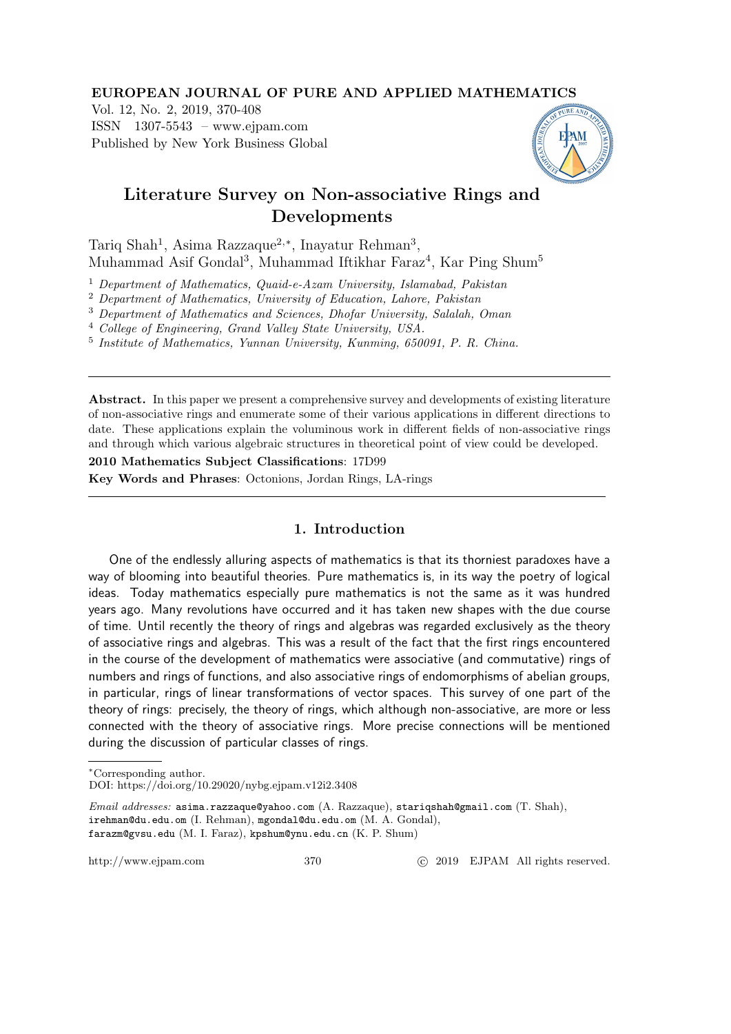# Literature Survey on Non-associative Rings and Developments

Tariq Shah[1], Asima Razzaque[2,*], Inayatur Rehman[3], Muhammad Asif Gondal[3], Muhammad Iftikhar Faraz[4], Kar Ping Shum[5]

[1] *Department of Mathematics, Quaid-e-Azam University, Islamabad, Pakistan*
[2] *Department of Mathematics, University of Education, Lahore, Pakistan*
[3] *Department of Mathematics and Sciences, Dhofar University, Salalah, Oman*
[4] *College of Engineering, Grand Valley State University, USA.*
[5] *Institute of Mathematics, Yunnan University, Kunming, 650091, P. R. China.*

---

**Abstract.** In this paper we present a comprehensive survey and developments of existing literature of non-associative rings and enumerate some of their various applications in different directions to date. These applications explain the voluminous work in different fields of non-associative rings and through which various algebraic structures in theoretical point of view could be developed.

**2010 Mathematics Subject Classifications**: 17D99

**Key Words and Phrases**: Octonions, Jordan Rings, LA-rings

---

## 1. Introduction

One of the endlessly alluring aspects of mathematics is that its thorniest paradoxes have a way of blooming into beautiful theories. Pure mathematics is, in its way the poetry of logical ideas. Today mathematics especially pure mathematics is not the same as it was hundred years ago. Many revolutions have occurred and it has taken new shapes with the due course of time. Until recently the theory of rings and algebras was regarded exclusively as the theory of associative rings and algebras. This was a result of the fact that the first rings encountered in the course of the development of mathematics were associative (and commutative) rings of numbers and rings of functions, and also associative rings of endomorphisms of abelian groups, in particular, rings of linear transformations of vector spaces. This survey of one part of the theory of rings: precisely, the theory of rings, which although non-associative, are more or less connected with the theory of associative rings. More precise connections will be mentioned during the discussion of particular classes of rings.

---

*Corresponding author.
DOI: https://doi.org/10.29020/nybg.ejpam.v12i2.3408

*Email addresses:* asima.razzaque@yahoo.com (A. Razzaque), stariqshah@gmail.com (T. Shah), irehman@du.edu.om (I. Rehman), mgondal@du.edu.om (M. A. Gondal), farazm@gvsu.edu (M. I. Faraz), kpshum@ynu.edu.cn (K. P. Shum)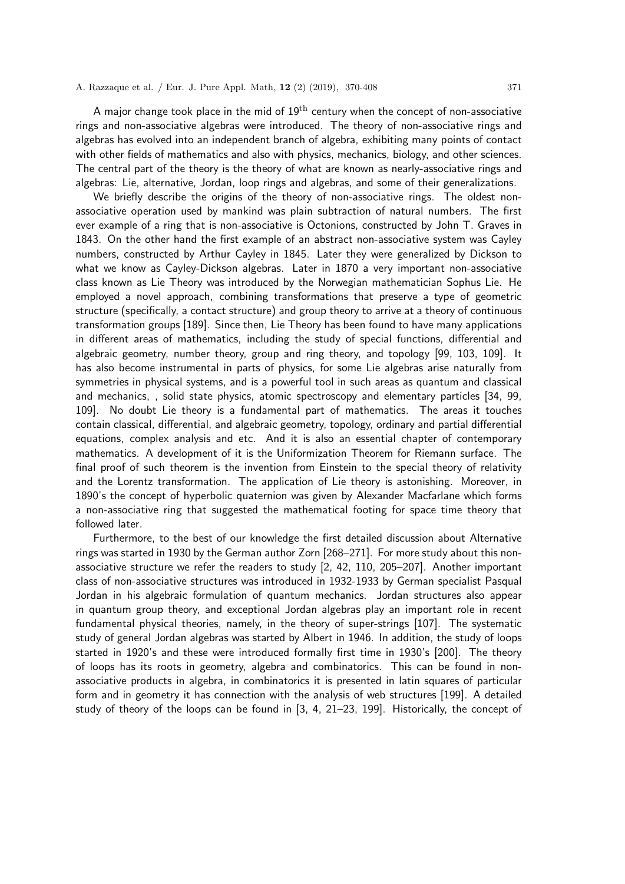A major change took place in the mid of $19^{\text{th}}$ century when the concept of non-associative rings and non-associative algebras were introduced. The theory of non-associative rings and algebras has evolved into an independent branch of algebra, exhibiting many points of contact with other fields of mathematics and also with physics, mechanics, biology, and other sciences. The central part of the theory is the theory of what are known as nearly-associative rings and algebras: Lie, alternative, Jordan, loop rings and algebras, and some of their generalizations.

We briefly describe the origins of the theory of non-associative rings. The oldest non-associative operation used by mankind was plain subtraction of natural numbers. The first ever example of a ring that is non-associative is Octonions, constructed by John T. Graves in 1843. On the other hand the first example of an abstract non-associative system was Cayley numbers, constructed by Arthur Cayley in 1845. Later they were generalized by Dickson to what we know as Cayley-Dickson algebras. Later in 1870 a very important non-associative class known as Lie Theory was introduced by the Norwegian mathematician Sophus Lie. He employed a novel approach, combining transformations that preserve a type of geometric structure (specifically, a contact structure) and group theory to arrive at a theory of continuous transformation groups [189]. Since then, Lie Theory has been found to have many applications in different areas of mathematics, including the study of special functions, differential and algebraic geometry, number theory, group and ring theory, and topology [99, 103, 109]. It has also become instrumental in parts of physics, for some Lie algebras arise naturally from symmetries in physical systems, and is a powerful tool in such areas as quantum and classical and mechanics, , solid state physics, atomic spectroscopy and elementary particles [34, 99, 109]. No doubt Lie theory is a fundamental part of mathematics. The areas it touches contain classical, differential, and algebraic geometry, topology, ordinary and partial differential equations, complex analysis and etc. And it is also an essential chapter of contemporary mathematics. A development of it is the Uniformization Theorem for Riemann surface. The final proof of such theorem is the invention from Einstein to the special theory of relativity and the Lorentz transformation. The application of Lie theory is astonishing. Moreover, in 1890's the concept of hyperbolic quaternion was given by Alexander Macfarlane which forms a non-associative ring that suggested the mathematical footing for space time theory that followed later.

Furthermore, to the best of our knowledge the first detailed discussion about Alternative rings was started in 1930 by the German author Zorn [268–271]. For more study about this non-associative structure we refer the readers to study [2, 42, 110, 205–207]. Another important class of non-associative structures was introduced in 1932-1933 by German specialist Pasqual Jordan in his algebraic formulation of quantum mechanics. Jordan structures also appear in quantum group theory, and exceptional Jordan algebras play an important role in recent fundamental physical theories, namely, in the theory of super-strings [107]. The systematic study of general Jordan algebras was started by Albert in 1946. In addition, the study of loops started in 1920's and these were introduced formally first time in 1930's [200]. The theory of loops has its roots in geometry, algebra and combinatorics. This can be found in non-associative products in algebra, in combinatorics it is presented in latin squares of particular form and in geometry it has connection with the analysis of web structures [199]. A detailed study of theory of the loops can be found in [3, 4, 21–23, 199]. Historically, the concept of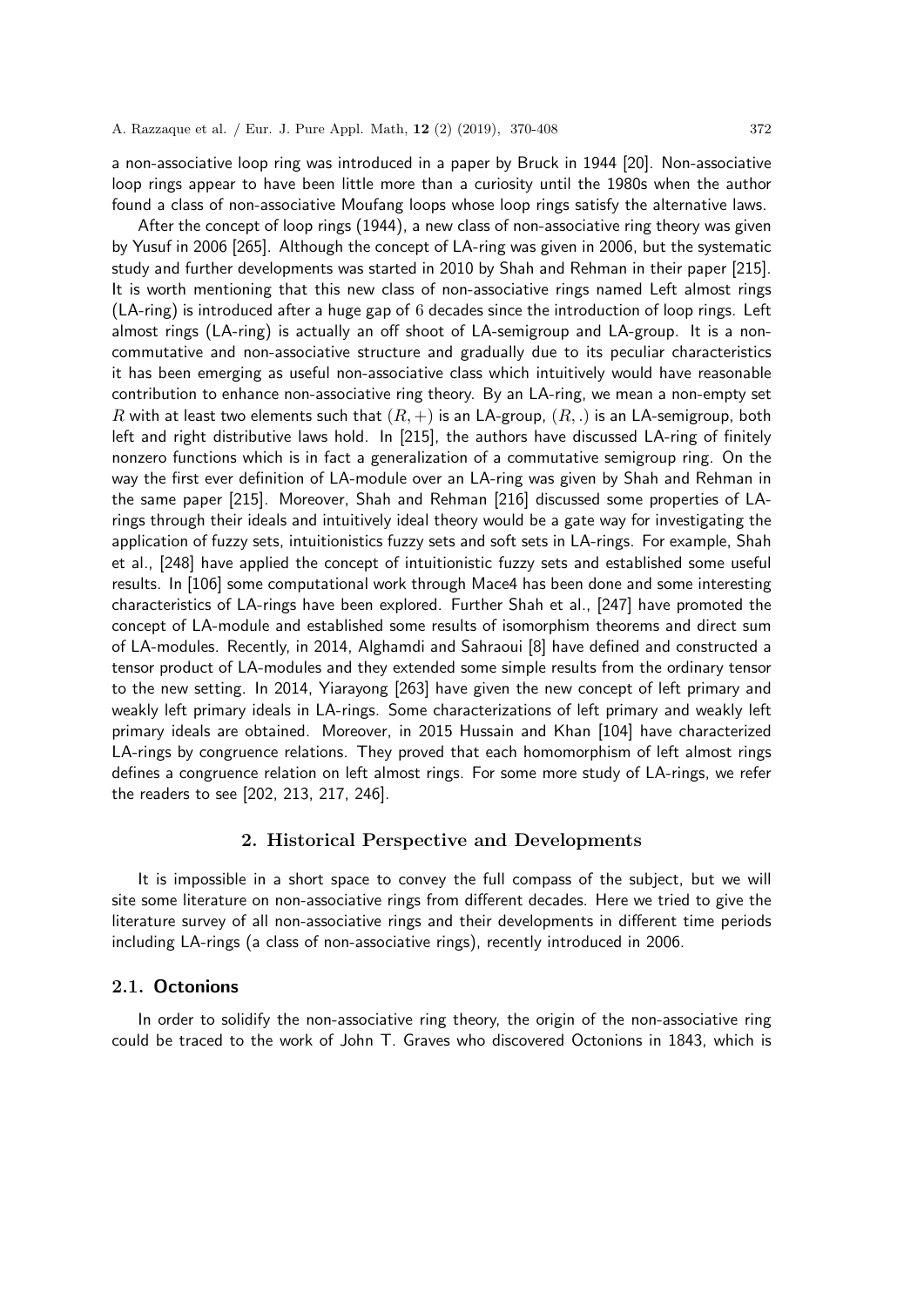a non-associative loop ring was introduced in a paper by Bruck in 1944 [20]. Non-associative loop rings appear to have been little more than a curiosity until the 1980s when the author found a class of non-associative Moufang loops whose loop rings satisfy the alternative laws.

After the concept of loop rings (1944), a new class of non-associative ring theory was given by Yusuf in 2006 [265]. Although the concept of LA-ring was given in 2006, but the systematic study and further developments was started in 2010 by Shah and Rehman in their paper [215]. It is worth mentioning that this new class of non-associative rings named Left almost rings (LA-ring) is introduced after a huge gap of 6 decades since the introduction of loop rings. Left almost rings (LA-ring) is actually an off shoot of LA-semigroup and LA-group. It is a non-commutative and non-associative structure and gradually due to its peculiar characteristics it has been emerging as useful non-associative class which intuitively would have reasonable contribution to enhance non-associative ring theory. By an LA-ring, we mean a non-empty set $R$ with at least two elements such that $(R, +)$ is an LA-group, $(R, .)$ is an LA-semigroup, both left and right distributive laws hold. In [215], the authors have discussed LA-ring of finitely nonzero functions which is in fact a generalization of a commutative semigroup ring. On the way the first ever definition of LA-module over an LA-ring was given by Shah and Rehman in the same paper [215]. Moreover, Shah and Rehman [216] discussed some properties of LA-rings through their ideals and intuitively ideal theory would be a gate way for investigating the application of fuzzy sets, intuitionistics fuzzy sets and soft sets in LA-rings. For example, Shah et al., [248] have applied the concept of intuitionistic fuzzy sets and established some useful results. In [106] some computational work through Mace4 has been done and some interesting characteristics of LA-rings have been explored. Further Shah et al., [247] have promoted the concept of LA-module and established some results of isomorphism theorems and direct sum of LA-modules. Recently, in 2014, Alghamdi and Sahraoui [8] have defined and constructed a tensor product of LA-modules and they extended some simple results from the ordinary tensor to the new setting. In 2014, Yiarayong [263] have given the new concept of left primary and weakly left primary ideals in LA-rings. Some characterizations of left primary and weakly left primary ideals are obtained. Moreover, in 2015 Hussain and Khan [104] have characterized LA-rings by congruence relations. They proved that each homomorphism of left almost rings defines a congruence relation on left almost rings. For some more study of LA-rings, we refer the readers to see [202, 213, 217, 246].

## 2. Historical Perspective and Developments

It is impossible in a short space to convey the full compass of the subject, but we will site some literature on non-associative rings from different decades. Here we tried to give the literature survey of all non-associative rings and their developments in different time periods including LA-rings (a class of non-associative rings), recently introduced in 2006.

### 2.1. Octonions

In order to solidify the non-associative ring theory, the origin of the non-associative ring could be traced to the work of John T. Graves who discovered Octonions in 1843, which is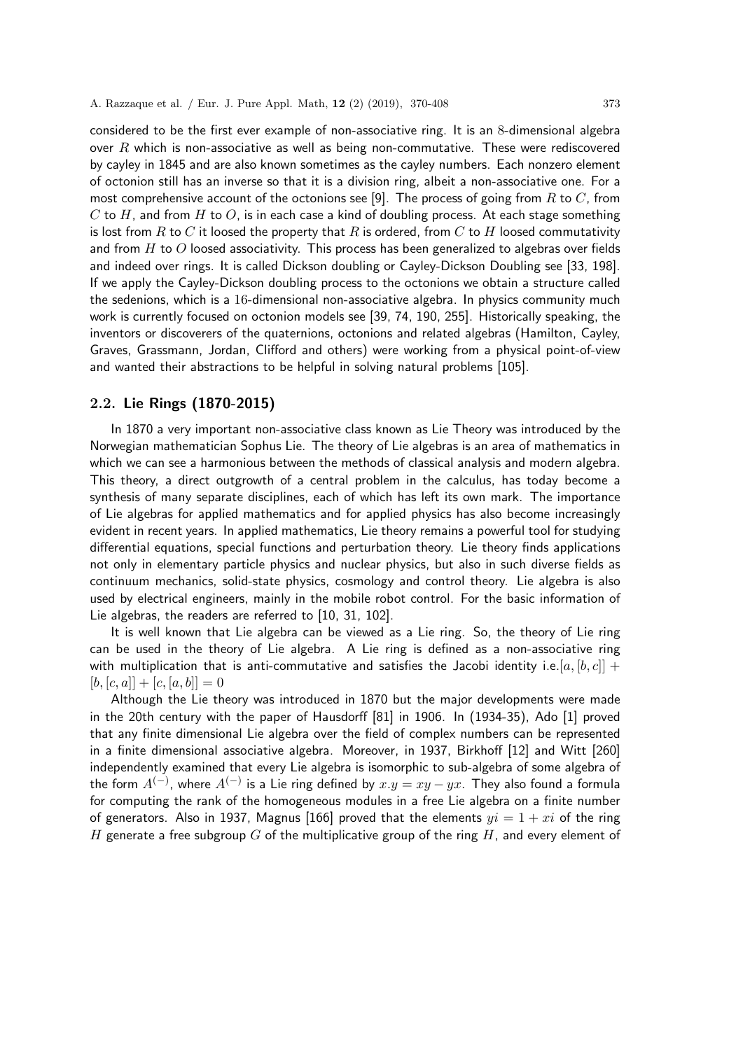considered to be the first ever example of non-associative ring. It is an 8-dimensional algebra over $R$ which is non-associative as well as being non-commutative. These were rediscovered by cayley in 1845 and are also known sometimes as the cayley numbers. Each nonzero element of octonion still has an inverse so that it is a division ring, albeit a non-associative one. For a most comprehensive account of the octonions see [9]. The process of going from $R$ to $C$, from $C$ to $H$, and from $H$ to $O$, is in each case a kind of doubling process. At each stage something is lost from $R$ to $C$ it loosed the property that $R$ is ordered, from $C$ to $H$ loosed commutativity and from $H$ to $O$ loosed associativity. This process has been generalized to algebras over fields and indeed over rings. It is called Dickson doubling or Cayley-Dickson Doubling see [33, 198]. If we apply the Cayley-Dickson doubling process to the octonions we obtain a structure called the sedenions, which is a 16-dimensional non-associative algebra. In physics community much work is currently focused on octonion models see [39, 74, 190, 255]. Historically speaking, the inventors or discoverers of the quaternions, octonions and related algebras (Hamilton, Cayley, Graves, Grassmann, Jordan, Clifford and others) were working from a physical point-of-view and wanted their abstractions to be helpful in solving natural problems [105].

## 2.2. Lie Rings (1870-2015)

In 1870 a very important non-associative class known as Lie Theory was introduced by the Norwegian mathematician Sophus Lie. The theory of Lie algebras is an area of mathematics in which we can see a harmonious between the methods of classical analysis and modern algebra. This theory, a direct outgrowth of a central problem in the calculus, has today become a synthesis of many separate disciplines, each of which has left its own mark. The importance of Lie algebras for applied mathematics and for applied physics has also become increasingly evident in recent years. In applied mathematics, Lie theory remains a powerful tool for studying differential equations, special functions and perturbation theory. Lie theory finds applications not only in elementary particle physics and nuclear physics, but also in such diverse fields as continuum mechanics, solid-state physics, cosmology and control theory. Lie algebra is also used by electrical engineers, mainly in the mobile robot control. For the basic information of Lie algebras, the readers are referred to [10, 31, 102].

It is well known that Lie algebra can be viewed as a Lie ring. So, the theory of Lie ring can be used in the theory of Lie algebra. A Lie ring is defined as a non-associative ring with multiplication that is anti-commutative and satisfies the Jacobi identity i.e.$[a,[b,c]] + [b,[c,a]] + [c,[a,b]] = 0$

Although the Lie theory was introduced in 1870 but the major developments were made in the 20th century with the paper of Hausdorff [81] in 1906. In (1934-35), Ado [1] proved that any finite dimensional Lie algebra over the field of complex numbers can be represented in a finite dimensional associative algebra. Moreover, in 1937, Birkhoff [12] and Witt [260] independently examined that every Lie algebra is isomorphic to sub-algebra of some algebra of the form $A^{(-)}$, where $A^{(-)}$ is a Lie ring defined by $x.y = xy - yx$. They also found a formula for computing the rank of the homogeneous modules in a free Lie algebra on a finite number of generators. Also in 1937, Magnus [166] proved that the elements $yi = 1 + xi$ of the ring $H$ generate a free subgroup $G$ of the multiplicative group of the ring $H$, and every element of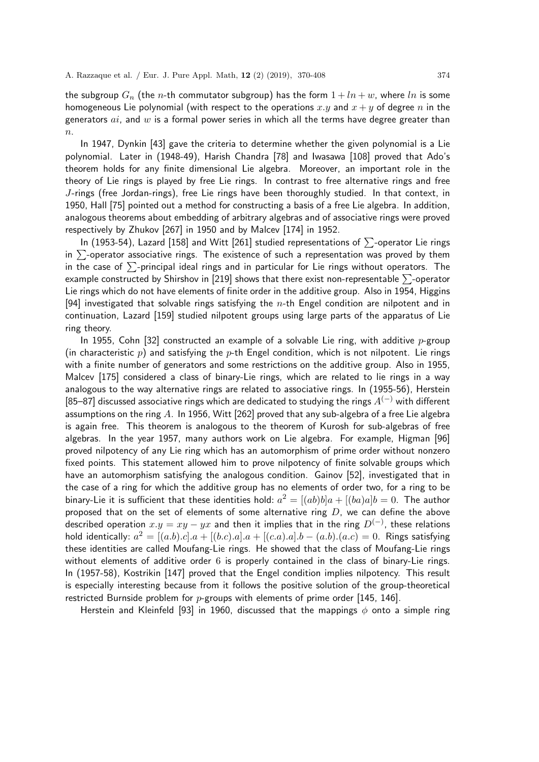the subgroup $G_n$ (the $n$-th commutator subgroup) has the form $1 + ln + w$, where $ln$ is some homogeneous Lie polynomial (with respect to the operations $x.y$ and $x + y$ of degree $n$ in the generators $ai$, and $w$ is a formal power series in which all the terms have degree greater than $n$.

In 1947, Dynkin [43] gave the criteria to determine whether the given polynomial is a Lie polynomial. Later in (1948-49), Harish Chandra [78] and Iwasawa [108] proved that Ado's theorem holds for any finite dimensional Lie algebra. Moreover, an important role in the theory of Lie rings is played by free Lie rings. In contrast to free alternative rings and free $J$-rings (free Jordan-rings), free Lie rings have been thoroughly studied. In that context, in 1950, Hall [75] pointed out a method for constructing a basis of a free Lie algebra. In addition, analogous theorems about embedding of arbitrary algebras and of associative rings were proved respectively by Zhukov [267] in 1950 and by Malcev [174] in 1952.

In (1953-54), Lazard [158] and Witt [261] studied representations of $\sum$-operator Lie rings in $\sum$-operator associative rings. The existence of such a representation was proved by them in the case of $\sum$-principal ideal rings and in particular for Lie rings without operators. The example constructed by Shirshov in [219] shows that there exist non-representable $\sum$-operator Lie rings which do not have elements of finite order in the additive group. Also in 1954, Higgins [94] investigated that solvable rings satisfying the $n$-th Engel condition are nilpotent and in continuation, Lazard [159] studied nilpotent groups using large parts of the apparatus of Lie ring theory.

In 1955, Cohn [32] constructed an example of a solvable Lie ring, with additive $p$-group (in characteristic $p$) and satisfying the $p$-th Engel condition, which is not nilpotent. Lie rings with a finite number of generators and some restrictions on the additive group. Also in 1955, Malcev [175] considered a class of binary-Lie rings, which are related to lie rings in a way analogous to the way alternative rings are related to associative rings. In (1955-56), Herstein [85–87] discussed associative rings which are dedicated to studying the rings $A^{(-)}$ with different assumptions on the ring $A$. In 1956, Witt [262] proved that any sub-algebra of a free Lie algebra is again free. This theorem is analogous to the theorem of Kurosh for sub-algebras of free algebras. In the year 1957, many authors work on Lie algebra. For example, Higman [96] proved nilpotency of any Lie ring which has an automorphism of prime order without nonzero fixed points. This statement allowed him to prove nilpotency of finite solvable groups which have an automorphism satisfying the analogous condition. Gainov [52], investigated that in the case of a ring for which the additive group has no elements of order two, for a ring to be binary-Lie it is sufficient that these identities hold: $a^2 = [(ab)b]a + [(ba)a]b = 0$. The author proposed that on the set of elements of some alternative ring $D$, we can define the above described operation $x.y = xy - yx$ and then it implies that in the ring $D^{(-)}$, these relations hold identically: $a^2 = [(a.b).c].a + [(b.c).a].a + [(c.a).a].b - (a.b).(a.c) = 0$. Rings satisfying these identities are called Moufang-Lie rings. He showed that the class of Moufang-Lie rings without elements of additive order $6$ is properly contained in the class of binary-Lie rings. In (1957-58), Kostrikin [147] proved that the Engel condition implies nilpotency. This result is especially interesting because from it follows the positive solution of the group-theoretical restricted Burnside problem for $p$-groups with elements of prime order [145, 146].

Herstein and Kleinfeld [93] in 1960, discussed that the mappings $\phi$ onto a simple ring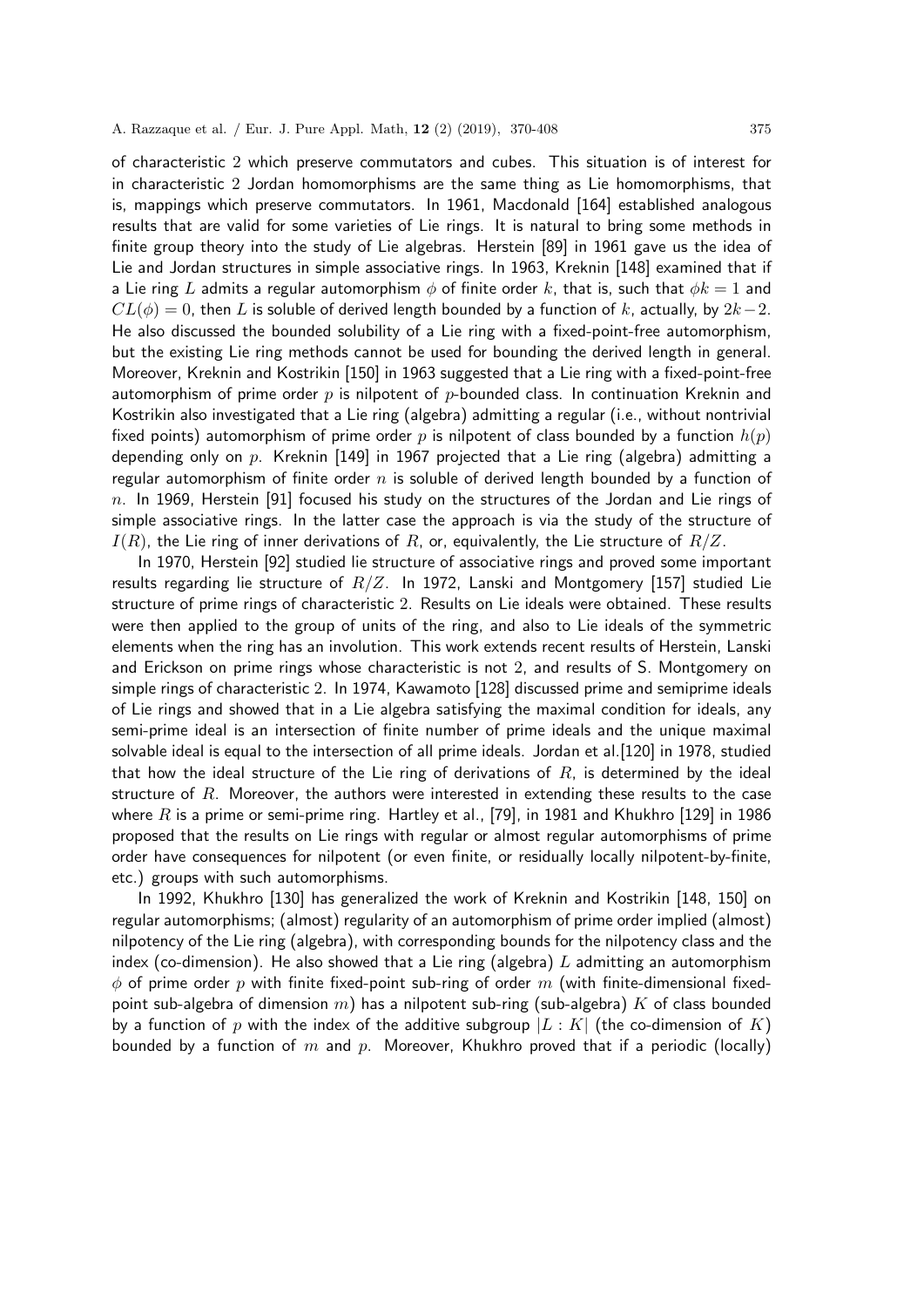of characteristic 2 which preserve commutators and cubes. This situation is of interest for in characteristic 2 Jordan homomorphisms are the same thing as Lie homomorphisms, that is, mappings which preserve commutators. In 1961, Macdonald [164] established analogous results that are valid for some varieties of Lie rings. It is natural to bring some methods in finite group theory into the study of Lie algebras. Herstein [89] in 1961 gave us the idea of Lie and Jordan structures in simple associative rings. In 1963, Kreknin [148] examined that if a Lie ring $L$ admits a regular automorphism $\phi$ of finite order $k$, that is, such that $\phi k = 1$ and $CL(\phi) = 0$, then $L$ is soluble of derived length bounded by a function of $k$, actually, by $2k-2$. He also discussed the bounded solubility of a Lie ring with a fixed-point-free automorphism, but the existing Lie ring methods cannot be used for bounding the derived length in general. Moreover, Kreknin and Kostrikin [150] in 1963 suggested that a Lie ring with a fixed-point-free automorphism of prime order $p$ is nilpotent of $p$-bounded class. In continuation Kreknin and Kostrikin also investigated that a Lie ring (algebra) admitting a regular (i.e., without nontrivial fixed points) automorphism of prime order $p$ is nilpotent of class bounded by a function $h(p)$ depending only on $p$. Kreknin [149] in 1967 projected that a Lie ring (algebra) admitting a regular automorphism of finite order $n$ is soluble of derived length bounded by a function of $n$. In 1969, Herstein [91] focused his study on the structures of the Jordan and Lie rings of simple associative rings. In the latter case the approach is via the study of the structure of $I(R)$, the Lie ring of inner derivations of $R$, or, equivalently, the Lie structure of $R/Z$.

In 1970, Herstein [92] studied lie structure of associative rings and proved some important results regarding lie structure of $R/Z$. In 1972, Lanski and Montgomery [157] studied Lie structure of prime rings of characteristic 2. Results on Lie ideals were obtained. These results were then applied to the group of units of the ring, and also to Lie ideals of the symmetric elements when the ring has an involution. This work extends recent results of Herstein, Lanski and Erickson on prime rings whose characteristic is not 2, and results of S. Montgomery on simple rings of characteristic 2. In 1974, Kawamoto [128] discussed prime and semiprime ideals of Lie rings and showed that in a Lie algebra satisfying the maximal condition for ideals, any semi-prime ideal is an intersection of finite number of prime ideals and the unique maximal solvable ideal is equal to the intersection of all prime ideals. Jordan et al.[120] in 1978, studied that how the ideal structure of the Lie ring of derivations of $R$, is determined by the ideal structure of $R$. Moreover, the authors were interested in extending these results to the case where $R$ is a prime or semi-prime ring. Hartley et al., [79], in 1981 and Khukhro [129] in 1986 proposed that the results on Lie rings with regular or almost regular automorphisms of prime order have consequences for nilpotent (or even finite, or residually locally nilpotent-by-finite, etc.) groups with such automorphisms.

In 1992, Khukhro [130] has generalized the work of Kreknin and Kostrikin [148, 150] on regular automorphisms; (almost) regularity of an automorphism of prime order implied (almost) nilpotency of the Lie ring (algebra), with corresponding bounds for the nilpotency class and the index (co-dimension). He also showed that a Lie ring (algebra) $L$ admitting an automorphism $\phi$ of prime order $p$ with finite fixed-point sub-ring of order $m$ (with finite-dimensional fixed-point sub-algebra of dimension $m$) has a nilpotent sub-ring (sub-algebra) $K$ of class bounded by a function of $p$ with the index of the additive subgroup $|L : K|$ (the co-dimension of $K$) bounded by a function of $m$ and $p$. Moreover, Khukhro proved that if a periodic (locally)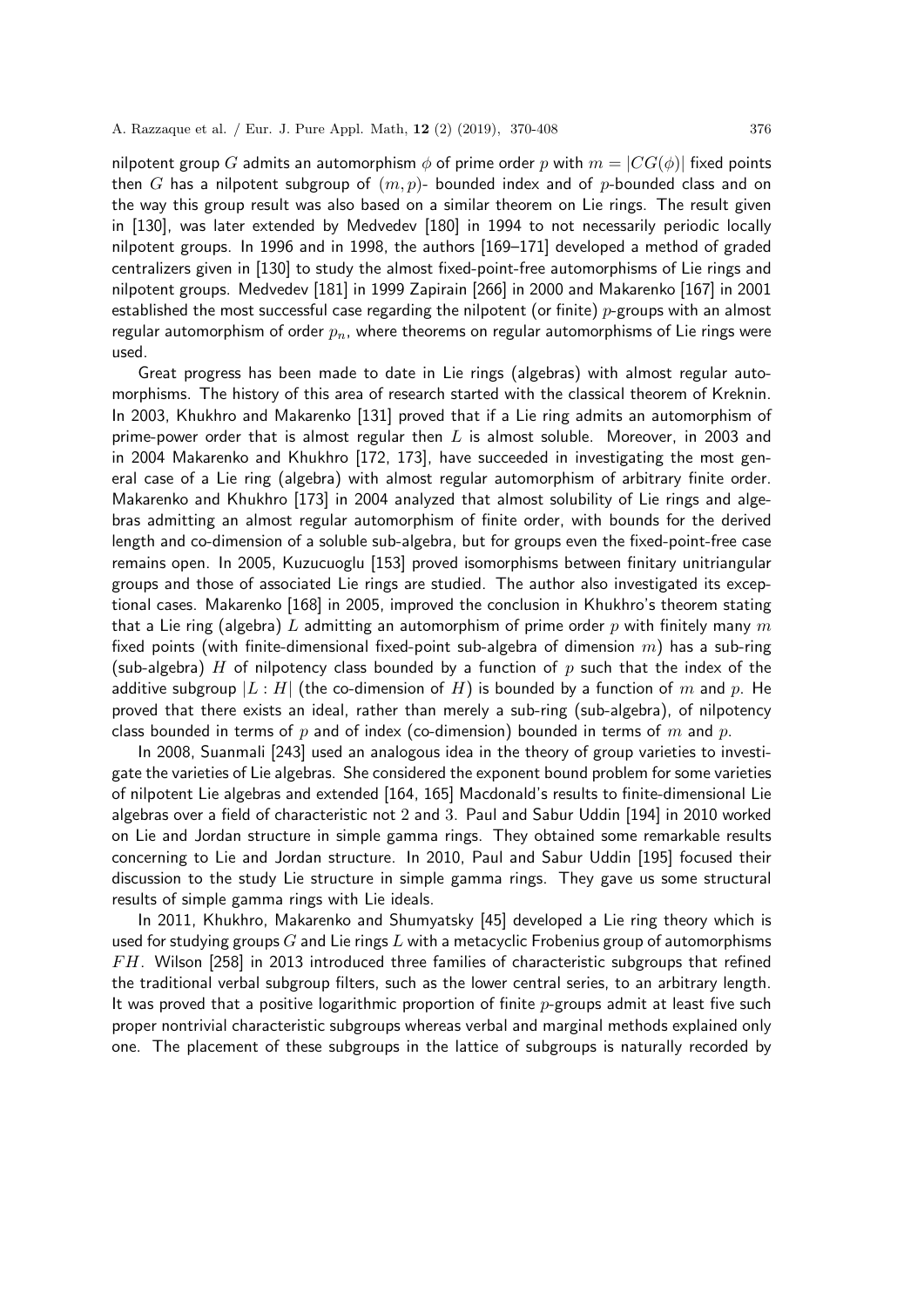nilpotent group $G$ admits an automorphism $\phi$ of prime order $p$ with $m = |CG(\phi)|$ fixed points then $G$ has a nilpotent subgroup of $(m, p)$- bounded index and of $p$-bounded class and on the way this group result was also based on a similar theorem on Lie rings. The result given in [130], was later extended by Medvedev [180] in 1994 to not necessarily periodic locally nilpotent groups. In 1996 and in 1998, the authors [169–171] developed a method of graded centralizers given in [130] to study the almost fixed-point-free automorphisms of Lie rings and nilpotent groups. Medvedev [181] in 1999 Zapirain [266] in 2000 and Makarenko [167] in 2001 established the most successful case regarding the nilpotent (or finite) $p$-groups with an almost regular automorphism of order $p_n$, where theorems on regular automorphisms of Lie rings were used.

Great progress has been made to date in Lie rings (algebras) with almost regular automorphisms. The history of this area of research started with the classical theorem of Kreknin. In 2003, Khukhro and Makarenko [131] proved that if a Lie ring admits an automorphism of prime-power order that is almost regular then $L$ is almost soluble. Moreover, in 2003 and in 2004 Makarenko and Khukhro [172, 173], have succeeded in investigating the most general case of a Lie ring (algebra) with almost regular automorphism of arbitrary finite order. Makarenko and Khukhro [173] in 2004 analyzed that almost solubility of Lie rings and algebras admitting an almost regular automorphism of finite order, with bounds for the derived length and co-dimension of a soluble sub-algebra, but for groups even the fixed-point-free case remains open. In 2005, Kuzucuoglu [153] proved isomorphisms between finitary unitriangular groups and those of associated Lie rings are studied. The author also investigated its exceptional cases. Makarenko [168] in 2005, improved the conclusion in Khukhro's theorem stating that a Lie ring (algebra) $L$ admitting an automorphism of prime order $p$ with finitely many $m$ fixed points (with finite-dimensional fixed-point sub-algebra of dimension $m$) has a sub-ring (sub-algebra) $H$ of nilpotency class bounded by a function of $p$ such that the index of the additive subgroup $|L : H|$ (the co-dimension of $H$) is bounded by a function of $m$ and $p$. He proved that there exists an ideal, rather than merely a sub-ring (sub-algebra), of nilpotency class bounded in terms of $p$ and of index (co-dimension) bounded in terms of $m$ and $p$.

In 2008, Suanmali [243] used an analogous idea in the theory of group varieties to investigate the varieties of Lie algebras. She considered the exponent bound problem for some varieties of nilpotent Lie algebras and extended [164, 165] Macdonald's results to finite-dimensional Lie algebras over a field of characteristic not 2 and 3. Paul and Sabur Uddin [194] in 2010 worked on Lie and Jordan structure in simple gamma rings. They obtained some remarkable results concerning to Lie and Jordan structure. In 2010, Paul and Sabur Uddin [195] focused their discussion to the study Lie structure in simple gamma rings. They gave us some structural results of simple gamma rings with Lie ideals.

In 2011, Khukhro, Makarenko and Shumyatsky [45] developed a Lie ring theory which is used for studying groups $G$ and Lie rings $L$ with a metacyclic Frobenius group of automorphisms $FH$. Wilson [258] in 2013 introduced three families of characteristic subgroups that refined the traditional verbal subgroup filters, such as the lower central series, to an arbitrary length. It was proved that a positive logarithmic proportion of finite $p$-groups admit at least five such proper nontrivial characteristic subgroups whereas verbal and marginal methods explained only one. The placement of these subgroups in the lattice of subgroups is naturally recorded by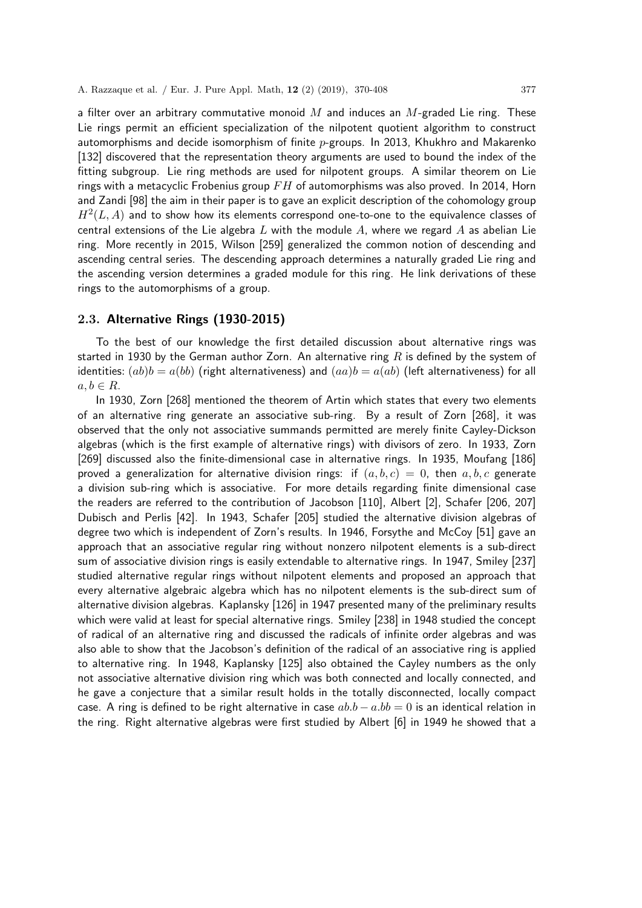a filter over an arbitrary commutative monoid $M$ and induces an $M$-graded Lie ring. These Lie rings permit an efficient specialization of the nilpotent quotient algorithm to construct automorphisms and decide isomorphism of finite $p$-groups. In 2013, Khukhro and Makarenko [132] discovered that the representation theory arguments are used to bound the index of the fitting subgroup. Lie ring methods are used for nilpotent groups. A similar theorem on Lie rings with a metacyclic Frobenius group $FH$ of automorphisms was also proved. In 2014, Horn and Zandi [98] the aim in their paper is to gave an explicit description of the cohomology group $H^2(L, A)$ and to show how its elements correspond one-to-one to the equivalence classes of central extensions of the Lie algebra $L$ with the module $A$, where we regard $A$ as abelian Lie ring. More recently in 2015, Wilson [259] generalized the common notion of descending and ascending central series. The descending approach determines a naturally graded Lie ring and the ascending version determines a graded module for this ring. He link derivations of these rings to the automorphisms of a group.

### 2.3. Alternative Rings (1930-2015)

To the best of our knowledge the first detailed discussion about alternative rings was started in 1930 by the German author Zorn. An alternative ring $R$ is defined by the system of identities: $(ab)b = a(bb)$ (right alternativeness) and $(aa)b = a(ab)$ (left alternativeness) for all $a, b \in R$.

In 1930, Zorn [268] mentioned the theorem of Artin which states that every two elements of an alternative ring generate an associative sub-ring. By a result of Zorn [268], it was observed that the only not associative summands permitted are merely finite Cayley-Dickson algebras (which is the first example of alternative rings) with divisors of zero. In 1933, Zorn [269] discussed also the finite-dimensional case in alternative rings. In 1935, Moufang [186] proved a generalization for alternative division rings: if $(a, b, c) = 0$, then $a, b, c$ generate a division sub-ring which is associative. For more details regarding finite dimensional case the readers are referred to the contribution of Jacobson [110], Albert [2], Schafer [206, 207] Dubisch and Perlis [42]. In 1943, Schafer [205] studied the alternative division algebras of degree two which is independent of Zorn's results. In 1946, Forsythe and McCoy [51] gave an approach that an associative regular ring without nonzero nilpotent elements is a sub-direct sum of associative division rings is easily extendable to alternative rings. In 1947, Smiley [237] studied alternative regular rings without nilpotent elements and proposed an approach that every alternative algebraic algebra which has no nilpotent elements is the sub-direct sum of alternative division algebras. Kaplansky [126] in 1947 presented many of the preliminary results which were valid at least for special alternative rings. Smiley [238] in 1948 studied the concept of radical of an alternative ring and discussed the radicals of infinite order algebras and was also able to show that the Jacobson's definition of the radical of an associative ring is applied to alternative ring. In 1948, Kaplansky [125] also obtained the Cayley numbers as the only not associative alternative division ring which was both connected and locally connected, and he gave a conjecture that a similar result holds in the totally disconnected, locally compact case. A ring is defined to be right alternative in case $ab.b - a.bb = 0$ is an identical relation in the ring. Right alternative algebras were first studied by Albert [6] in 1949 he showed that a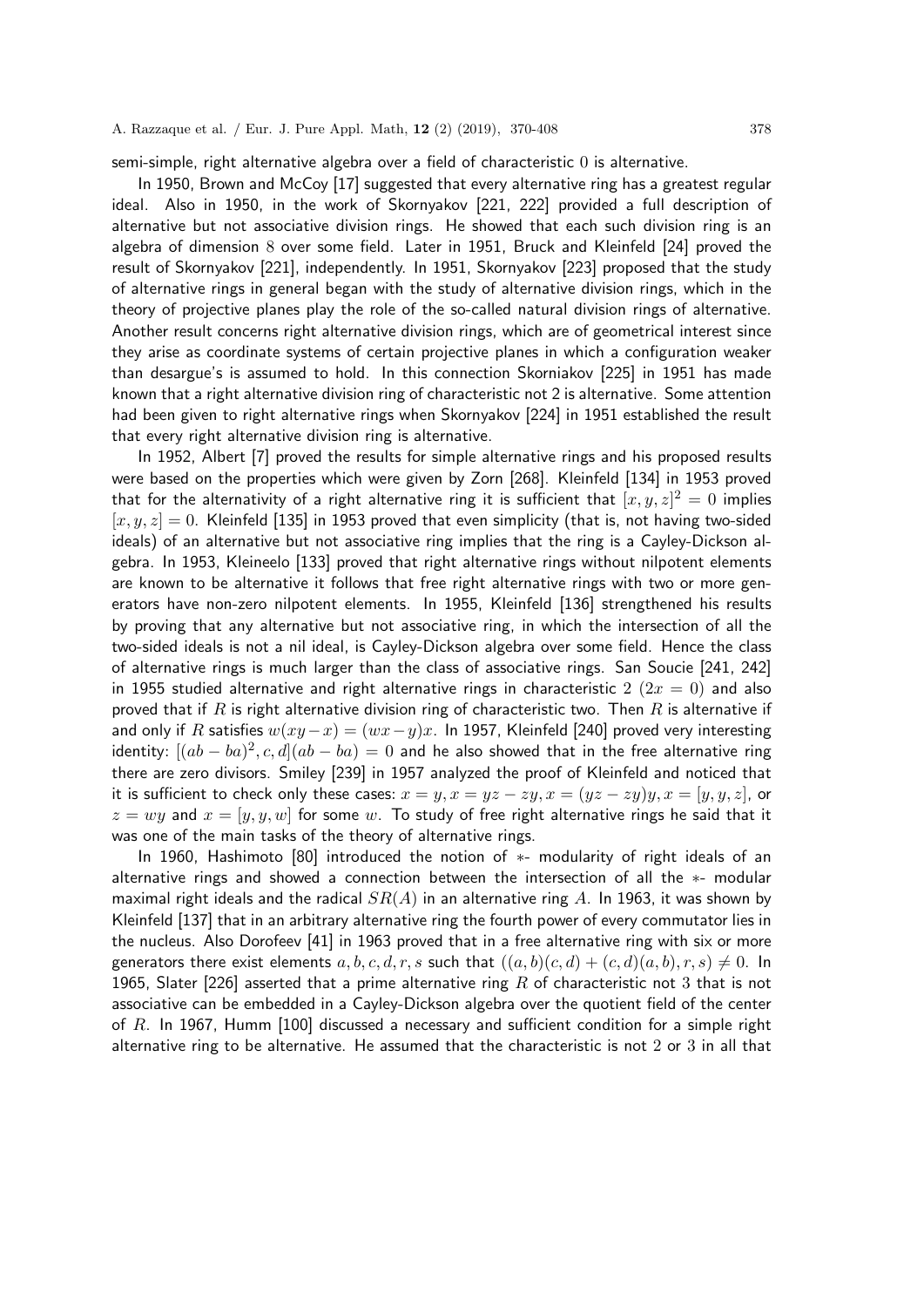semi-simple, right alternative algebra over a field of characteristic 0 is alternative.

In 1950, Brown and McCoy [17] suggested that every alternative ring has a greatest regular ideal. Also in 1950, in the work of Skornyakov [221, 222] provided a full description of alternative but not associative division rings. He showed that each such division ring is an algebra of dimension 8 over some field. Later in 1951, Bruck and Kleinfeld [24] proved the result of Skornyakov [221], independently. In 1951, Skornyakov [223] proposed that the study of alternative rings in general began with the study of alternative division rings, which in the theory of projective planes play the role of the so-called natural division rings of alternative. Another result concerns right alternative division rings, which are of geometrical interest since they arise as coordinate systems of certain projective planes in which a configuration weaker than desargue's is assumed to hold. In this connection Skorniakov [225] in 1951 has made known that a right alternative division ring of characteristic not 2 is alternative. Some attention had been given to right alternative rings when Skornyakov [224] in 1951 established the result that every right alternative division ring is alternative.

In 1952, Albert [7] proved the results for simple alternative rings and his proposed results were based on the properties which were given by Zorn [268]. Kleinfeld [134] in 1953 proved that for the alternativity of a right alternative ring it is sufficient that $[x, y, z]^2 = 0$ implies $[x, y, z] = 0$. Kleinfeld [135] in 1953 proved that even simplicity (that is, not having two-sided ideals) of an alternative but not associative ring implies that the ring is a Cayley-Dickson algebra. In 1953, Kleineelo [133] proved that right alternative rings without nilpotent elements are known to be alternative it follows that free right alternative rings with two or more generators have non-zero nilpotent elements. In 1955, Kleinfeld [136] strengthened his results by proving that any alternative but not associative ring, in which the intersection of all the two-sided ideals is not a nil ideal, is Cayley-Dickson algebra over some field. Hence the class of alternative rings is much larger than the class of associative rings. San Soucie [241, 242] in 1955 studied alternative and right alternative rings in characteristic 2 ($2x = 0$) and also proved that if $R$ is right alternative division ring of characteristic two. Then $R$ is alternative if and only if $R$ satisfies $w(xy - x) = (wx - y)x$. In 1957, Kleinfeld [240] proved very interesting identity: $[(ab - ba)^2, c, d](ab - ba) = 0$ and he also showed that in the free alternative ring there are zero divisors. Smiley [239] in 1957 analyzed the proof of Kleinfeld and noticed that it is sufficient to check only these cases: $x = y, x = yz - zy, x = (yz - zy)y, x = [y, y, z]$, or $z = wy$ and $x = [y, y, w]$ for some $w$. To study of free right alternative rings he said that it was one of the main tasks of the theory of alternative rings.

In 1960, Hashimoto [80] introduced the notion of $*$- modularity of right ideals of an alternative rings and showed a connection between the intersection of all the $*$- modular maximal right ideals and the radical $SR(A)$ in an alternative ring $A$. In 1963, it was shown by Kleinfeld [137] that in an arbitrary alternative ring the fourth power of every commutator lies in the nucleus. Also Dorofeev [41] in 1963 proved that in a free alternative ring with six or more generators there exist elements $a, b, c, d, r, s$ such that $((a, b)(c, d) + (c, d)(a, b), r, s) \neq 0$. In 1965, Slater [226] asserted that a prime alternative ring $R$ of characteristic not 3 that is not associative can be embedded in a Cayley-Dickson algebra over the quotient field of the center of $R$. In 1967, Humm [100] discussed a necessary and sufficient condition for a simple right alternative ring to be alternative. He assumed that the characteristic is not 2 or 3 in all that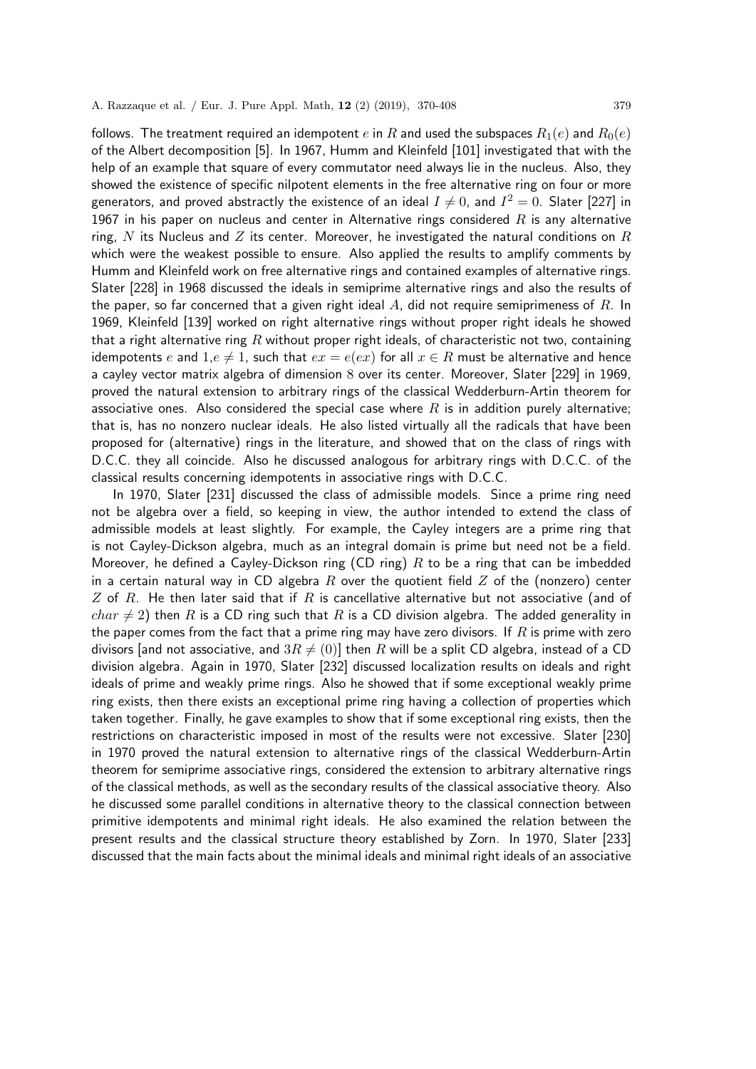follows. The treatment required an idempotent $e$ in $R$ and used the subspaces $R_1(e)$ and $R_0(e)$ of the Albert decomposition [5]. In 1967, Humm and Kleinfeld [101] investigated that with the help of an example that square of every commutator need always lie in the nucleus. Also, they showed the existence of specific nilpotent elements in the free alternative ring on four or more generators, and proved abstractly the existence of an ideal $I \neq 0$, and $I^2 = 0$. Slater [227] in 1967 in his paper on nucleus and center in Alternative rings considered $R$ is any alternative ring, $N$ its Nucleus and $Z$ its center. Moreover, he investigated the natural conditions on $R$ which were the weakest possible to ensure. Also applied the results to amplify comments by Humm and Kleinfeld work on free alternative rings and contained examples of alternative rings. Slater [228] in 1968 discussed the ideals in semiprime alternative rings and also the results of the paper, so far concerned that a given right ideal $A$, did not require semiprimeness of $R$. In 1969, Kleinfeld [139] worked on right alternative rings without proper right ideals he showed that a right alternative ring $R$ without proper right ideals, of characteristic not two, containing idempotents $e$ and $1, e \neq 1$, such that $ex = e(ex)$ for all $x \in R$ must be alternative and hence a cayley vector matrix algebra of dimension $8$ over its center. Moreover, Slater [229] in 1969, proved the natural extension to arbitrary rings of the classical Wedderburn-Artin theorem for associative ones. Also considered the special case where $R$ is in addition purely alternative; that is, has no nonzero nuclear ideals. He also listed virtually all the radicals that have been proposed for (alternative) rings in the literature, and showed that on the class of rings with D.C.C. they all coincide. Also he discussed analogous for arbitrary rings with D.C.C. of the classical results concerning idempotents in associative rings with D.C.C.

In 1970, Slater [231] discussed the class of admissible models. Since a prime ring need not be algebra over a field, so keeping in view, the author intended to extend the class of admissible models at least slightly. For example, the Cayley integers are a prime ring that is not Cayley-Dickson algebra, much as an integral domain is prime but need not be a field. Moreover, he defined a Cayley-Dickson ring (CD ring) $R$ to be a ring that can be imbedded in a certain natural way in CD algebra $R$ over the quotient field $Z$ of the (nonzero) center $Z$ of $R$. He then later said that if $R$ is cancellative alternative but not associative (and of $char \neq 2$) then $R$ is a CD ring such that $R$ is a CD division algebra. The added generality in the paper comes from the fact that a prime ring may have zero divisors. If $R$ is prime with zero divisors [and not associative, and $3R \neq (0)$] then $R$ will be a split CD algebra, instead of a CD division algebra. Again in 1970, Slater [232] discussed localization results on ideals and right ideals of prime and weakly prime rings. Also he showed that if some exceptional weakly prime ring exists, then there exists an exceptional prime ring having a collection of properties which taken together. Finally, he gave examples to show that if some exceptional ring exists, then the restrictions on characteristic imposed in most of the results were not excessive. Slater [230] in 1970 proved the natural extension to alternative rings of the classical Wedderburn-Artin theorem for semiprime associative rings, considered the extension to arbitrary alternative rings of the classical methods, as well as the secondary results of the classical associative theory. Also he discussed some parallel conditions in alternative theory to the classical connection between primitive idempotents and minimal right ideals. He also examined the relation between the present results and the classical structure theory established by Zorn. In 1970, Slater [233] discussed that the main facts about the minimal ideals and minimal right ideals of an associative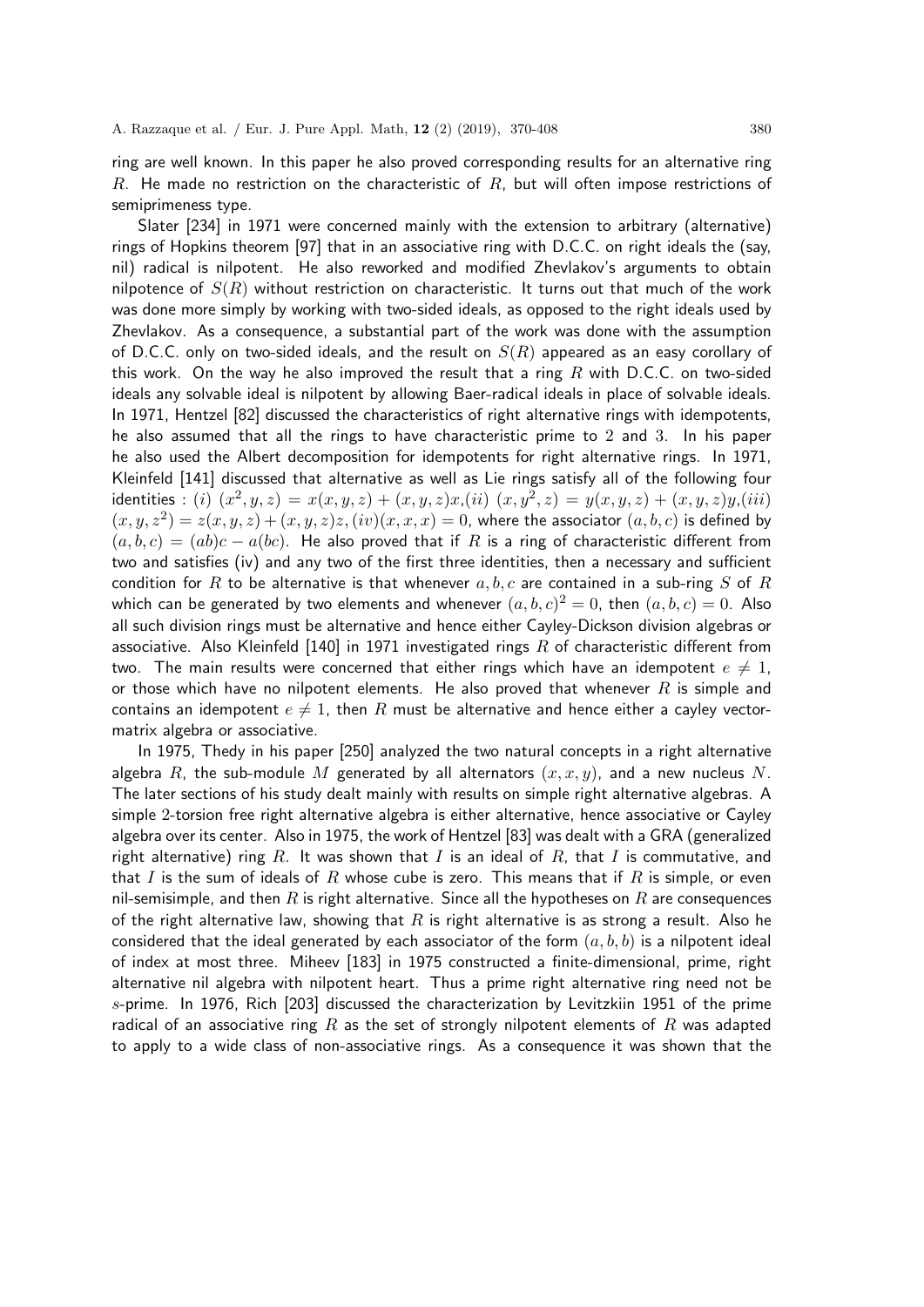ring are well known. In this paper he also proved corresponding results for an alternative ring $R$. He made no restriction on the characteristic of $R$, but will often impose restrictions of semiprimeness type.

Slater [234] in 1971 were concerned mainly with the extension to arbitrary (alternative) rings of Hopkins theorem [97] that in an associative ring with D.C.C. on right ideals the (say, nil) radical is nilpotent. He also reworked and modified Zhevlakov's arguments to obtain nilpotence of $S(R)$ without restriction on characteristic. It turns out that much of the work was done more simply by working with two-sided ideals, as opposed to the right ideals used by Zhevlakov. As a consequence, a substantial part of the work was done with the assumption of D.C.C. only on two-sided ideals, and the result on $S(R)$ appeared as an easy corollary of this work. On the way he also improved the result that a ring $R$ with D.C.C. on two-sided ideals any solvable ideal is nilpotent by allowing Baer-radical ideals in place of solvable ideals. In 1971, Hentzel [82] discussed the characteristics of right alternative rings with idempotents, he also assumed that all the rings to have characteristic prime to 2 and 3. In his paper he also used the Albert decomposition for idempotents for right alternative rings. In 1971, Kleinfeld [141] discussed that alternative as well as Lie rings satisfy all of the following four identities : $(i)$ $(x^2, y, z) = x(x, y, z) + (x, y, z)x$,$(ii)$ $(x, y^2, z) = y(x, y, z) + (x, y, z)y$,$(iii)$ $(x, y, z^2) = z(x, y, z) + (x, y, z)z$, $(iv)(x, x, x) = 0$, where the associator $(a, b, c)$ is defined by $(a, b, c) = (ab)c - a(bc)$. He also proved that if $R$ is a ring of characteristic different from two and satisfies (iv) and any two of the first three identities, then a necessary and sufficient condition for $R$ to be alternative is that whenever $a, b, c$ are contained in a sub-ring $S$ of $R$ which can be generated by two elements and whenever $(a, b, c)^2 = 0$, then $(a, b, c) = 0$. Also all such division rings must be alternative and hence either Cayley-Dickson division algebras or associative. Also Kleinfeld [140] in 1971 investigated rings $R$ of characteristic different from two. The main results were concerned that either rings which have an idempotent $e \neq 1$, or those which have no nilpotent elements. He also proved that whenever $R$ is simple and contains an idempotent $e \neq 1$, then $R$ must be alternative and hence either a cayley vector-matrix algebra or associative.

In 1975, Thedy in his paper [250] analyzed the two natural concepts in a right alternative algebra $R$, the sub-module $M$ generated by all alternators $(x, x, y)$, and a new nucleus $N$. The later sections of his study dealt mainly with results on simple right alternative algebras. A simple 2-torsion free right alternative algebra is either alternative, hence associative or Cayley algebra over its center. Also in 1975, the work of Hentzel [83] was dealt with a GRA (generalized right alternative) ring $R$. It was shown that $I$ is an ideal of $R$, that $I$ is commutative, and that $I$ is the sum of ideals of $R$ whose cube is zero. This means that if $R$ is simple, or even nil-semisimple, and then $R$ is right alternative. Since all the hypotheses on $R$ are consequences of the right alternative law, showing that $R$ is right alternative is as strong a result. Also he considered that the ideal generated by each associator of the form $(a, b, b)$ is a nilpotent ideal of index at most three. Miheev [183] in 1975 constructed a finite-dimensional, prime, right alternative nil algebra with nilpotent heart. Thus a prime right alternative ring need not be $s$-prime. In 1976, Rich [203] discussed the characterization by Levitzkiin 1951 of the prime radical of an associative ring $R$ as the set of strongly nilpotent elements of $R$ was adapted to apply to a wide class of non-associative rings. As a consequence it was shown that the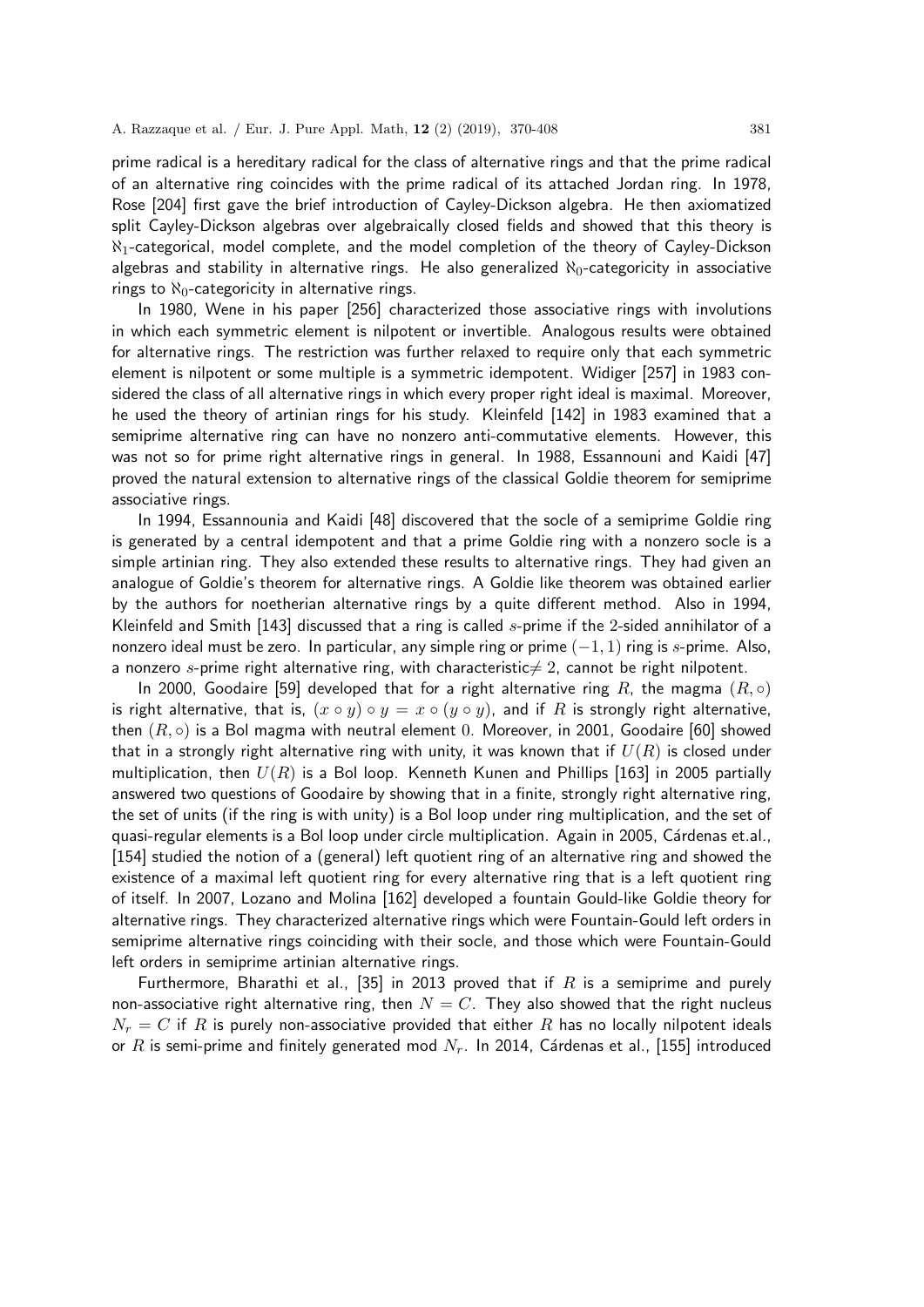prime radical is a hereditary radical for the class of alternative rings and that the prime radical of an alternative ring coincides with the prime radical of its attached Jordan ring. In 1978, Rose [204] first gave the brief introduction of Cayley-Dickson algebra. He then axiomatized split Cayley-Dickson algebras over algebraically closed fields and showed that this theory is $\aleph_1$-categorical, model complete, and the model completion of the theory of Cayley-Dickson algebras and stability in alternative rings. He also generalized $\aleph_0$-categoricity in associative rings to $\aleph_0$-categoricity in alternative rings.

In 1980, Wene in his paper [256] characterized those associative rings with involutions in which each symmetric element is nilpotent or invertible. Analogous results were obtained for alternative rings. The restriction was further relaxed to require only that each symmetric element is nilpotent or some multiple is a symmetric idempotent. Widiger [257] in 1983 considered the class of all alternative rings in which every proper right ideal is maximal. Moreover, he used the theory of artinian rings for his study. Kleinfeld [142] in 1983 examined that a semiprime alternative ring can have no nonzero anti-commutative elements. However, this was not so for prime right alternative rings in general. In 1988, Essannouni and Kaidi [47] proved the natural extension to alternative rings of the classical Goldie theorem for semiprime associative rings.

In 1994, Essannounia and Kaidi [48] discovered that the socle of a semiprime Goldie ring is generated by a central idempotent and that a prime Goldie ring with a nonzero socle is a simple artinian ring. They also extended these results to alternative rings. They had given an analogue of Goldie's theorem for alternative rings. A Goldie like theorem was obtained earlier by the authors for noetherian alternative rings by a quite different method. Also in 1994, Kleinfeld and Smith [143] discussed that a ring is called $s$-prime if the 2-sided annihilator of a nonzero ideal must be zero. In particular, any simple ring or prime $(-1, 1)$ ring is $s$-prime. Also, a nonzero $s$-prime right alternative ring, with characteristic$\neq 2$, cannot be right nilpotent.

In 2000, Goodaire [59] developed that for a right alternative ring $R$, the magma $(R, \circ)$ is right alternative, that is, $(x \circ y) \circ y = x \circ (y \circ y)$, and if $R$ is strongly right alternative, then $(R, \circ)$ is a Bol magma with neutral element 0. Moreover, in 2001, Goodaire [60] showed that in a strongly right alternative ring with unity, it was known that if $U(R)$ is closed under multiplication, then $U(R)$ is a Bol loop. Kenneth Kunen and Phillips [163] in 2005 partially answered two questions of Goodaire by showing that in a finite, strongly right alternative ring, the set of units (if the ring is with unity) is a Bol loop under ring multiplication, and the set of quasi-regular elements is a Bol loop under circle multiplication. Again in 2005, Cárdenas et.al., [154] studied the notion of a (general) left quotient ring of an alternative ring and showed the existence of a maximal left quotient ring for every alternative ring that is a left quotient ring of itself. In 2007, Lozano and Molina [162] developed a fountain Gould-like Goldie theory for alternative rings. They characterized alternative rings which were Fountain-Gould left orders in semiprime alternative rings coinciding with their socle, and those which were Fountain-Gould left orders in semiprime artinian alternative rings.

Furthermore, Bharathi et al., [35] in 2013 proved that if $R$ is a semiprime and purely non-associative right alternative ring, then $N = C$. They also showed that the right nucleus $N_r = C$ if $R$ is purely non-associative provided that either $R$ has no locally nilpotent ideals or $R$ is semi-prime and finitely generated mod $N_r$. In 2014, Cárdenas et al., [155] introduced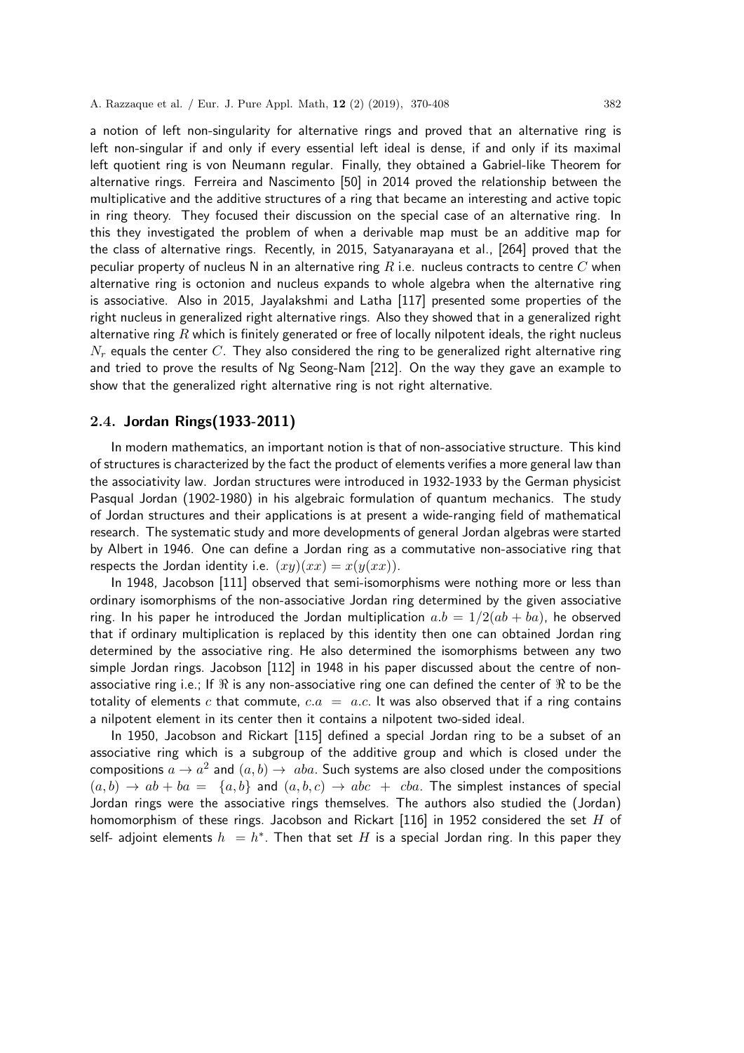a notion of left non-singularity for alternative rings and proved that an alternative ring is left non-singular if and only if every essential left ideal is dense, if and only if its maximal left quotient ring is von Neumann regular. Finally, they obtained a Gabriel-like Theorem for alternative rings. Ferreira and Nascimento [50] in 2014 proved the relationship between the multiplicative and the additive structures of a ring that became an interesting and active topic in ring theory. They focused their discussion on the special case of an alternative ring. In this they investigated the problem of when a derivable map must be an additive map for the class of alternative rings. Recently, in 2015, Satyanarayana et al., [264] proved that the peculiar property of nucleus N in an alternative ring $R$ i.e. nucleus contracts to centre $C$ when alternative ring is octonion and nucleus expands to whole algebra when the alternative ring is associative. Also in 2015, Jayalakshmi and Latha [117] presented some properties of the right nucleus in generalized right alternative rings. Also they showed that in a generalized right alternative ring $R$ which is finitely generated or free of locally nilpotent ideals, the right nucleus $N_r$ equals the center $C$. They also considered the ring to be generalized right alternative ring and tried to prove the results of Ng Seong-Nam [212]. On the way they gave an example to show that the generalized right alternative ring is not right alternative.

## 2.4. Jordan Rings(1933-2011)

In modern mathematics, an important notion is that of non-associative structure. This kind of structures is characterized by the fact the product of elements verifies a more general law than the associativity law. Jordan structures were introduced in 1932-1933 by the German physicist Pasqual Jordan (1902-1980) in his algebraic formulation of quantum mechanics. The study of Jordan structures and their applications is at present a wide-ranging field of mathematical research. The systematic study and more developments of general Jordan algebras were started by Albert in 1946. One can define a Jordan ring as a commutative non-associative ring that respects the Jordan identity i.e. $(xy)(xx) = x(y(xx))$.

In 1948, Jacobson [111] observed that semi-isomorphisms were nothing more or less than ordinary isomorphisms of the non-associative Jordan ring determined by the given associative ring. In his paper he introduced the Jordan multiplication $a.b = 1/2(ab + ba)$, he observed that if ordinary multiplication is replaced by this identity then one can obtained Jordan ring determined by the associative ring. He also determined the isomorphisms between any two simple Jordan rings. Jacobson [112] in 1948 in his paper discussed about the centre of non-associative ring i.e.; If $\Re$ is any non-associative ring one can defined the center of $\Re$ to be the totality of elements $c$ that commute, $c.a = a.c$. It was also observed that if a ring contains a nilpotent element in its center then it contains a nilpotent two-sided ideal.

In 1950, Jacobson and Rickart [115] defined a special Jordan ring to be a subset of an associative ring which is a subgroup of the additive group and which is closed under the compositions $a \to a^2$ and $(a, b) \to aba$. Such systems are also closed under the compositions $(a, b) \to ab + ba = \{a, b\}$ and $(a, b, c) \to abc + cba$. The simplest instances of special Jordan rings were the associative rings themselves. The authors also studied the (Jordan) homomorphism of these rings. Jacobson and Rickart [116] in 1952 considered the set $H$ of self- adjoint elements $h = h^*$. Then that set $H$ is a special Jordan ring. In this paper they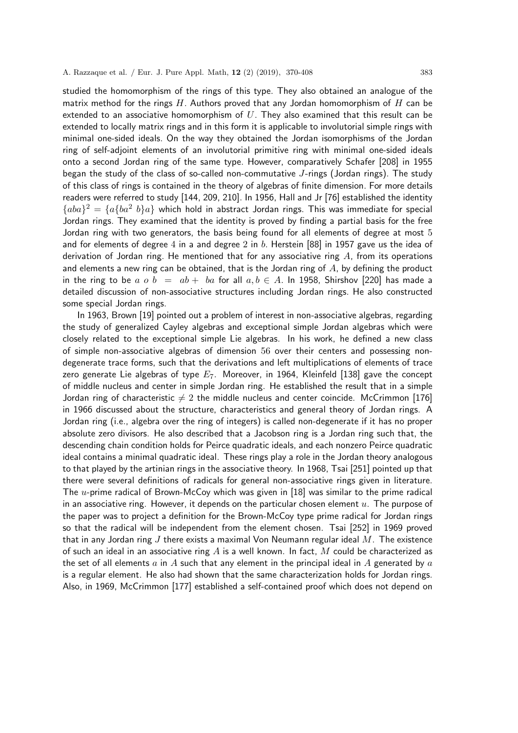studied the homomorphism of the rings of this type. They also obtained an analogue of the matrix method for the rings $H$. Authors proved that any Jordan homomorphism of $H$ can be extended to an associative homomorphism of $U$. They also examined that this result can be extended to locally matrix rings and in this form it is applicable to involutorial simple rings with minimal one-sided ideals. On the way they obtained the Jordan isomorphisms of the Jordan ring of self-adjoint elements of an involutorial primitive ring with minimal one-sided ideals onto a second Jordan ring of the same type. However, comparatively Schafer [208] in 1955 began the study of the class of so-called non-commutative $J$-rings (Jordan rings). The study of this class of rings is contained in the theory of algebras of finite dimension. For more details readers were referred to study [144, 209, 210]. In 1956, Hall and Jr [76] established the identity $\{aba\}^2 = \{a\{ba^2\ b\}a\}$ which hold in abstract Jordan rings. This was immediate for special Jordan rings. They examined that the identity is proved by finding a partial basis for the free Jordan ring with two generators, the basis being found for all elements of degree at most 5 and for elements of degree 4 in $a$ and degree 2 in $b$. Herstein [88] in 1957 gave us the idea of derivation of Jordan ring. He mentioned that for any associative ring $A$, from its operations and elements a new ring can be obtained, that is the Jordan ring of $A$, by defining the product in the ring to be $a\ o\ b\ =\ ab +\ ba$ for all $a, b \in A$. In 1958, Shirshov [220] has made a detailed discussion of non-associative structures including Jordan rings. He also constructed some special Jordan rings.

In 1963, Brown [19] pointed out a problem of interest in non-associative algebras, regarding the study of generalized Cayley algebras and exceptional simple Jordan algebras which were closely related to the exceptional simple Lie algebras. In his work, he defined a new class of simple non-associative algebras of dimension 56 over their centers and possessing non-degenerate trace forms, such that the derivations and left multiplications of elements of trace zero generate Lie algebras of type $E_7$. Moreover, in 1964, Kleinfeld [138] gave the concept of middle nucleus and center in simple Jordan ring. He established the result that in a simple Jordan ring of characteristic $\neq 2$ the middle nucleus and center coincide. McCrimmon [176] in 1966 discussed about the structure, characteristics and general theory of Jordan rings. A Jordan ring (i.e., algebra over the ring of integers) is called non-degenerate if it has no proper absolute zero divisors. He also described that a Jacobson ring is a Jordan ring such that, the descending chain condition holds for Peirce quadratic ideals, and each nonzero Peirce quadratic ideal contains a minimal quadratic ideal. These rings play a role in the Jordan theory analogous to that played by the artinian rings in the associative theory. In 1968, Tsai [251] pointed up that there were several definitions of radicals for general non-associative rings given in literature. The $u$-prime radical of Brown-McCoy which was given in [18] was similar to the prime radical in an associative ring. However, it depends on the particular chosen element $u$. The purpose of the paper was to project a definition for the Brown-McCoy type prime radical for Jordan rings so that the radical will be independent from the element chosen. Tsai [252] in 1969 proved that in any Jordan ring $J$ there exists a maximal Von Neumann regular ideal $M$. The existence of such an ideal in an associative ring $A$ is a well known. In fact, $M$ could be characterized as the set of all elements $a$ in $A$ such that any element in the principal ideal in $A$ generated by $a$ is a regular element. He also had shown that the same characterization holds for Jordan rings. Also, in 1969, McCrimmon [177] established a self-contained proof which does not depend on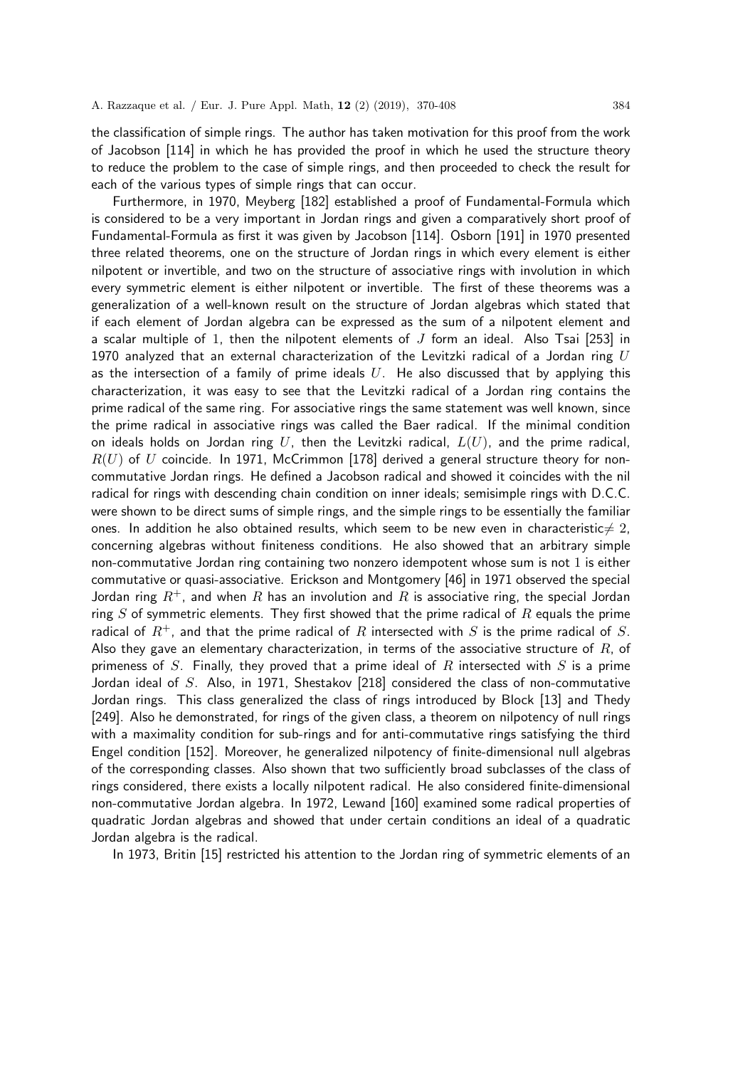the classification of simple rings. The author has taken motivation for this proof from the work of Jacobson [114] in which he has provided the proof in which he used the structure theory to reduce the problem to the case of simple rings, and then proceeded to check the result for each of the various types of simple rings that can occur.

Furthermore, in 1970, Meyberg [182] established a proof of Fundamental-Formula which is considered to be a very important in Jordan rings and given a comparatively short proof of Fundamental-Formula as first it was given by Jacobson [114]. Osborn [191] in 1970 presented three related theorems, one on the structure of Jordan rings in which every element is either nilpotent or invertible, and two on the structure of associative rings with involution in which every symmetric element is either nilpotent or invertible. The first of these theorems was a generalization of a well-known result on the structure of Jordan algebras which stated that if each element of Jordan algebra can be expressed as the sum of a nilpotent element and a scalar multiple of 1, then the nilpotent elements of $J$ form an ideal. Also Tsai [253] in 1970 analyzed that an external characterization of the Levitzki radical of a Jordan ring $U$ as the intersection of a family of prime ideals $U$. He also discussed that by applying this characterization, it was easy to see that the Levitzki radical of a Jordan ring contains the prime radical of the same ring. For associative rings the same statement was well known, since the prime radical in associative rings was called the Baer radical. If the minimal condition on ideals holds on Jordan ring $U$, then the Levitzki radical, $L(U)$, and the prime radical, $R(U)$ of $U$ coincide. In 1971, McCrimmon [178] derived a general structure theory for non-commutative Jordan rings. He defined a Jacobson radical and showed it coincides with the nil radical for rings with descending chain condition on inner ideals; semisimple rings with D.C.C. were shown to be direct sums of simple rings, and the simple rings to be essentially the familiar ones. In addition he also obtained results, which seem to be new even in characteristic$\neq 2$, concerning algebras without finiteness conditions. He also showed that an arbitrary simple non-commutative Jordan ring containing two nonzero idempotent whose sum is not 1 is either commutative or quasi-associative. Erickson and Montgomery [46] in 1971 observed the special Jordan ring $R^+$, and when $R$ has an involution and $R$ is associative ring, the special Jordan ring $S$ of symmetric elements. They first showed that the prime radical of $R$ equals the prime radical of $R^+$, and that the prime radical of $R$ intersected with $S$ is the prime radical of $S$. Also they gave an elementary characterization, in terms of the associative structure of $R$, of primeness of $S$. Finally, they proved that a prime ideal of $R$ intersected with $S$ is a prime Jordan ideal of $S$. Also, in 1971, Shestakov [218] considered the class of non-commutative Jordan rings. This class generalized the class of rings introduced by Block [13] and Thedy [249]. Also he demonstrated, for rings of the given class, a theorem on nilpotency of null rings with a maximality condition for sub-rings and for anti-commutative rings satisfying the third Engel condition [152]. Moreover, he generalized nilpotency of finite-dimensional null algebras of the corresponding classes. Also shown that two sufficiently broad subclasses of the class of rings considered, there exists a locally nilpotent radical. He also considered finite-dimensional non-commutative Jordan algebra. In 1972, Lewand [160] examined some radical properties of quadratic Jordan algebras and showed that under certain conditions an ideal of a quadratic Jordan algebra is the radical.

In 1973, Britin [15] restricted his attention to the Jordan ring of symmetric elements of an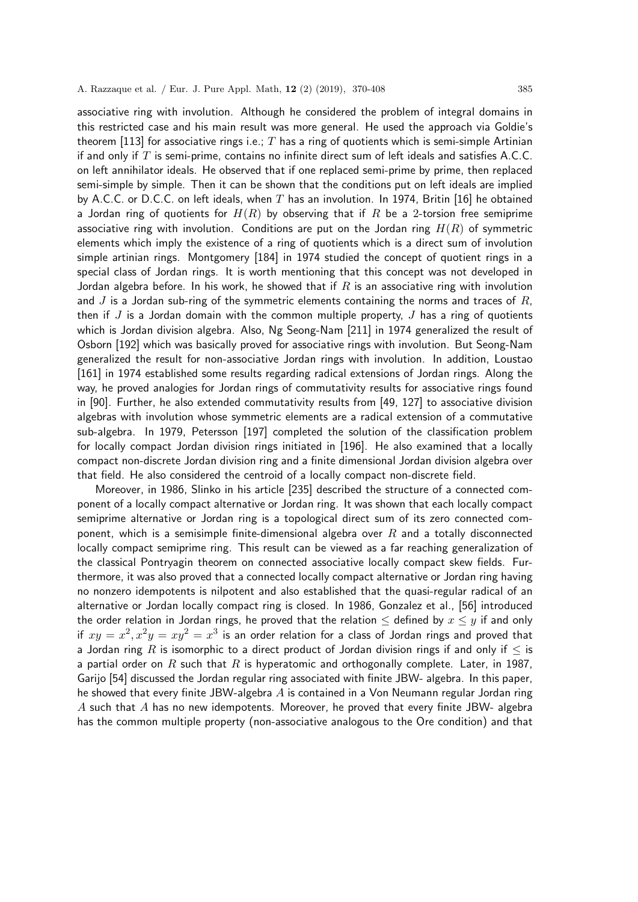associative ring with involution. Although he considered the problem of integral domains in this restricted case and his main result was more general. He used the approach via Goldie's theorem [113] for associative rings i.e.; $T$ has a ring of quotients which is semi-simple Artinian if and only if $T$ is semi-prime, contains no infinite direct sum of left ideals and satisfies A.C.C. on left annihilator ideals. He observed that if one replaced semi-prime by prime, then replaced semi-simple by simple. Then it can be shown that the conditions put on left ideals are implied by A.C.C. or D.C.C. on left ideals, when $T$ has an involution. In 1974, Britin [16] he obtained a Jordan ring of quotients for $H(R)$ by observing that if $R$ be a 2-torsion free semiprime associative ring with involution. Conditions are put on the Jordan ring $H(R)$ of symmetric elements which imply the existence of a ring of quotients which is a direct sum of involution simple artinian rings. Montgomery [184] in 1974 studied the concept of quotient rings in a special class of Jordan rings. It is worth mentioning that this concept was not developed in Jordan algebra before. In his work, he showed that if $R$ is an associative ring with involution and $J$ is a Jordan sub-ring of the symmetric elements containing the norms and traces of $R$, then if $J$ is a Jordan domain with the common multiple property, $J$ has a ring of quotients which is Jordan division algebra. Also, Ng Seong-Nam [211] in 1974 generalized the result of Osborn [192] which was basically proved for associative rings with involution. But Seong-Nam generalized the result for non-associative Jordan rings with involution. In addition, Loustao [161] in 1974 established some results regarding radical extensions of Jordan rings. Along the way, he proved analogies for Jordan rings of commutativity results for associative rings found in [90]. Further, he also extended commutativity results from [49, 127] to associative division algebras with involution whose symmetric elements are a radical extension of a commutative sub-algebra. In 1979, Petersson [197] completed the solution of the classification problem for locally compact Jordan division rings initiated in [196]. He also examined that a locally compact non-discrete Jordan division ring and a finite dimensional Jordan division algebra over that field. He also considered the centroid of a locally compact non-discrete field.

Moreover, in 1986, Slinko in his article [235] described the structure of a connected component of a locally compact alternative or Jordan ring. It was shown that each locally compact semiprime alternative or Jordan ring is a topological direct sum of its zero connected component, which is a semisimple finite-dimensional algebra over $R$ and a totally disconnected locally compact semiprime ring. This result can be viewed as a far reaching generalization of the classical Pontryagin theorem on connected associative locally compact skew fields. Furthermore, it was also proved that a connected locally compact alternative or Jordan ring having no nonzero idempotents is nilpotent and also established that the quasi-regular radical of an alternative or Jordan locally compact ring is closed. In 1986, Gonzalez et al., [56] introduced the order relation in Jordan rings, he proved that the relation $\leq$ defined by $x \leq y$ if and only if $xy = x^2, x^2y = xy^2 = x^3$ is an order relation for a class of Jordan rings and proved that a Jordan ring $R$ is isomorphic to a direct product of Jordan division rings if and only if $\leq$ is a partial order on $R$ such that $R$ is hyperatomic and orthogonally complete. Later, in 1987, Garijo [54] discussed the Jordan regular ring associated with finite JBW- algebra. In this paper, he showed that every finite JBW-algebra $A$ is contained in a Von Neumann regular Jordan ring $A$ such that $A$ has no new idempotents. Moreover, he proved that every finite JBW- algebra has the common multiple property (non-associative analogous to the Ore condition) and that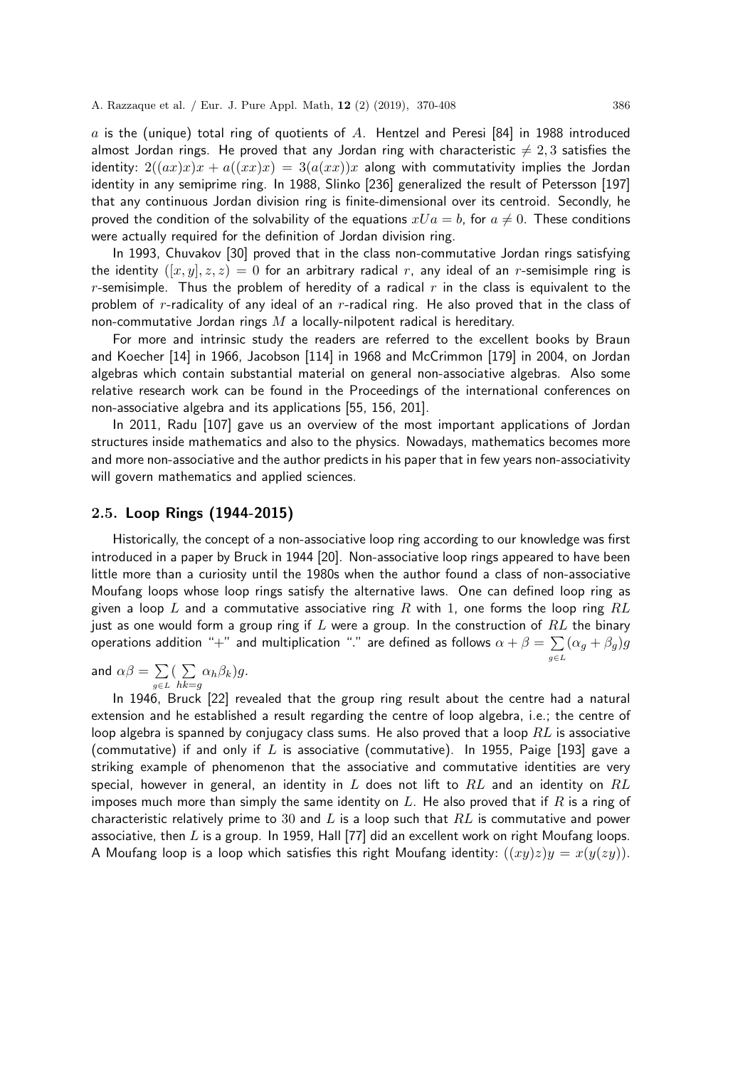$a$ is the (unique) total ring of quotients of $A$. Hentzel and Peresi [84] in 1988 introduced almost Jordan rings. He proved that any Jordan ring with characteristic $\neq 2, 3$ satisfies the identity: $2((ax)x)x + a((xx)x) = 3(a(xx))x$ along with commutativity implies the Jordan identity in any semiprime ring. In 1988, Slinko [236] generalized the result of Petersson [197] that any continuous Jordan division ring is finite-dimensional over its centroid. Secondly, he proved the condition of the solvability of the equations $xUa = b$, for $a \neq 0$. These conditions were actually required for the definition of Jordan division ring.

In 1993, Chuvakov [30] proved that in the class non-commutative Jordan rings satisfying the identity $([x, y], z, z) = 0$ for an arbitrary radical $r$, any ideal of an $r$-semisimple ring is $r$-semisimple. Thus the problem of heredity of a radical $r$ in the class is equivalent to the problem of $r$-radicality of any ideal of an $r$-radical ring. He also proved that in the class of non-commutative Jordan rings $M$ a locally-nilpotent radical is hereditary.

For more and intrinsic study the readers are referred to the excellent books by Braun and Koecher [14] in 1966, Jacobson [114] in 1968 and McCrimmon [179] in 2004, on Jordan algebras which contain substantial material on general non-associative algebras. Also some relative research work can be found in the Proceedings of the international conferences on non-associative algebra and its applications [55, 156, 201].

In 2011, Radu [107] gave us an overview of the most important applications of Jordan structures inside mathematics and also to the physics. Nowadays, mathematics becomes more and more non-associative and the author predicts in his paper that in few years non-associativity will govern mathematics and applied sciences.

## 2.5. Loop Rings (1944-2015)

Historically, the concept of a non-associative loop ring according to our knowledge was first introduced in a paper by Bruck in 1944 [20]. Non-associative loop rings appeared to have been little more than a curiosity until the 1980s when the author found a class of non-associative Moufang loops whose loop rings satisfy the alternative laws. One can defined loop ring as given a loop $L$ and a commutative associative ring $R$ with 1, one forms the loop ring $RL$ just as one would form a group ring if $L$ were a group. In the construction of $RL$ the binary operations addition "+" and multiplication "." are defined as follows $\alpha + \beta = \sum\limits_{g \in L} (\alpha_g + \beta_g)g$ and $\alpha\beta = \sum\limits_{g \in L} (\sum\limits_{hk=g} \alpha_h \beta_k)g$.

In 1946, Bruck [22] revealed that the group ring result about the centre had a natural extension and he established a result regarding the centre of loop algebra, i.e.; the centre of loop algebra is spanned by conjugacy class sums. He also proved that a loop $RL$ is associative (commutative) if and only if $L$ is associative (commutative). In 1955, Paige [193] gave a striking example of phenomenon that the associative and commutative identities are very special, however in general, an identity in $L$ does not lift to $RL$ and an identity on $RL$ imposes much more than simply the same identity on $L$. He also proved that if $R$ is a ring of characteristic relatively prime to 30 and $L$ is a loop such that $RL$ is commutative and power associative, then $L$ is a group. In 1959, Hall [77] did an excellent work on right Moufang loops. A Moufang loop is a loop which satisfies this right Moufang identity: $((xy)z)y = x(y(zy))$.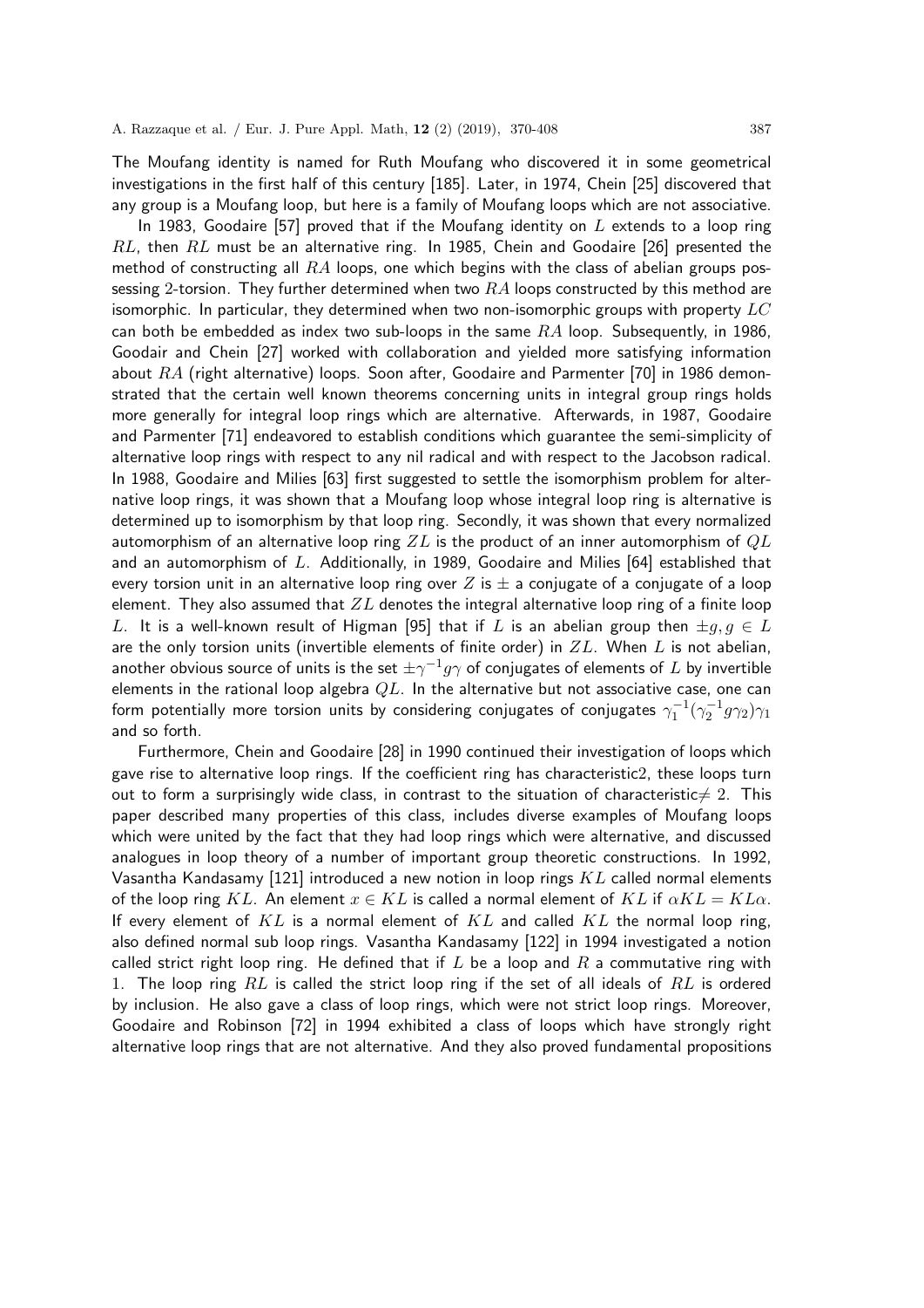The Moufang identity is named for Ruth Moufang who discovered it in some geometrical investigations in the first half of this century [185]. Later, in 1974, Chein [25] discovered that any group is a Moufang loop, but here is a family of Moufang loops which are not associative.

In 1983, Goodaire [57] proved that if the Moufang identity on $L$ extends to a loop ring $RL$, then $RL$ must be an alternative ring. In 1985, Chein and Goodaire [26] presented the method of constructing all $RA$ loops, one which begins with the class of abelian groups possessing 2-torsion. They further determined when two $RA$ loops constructed by this method are isomorphic. In particular, they determined when two non-isomorphic groups with property $LC$ can both be embedded as index two sub-loops in the same $RA$ loop. Subsequently, in 1986, Goodair and Chein [27] worked with collaboration and yielded more satisfying information about $RA$ (right alternative) loops. Soon after, Goodaire and Parmenter [70] in 1986 demonstrated that the certain well known theorems concerning units in integral group rings holds more generally for integral loop rings which are alternative. Afterwards, in 1987, Goodaire and Parmenter [71] endeavored to establish conditions which guarantee the semi-simplicity of alternative loop rings with respect to any nil radical and with respect to the Jacobson radical. In 1988, Goodaire and Milies [63] first suggested to settle the isomorphism problem for alternative loop rings, it was shown that a Moufang loop whose integral loop ring is alternative is determined up to isomorphism by that loop ring. Secondly, it was shown that every normalized automorphism of an alternative loop ring $ZL$ is the product of an inner automorphism of $QL$ and an automorphism of $L$. Additionally, in 1989, Goodaire and Milies [64] established that every torsion unit in an alternative loop ring over $Z$ is $\pm$ a conjugate of a conjugate of a loop element. They also assumed that $ZL$ denotes the integral alternative loop ring of a finite loop $L$. It is a well-known result of Higman [95] that if $L$ is an abelian group then $\pm g, g \in L$ are the only torsion units (invertible elements of finite order) in $ZL$. When $L$ is not abelian, another obvious source of units is the set $\pm\gamma^{-1}g\gamma$ of conjugates of elements of $L$ by invertible elements in the rational loop algebra $QL$. In the alternative but not associative case, one can form potentially more torsion units by considering conjugates of conjugates $\gamma_1^{-1}(\gamma_2^{-1}g\gamma_2)\gamma_1$ and so forth.

Furthermore, Chein and Goodaire [28] in 1990 continued their investigation of loops which gave rise to alternative loop rings. If the coefficient ring has characteristic2, these loops turn out to form a surprisingly wide class, in contrast to the situation of characteristic$\neq 2$. This paper described many properties of this class, includes diverse examples of Moufang loops which were united by the fact that they had loop rings which were alternative, and discussed analogues in loop theory of a number of important group theoretic constructions. In 1992, Vasantha Kandasamy [121] introduced a new notion in loop rings $KL$ called normal elements of the loop ring $KL$. An element $x \in KL$ is called a normal element of $KL$ if $\alpha KL = KL\alpha$. If every element of $KL$ is a normal element of $KL$ and called $KL$ the normal loop ring, also defined normal sub loop rings. Vasantha Kandasamy [122] in 1994 investigated a notion called strict right loop ring. He defined that if $L$ be a loop and $R$ a commutative ring with 1. The loop ring $RL$ is called the strict loop ring if the set of all ideals of $RL$ is ordered by inclusion. He also gave a class of loop rings, which were not strict loop rings. Moreover, Goodaire and Robinson [72] in 1994 exhibited a class of loops which have strongly right alternative loop rings that are not alternative. And they also proved fundamental propositions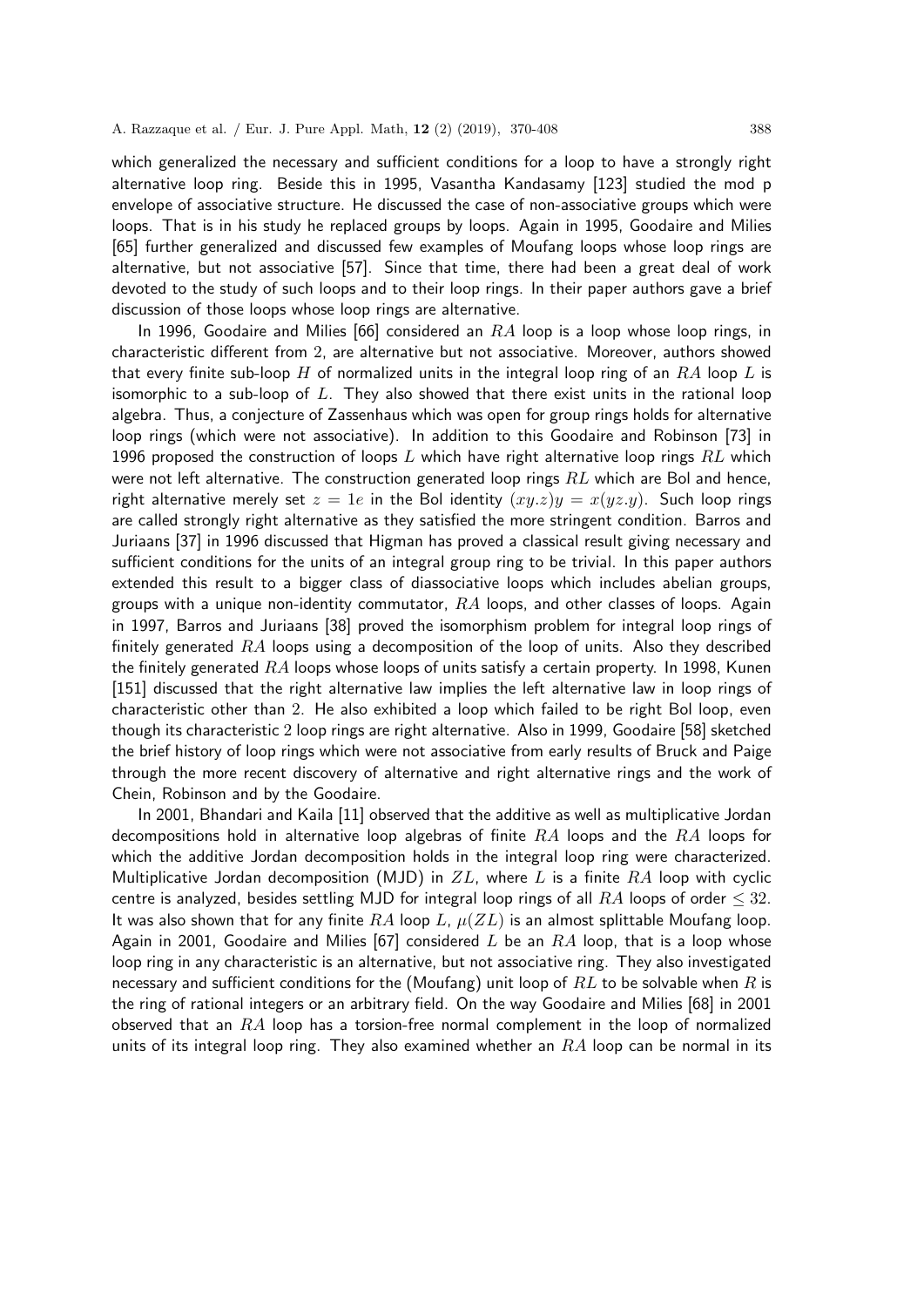which generalized the necessary and sufficient conditions for a loop to have a strongly right alternative loop ring. Beside this in 1995, Vasantha Kandasamy [123] studied the mod p envelope of associative structure. He discussed the case of non-associative groups which were loops. That is in his study he replaced groups by loops. Again in 1995, Goodaire and Milies [65] further generalized and discussed few examples of Moufang loops whose loop rings are alternative, but not associative [57]. Since that time, there had been a great deal of work devoted to the study of such loops and to their loop rings. In their paper authors gave a brief discussion of those loops whose loop rings are alternative.

In 1996, Goodaire and Milies [66] considered an $RA$ loop is a loop whose loop rings, in characteristic different from 2, are alternative but not associative. Moreover, authors showed that every finite sub-loop $H$ of normalized units in the integral loop ring of an $RA$ loop $L$ is isomorphic to a sub-loop of $L$. They also showed that there exist units in the rational loop algebra. Thus, a conjecture of Zassenhaus which was open for group rings holds for alternative loop rings (which were not associative). In addition to this Goodaire and Robinson [73] in 1996 proposed the construction of loops $L$ which have right alternative loop rings $RL$ which were not left alternative. The construction generated loop rings $RL$ which are Bol and hence, right alternative merely set $z = 1e$ in the Bol identity $(xy.z)y = x(yz.y)$. Such loop rings are called strongly right alternative as they satisfied the more stringent condition. Barros and Juriaans [37] in 1996 discussed that Higman has proved a classical result giving necessary and sufficient conditions for the units of an integral group ring to be trivial. In this paper authors extended this result to a bigger class of diassociative loops which includes abelian groups, groups with a unique non-identity commutator, $RA$ loops, and other classes of loops. Again in 1997, Barros and Juriaans [38] proved the isomorphism problem for integral loop rings of finitely generated $RA$ loops using a decomposition of the loop of units. Also they described the finitely generated $RA$ loops whose loops of units satisfy a certain property. In 1998, Kunen [151] discussed that the right alternative law implies the left alternative law in loop rings of characteristic other than 2. He also exhibited a loop which failed to be right Bol loop, even though its characteristic 2 loop rings are right alternative. Also in 1999, Goodaire [58] sketched the brief history of loop rings which were not associative from early results of Bruck and Paige through the more recent discovery of alternative and right alternative rings and the work of Chein, Robinson and by the Goodaire.

In 2001, Bhandari and Kaila [11] observed that the additive as well as multiplicative Jordan decompositions hold in alternative loop algebras of finite $RA$ loops and the $RA$ loops for which the additive Jordan decomposition holds in the integral loop ring were characterized. Multiplicative Jordan decomposition (MJD) in $ZL$, where $L$ is a finite $RA$ loop with cyclic centre is analyzed, besides settling MJD for integral loop rings of all $RA$ loops of order $\leq 32$. It was also shown that for any finite $RA$ loop $L$, $\mu(ZL)$ is an almost splittable Moufang loop. Again in 2001, Goodaire and Milies [67] considered $L$ be an $RA$ loop, that is a loop whose loop ring in any characteristic is an alternative, but not associative ring. They also investigated necessary and sufficient conditions for the (Moufang) unit loop of $RL$ to be solvable when $R$ is the ring of rational integers or an arbitrary field. On the way Goodaire and Milies [68] in 2001 observed that an $RA$ loop has a torsion-free normal complement in the loop of normalized units of its integral loop ring. They also examined whether an $RA$ loop can be normal in its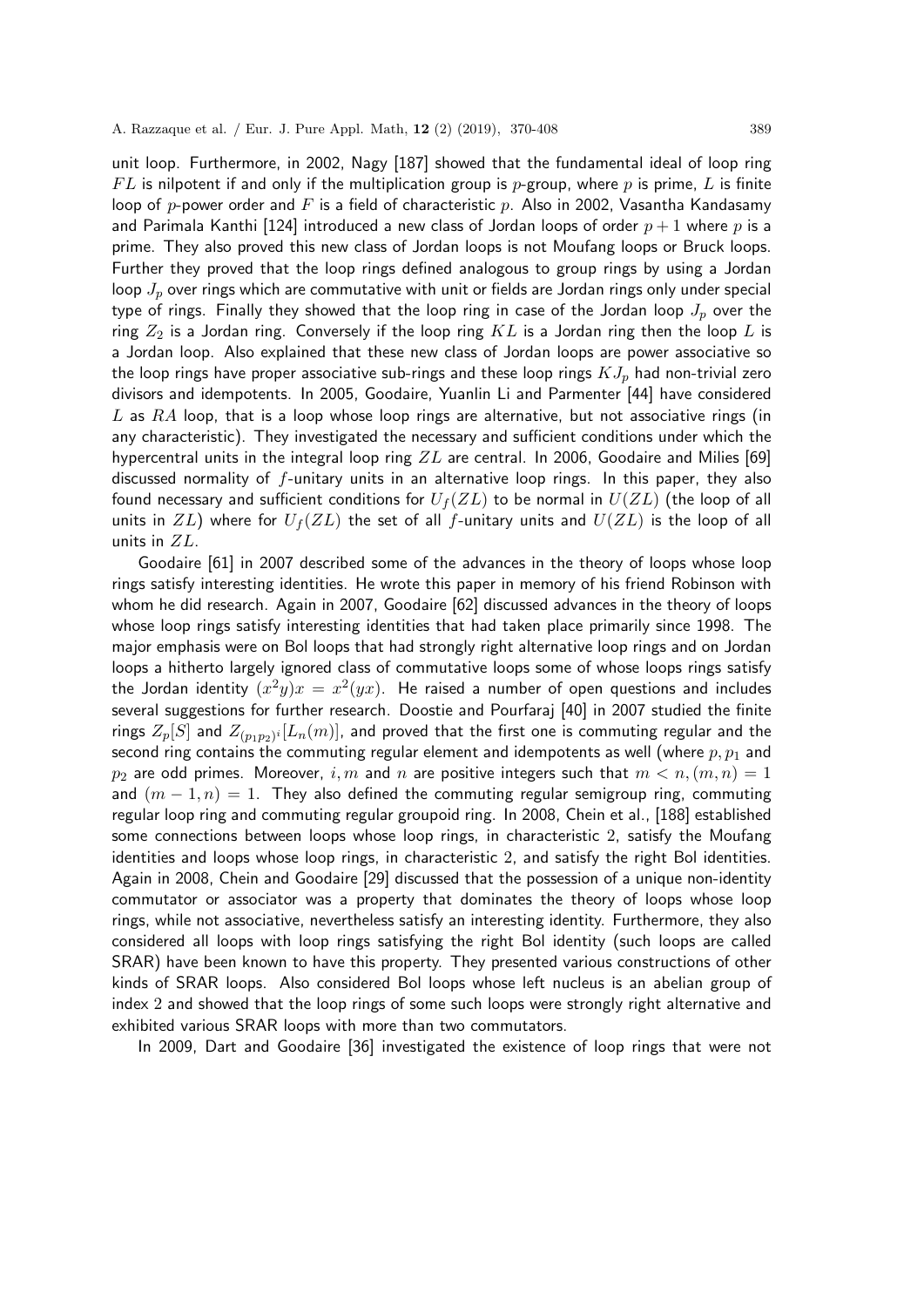unit loop. Furthermore, in 2002, Nagy [187] showed that the fundamental ideal of loop ring $FL$ is nilpotent if and only if the multiplication group is $p$-group, where $p$ is prime, $L$ is finite loop of $p$-power order and $F$ is a field of characteristic $p$. Also in 2002, Vasantha Kandasamy and Parimala Kanthi [124] introduced a new class of Jordan loops of order $p + 1$ where $p$ is a prime. They also proved this new class of Jordan loops is not Moufang loops or Bruck loops. Further they proved that the loop rings defined analogous to group rings by using a Jordan loop $J_p$ over rings which are commutative with unit or fields are Jordan rings only under special type of rings. Finally they showed that the loop ring in case of the Jordan loop $J_p$ over the ring $Z_2$ is a Jordan ring. Conversely if the loop ring $KL$ is a Jordan ring then the loop $L$ is a Jordan loop. Also explained that these new class of Jordan loops are power associative so the loop rings have proper associative sub-rings and these loop rings $KJ_p$ had non-trivial zero divisors and idempotents. In 2005, Goodaire, Yuanlin Li and Parmenter [44] have considered $L$ as $RA$ loop, that is a loop whose loop rings are alternative, but not associative rings (in any characteristic). They investigated the necessary and sufficient conditions under which the hypercentral units in the integral loop ring $ZL$ are central. In 2006, Goodaire and Milies [69] discussed normality of $f$-unitary units in an alternative loop rings. In this paper, they also found necessary and sufficient conditions for $U_f(ZL)$ to be normal in $U(ZL)$ (the loop of all units in $ZL$) where for $U_f(ZL)$ the set of all $f$-unitary units and $U(ZL)$ is the loop of all units in $ZL$.

Goodaire [61] in 2007 described some of the advances in the theory of loops whose loop rings satisfy interesting identities. He wrote this paper in memory of his friend Robinson with whom he did research. Again in 2007, Goodaire [62] discussed advances in the theory of loops whose loop rings satisfy interesting identities that had taken place primarily since 1998. The major emphasis were on Bol loops that had strongly right alternative loop rings and on Jordan loops a hitherto largely ignored class of commutative loops some of whose loops rings satisfy the Jordan identity $(x^2y)x = x^2(yx)$. He raised a number of open questions and includes several suggestions for further research. Doostie and Pourfaraj [40] in 2007 studied the finite rings $Z_p[S]$ and $Z_{(p_1p_2)^i}[L_n(m)]$, and proved that the first one is commuting regular and the second ring contains the commuting regular element and idempotents as well (where $p, p_1$ and $p_2$ are odd primes. Moreover, $i, m$ and $n$ are positive integers such that $m < n, (m, n) = 1$ and $(m - 1, n) = 1$. They also defined the commuting regular semigroup ring, commuting regular loop ring and commuting regular groupoid ring. In 2008, Chein et al., [188] established some connections between loops whose loop rings, in characteristic 2, satisfy the Moufang identities and loops whose loop rings, in characteristic 2, and satisfy the right Bol identities. Again in 2008, Chein and Goodaire [29] discussed that the possession of a unique non-identity commutator or associator was a property that dominates the theory of loops whose loop rings, while not associative, nevertheless satisfy an interesting identity. Furthermore, they also considered all loops with loop rings satisfying the right Bol identity (such loops are called SRAR) have been known to have this property. They presented various constructions of other kinds of SRAR loops. Also considered Bol loops whose left nucleus is an abelian group of index 2 and showed that the loop rings of some such loops were strongly right alternative and exhibited various SRAR loops with more than two commutators.

In 2009, Dart and Goodaire [36] investigated the existence of loop rings that were not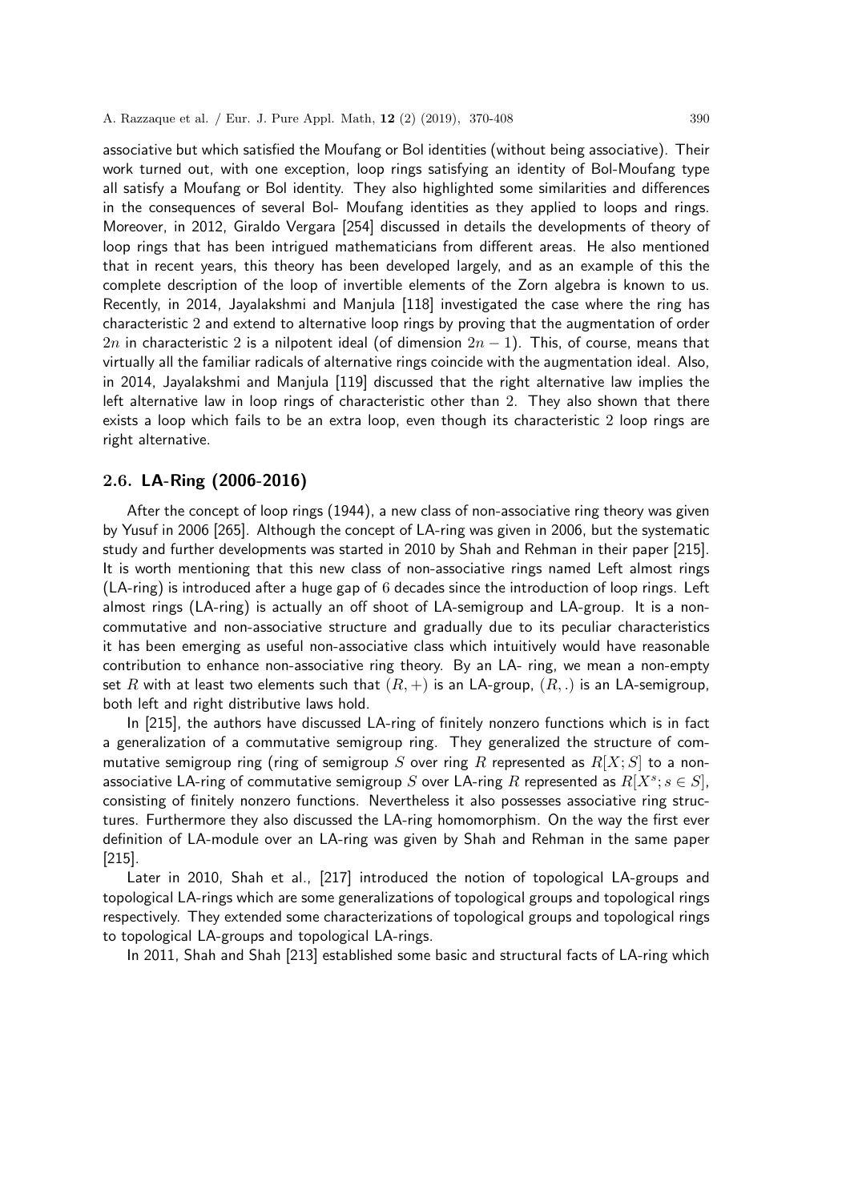associative but which satisfied the Moufang or Bol identities (without being associative). Their work turned out, with one exception, loop rings satisfying an identity of Bol-Moufang type all satisfy a Moufang or Bol identity. They also highlighted some similarities and differences in the consequences of several Bol- Moufang identities as they applied to loops and rings. Moreover, in 2012, Giraldo Vergara [254] discussed in details the developments of theory of loop rings that has been intrigued mathematicians from different areas. He also mentioned that in recent years, this theory has been developed largely, and as an example of this the complete description of the loop of invertible elements of the Zorn algebra is known to us. Recently, in 2014, Jayalakshmi and Manjula [118] investigated the case where the ring has characteristic 2 and extend to alternative loop rings by proving that the augmentation of order $2n$ in characteristic 2 is a nilpotent ideal (of dimension $2n-1$). This, of course, means that virtually all the familiar radicals of alternative rings coincide with the augmentation ideal. Also, in 2014, Jayalakshmi and Manjula [119] discussed that the right alternative law implies the left alternative law in loop rings of characteristic other than 2. They also shown that there exists a loop which fails to be an extra loop, even though its characteristic 2 loop rings are right alternative.

## 2.6. LA-Ring (2006-2016)

After the concept of loop rings (1944), a new class of non-associative ring theory was given by Yusuf in 2006 [265]. Although the concept of LA-ring was given in 2006, but the systematic study and further developments was started in 2010 by Shah and Rehman in their paper [215]. It is worth mentioning that this new class of non-associative rings named Left almost rings (LA-ring) is introduced after a huge gap of 6 decades since the introduction of loop rings. Left almost rings (LA-ring) is actually an off shoot of LA-semigroup and LA-group. It is a non-commutative and non-associative structure and gradually due to its peculiar characteristics it has been emerging as useful non-associative class which intuitively would have reasonable contribution to enhance non-associative ring theory. By an LA- ring, we mean a non-empty set $R$ with at least two elements such that $(R,+)$ is an LA-group, $(R,.)$ is an LA-semigroup, both left and right distributive laws hold.

In [215], the authors have discussed LA-ring of finitely nonzero functions which is in fact a generalization of a commutative semigroup ring. They generalized the structure of commutative semigroup ring (ring of semigroup $S$ over ring $R$ represented as $R[X;S]$ to a non-associative LA-ring of commutative semigroup $S$ over LA-ring $R$ represented as $R[X^s;s\in S]$, consisting of finitely nonzero functions. Nevertheless it also possesses associative ring structures. Furthermore they also discussed the LA-ring homomorphism. On the way the first ever definition of LA-module over an LA-ring was given by Shah and Rehman in the same paper [215].

Later in 2010, Shah et al., [217] introduced the notion of topological LA-groups and topological LA-rings which are some generalizations of topological groups and topological rings respectively. They extended some characterizations of topological groups and topological rings to topological LA-groups and topological LA-rings.

In 2011, Shah and Shah [213] established some basic and structural facts of LA-ring which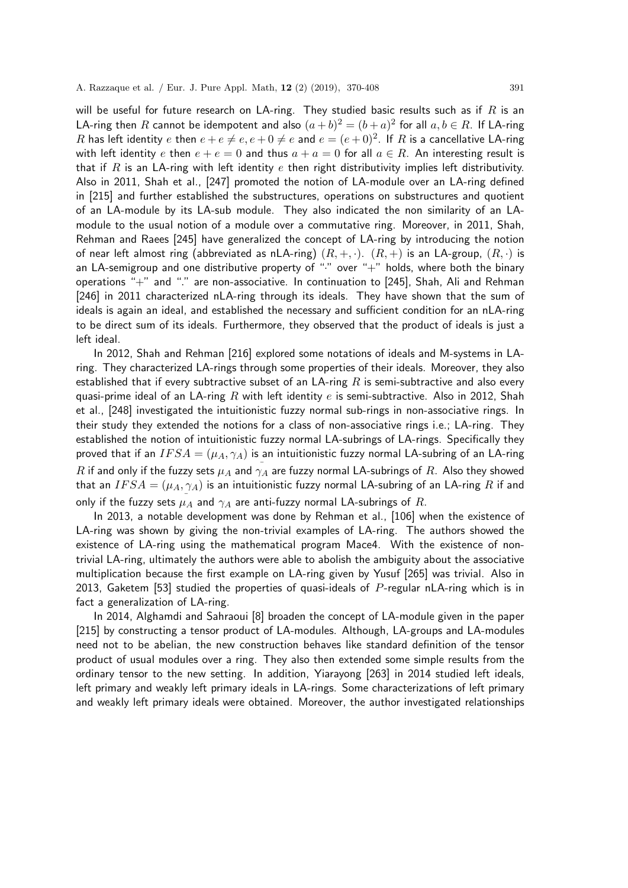will be useful for future research on LA-ring. They studied basic results such as if $R$ is an LA-ring then $R$ cannot be idempotent and also $(a+b)^2 = (b+a)^2$ for all $a, b \in R$. If LA-ring $R$ has left identity $e$ then $e + e \neq e, e + 0 \neq e$ and $e = (e+0)^2$. If $R$ is a cancellative LA-ring with left identity $e$ then $e + e = 0$ and thus $a + a = 0$ for all $a \in R$. An interesting result is that if $R$ is an LA-ring with left identity $e$ then right distributivity implies left distributivity. Also in 2011, Shah et al., [247] promoted the notion of LA-module over an LA-ring defined in [215] and further established the substructures, operations on substructures and quotient of an LA-module by its LA-sub module. They also indicated the non similarity of an LA-module to the usual notion of a module over a commutative ring. Moreover, in 2011, Shah, Rehman and Raees [245] have generalized the concept of LA-ring by introducing the notion of near left almost ring (abbreviated as nLA-ring) $(R, +, \cdot)$. $(R, +)$ is an LA-group, $(R, \cdot)$ is an LA-semigroup and one distributive property of "$\cdot$" over "$+$" holds, where both the binary operations "$+$" and "$.$" are non-associative. In continuation to [245], Shah, Ali and Rehman [246] in 2011 characterized nLA-ring through its ideals. They have shown that the sum of ideals is again an ideal, and established the necessary and sufficient condition for an nLA-ring to be direct sum of its ideals. Furthermore, they observed that the product of ideals is just a left ideal.

In 2012, Shah and Rehman [216] explored some notations of ideals and M-systems in LA-ring. They characterized LA-rings through some properties of their ideals. Moreover, they also established that if every subtractive subset of an LA-ring $R$ is semi-subtractive and also every quasi-prime ideal of an LA-ring $R$ with left identity $e$ is semi-subtractive. Also in 2012, Shah et al., [248] investigated the intuitionistic fuzzy normal sub-rings in non-associative rings. In their study they extended the notions for a class of non-associative rings i.e.; LA-ring. They established the notion of intuitionistic fuzzy normal LA-subrings of LA-rings. Specifically they proved that if an $IFSA = (\mu_A, \gamma_A)$ is an intuitionistic fuzzy normal LA-subring of an LA-ring $R$ if and only if the fuzzy sets $\mu_A$ and $\bar{\gamma}_A$ are fuzzy normal LA-subrings of $R$. Also they showed that an $IFSA = (\mu_A, \gamma_A)$ is an intuitionistic fuzzy normal LA-subring of an LA-ring $R$ if and only if the fuzzy sets $\bar{\mu}_A$ and $\gamma_A$ are anti-fuzzy normal LA-subrings of $R$.

In 2013, a notable development was done by Rehman et al., [106] when the existence of LA-ring was shown by giving the non-trivial examples of LA-ring. The authors showed the existence of LA-ring using the mathematical program Mace4. With the existence of non-trivial LA-ring, ultimately the authors were able to abolish the ambiguity about the associative multiplication because the first example on LA-ring given by Yusuf [265] was trivial. Also in 2013, Gaketem [53] studied the properties of quasi-ideals of $P$-regular nLA-ring which is in fact a generalization of LA-ring.

In 2014, Alghamdi and Sahraoui [8] broaden the concept of LA-module given in the paper [215] by constructing a tensor product of LA-modules. Although, LA-groups and LA-modules need not to be abelian, the new construction behaves like standard definition of the tensor product of usual modules over a ring. They also then extended some simple results from the ordinary tensor to the new setting. In addition, Yiarayong [263] in 2014 studied left ideals, left primary and weakly left primary ideals in LA-rings. Some characterizations of left primary and weakly left primary ideals were obtained. Moreover, the author investigated relationships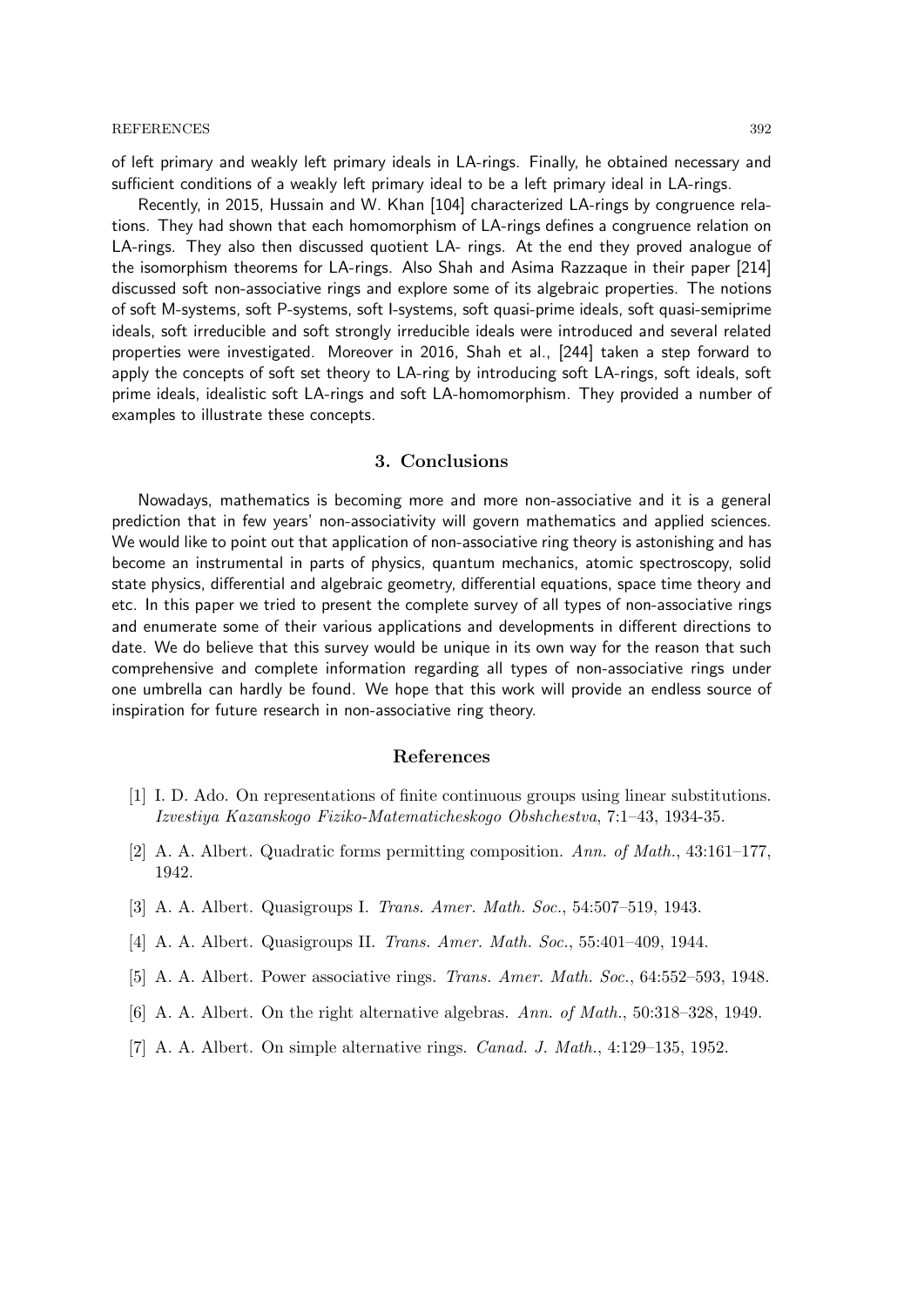of left primary and weakly left primary ideals in LA-rings. Finally, he obtained necessary and sufficient conditions of a weakly left primary ideal to be a left primary ideal in LA-rings.

Recently, in 2015, Hussain and W. Khan [104] characterized LA-rings by congruence relations. They had shown that each homomorphism of LA-rings defines a congruence relation on LA-rings. They also then discussed quotient LA- rings. At the end they proved analogue of the isomorphism theorems for LA-rings. Also Shah and Asima Razzaque in their paper [214] discussed soft non-associative rings and explore some of its algebraic properties. The notions of soft M-systems, soft P-systems, soft I-systems, soft quasi-prime ideals, soft quasi-semiprime ideals, soft irreducible and soft strongly irreducible ideals were introduced and several related properties were investigated. Moreover in 2016, Shah et al., [244] taken a step forward to apply the concepts of soft set theory to LA-ring by introducing soft LA-rings, soft ideals, soft prime ideals, idealistic soft LA-rings and soft LA-homomorphism. They provided a number of examples to illustrate these concepts.

## 3. Conclusions

Nowadays, mathematics is becoming more and more non-associative and it is a general prediction that in few years' non-associativity will govern mathematics and applied sciences. We would like to point out that application of non-associative ring theory is astonishing and has become an instrumental in parts of physics, quantum mechanics, atomic spectroscopy, solid state physics, differential and algebraic geometry, differential equations, space time theory and etc. In this paper we tried to present the complete survey of all types of non-associative rings and enumerate some of their various applications and developments in different directions to date. We do believe that this survey would be unique in its own way for the reason that such comprehensive and complete information regarding all types of non-associative rings under one umbrella can hardly be found. We hope that this work will provide an endless source of inspiration for future research in non-associative ring theory.

## References

[1] I. D. Ado. On representations of finite continuous groups using linear substitutions. *Izvestiya Kazanskogo Fiziko-Matematicheskogo Obshchestva*, 7:1–43, 1934-35.

[2] A. A. Albert. Quadratic forms permitting composition. *Ann. of Math.*, 43:161–177, 1942.

[3] A. A. Albert. Quasigroups I. *Trans. Amer. Math. Soc.*, 54:507–519, 1943.

[4] A. A. Albert. Quasigroups II. *Trans. Amer. Math. Soc.*, 55:401–409, 1944.

[5] A. A. Albert. Power associative rings. *Trans. Amer. Math. Soc.*, 64:552–593, 1948.

[6] A. A. Albert. On the right alternative algebras. *Ann. of Math.*, 50:318–328, 1949.

[7] A. A. Albert. On simple alternative rings. *Canad. J. Math.*, 4:129–135, 1952.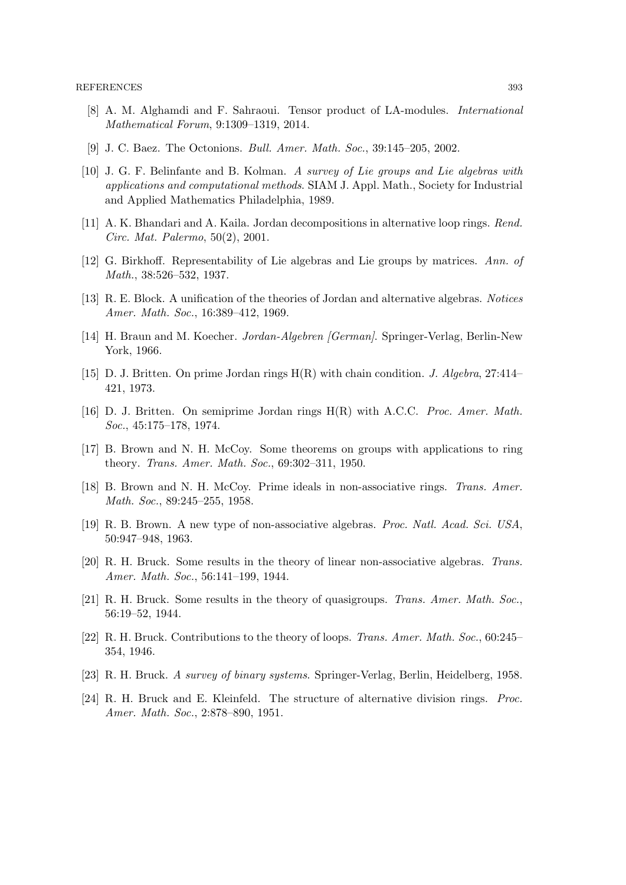[8] A. M. Alghamdi and F. Sahraoui. Tensor product of LA-modules. *International Mathematical Forum*, 9:1309–1319, 2014.

[9] J. C. Baez. The Octonions. *Bull. Amer. Math. Soc.*, 39:145–205, 2002.

[10] J. G. F. Belinfante and B. Kolman. *A survey of Lie groups and Lie algebras with applications and computational methods*. SIAM J. Appl. Math., Society for Industrial and Applied Mathematics Philadelphia, 1989.

[11] A. K. Bhandari and A. Kaila. Jordan decompositions in alternative loop rings. *Rend. Circ. Mat. Palermo*, 50(2), 2001.

[12] G. Birkhoff. Representability of Lie algebras and Lie groups by matrices. *Ann. of Math.*, 38:526–532, 1937.

[13] R. E. Block. A unification of the theories of Jordan and alternative algebras. *Notices Amer. Math. Soc.*, 16:389–412, 1969.

[14] H. Braun and M. Koecher. *Jordan-Algebren [German]*. Springer-Verlag, Berlin-New York, 1966.

[15] D. J. Britten. On prime Jordan rings H(R) with chain condition. *J. Algebra*, 27:414–421, 1973.

[16] D. J. Britten. On semiprime Jordan rings H(R) with A.C.C. *Proc. Amer. Math. Soc.*, 45:175–178, 1974.

[17] B. Brown and N. H. McCoy. Some theorems on groups with applications to ring theory. *Trans. Amer. Math. Soc.*, 69:302–311, 1950.

[18] B. Brown and N. H. McCoy. Prime ideals in non-associative rings. *Trans. Amer. Math. Soc.*, 89:245–255, 1958.

[19] R. B. Brown. A new type of non-associative algebras. *Proc. Natl. Acad. Sci. USA*, 50:947–948, 1963.

[20] R. H. Bruck. Some results in the theory of linear non-associative algebras. *Trans. Amer. Math. Soc.*, 56:141–199, 1944.

[21] R. H. Bruck. Some results in the theory of quasigroups. *Trans. Amer. Math. Soc.*, 56:19–52, 1944.

[22] R. H. Bruck. Contributions to the theory of loops. *Trans. Amer. Math. Soc.*, 60:245–354, 1946.

[23] R. H. Bruck. *A survey of binary systems*. Springer-Verlag, Berlin, Heidelberg, 1958.

[24] R. H. Bruck and E. Kleinfeld. The structure of alternative division rings. *Proc. Amer. Math. Soc.*, 2:878–890, 1951.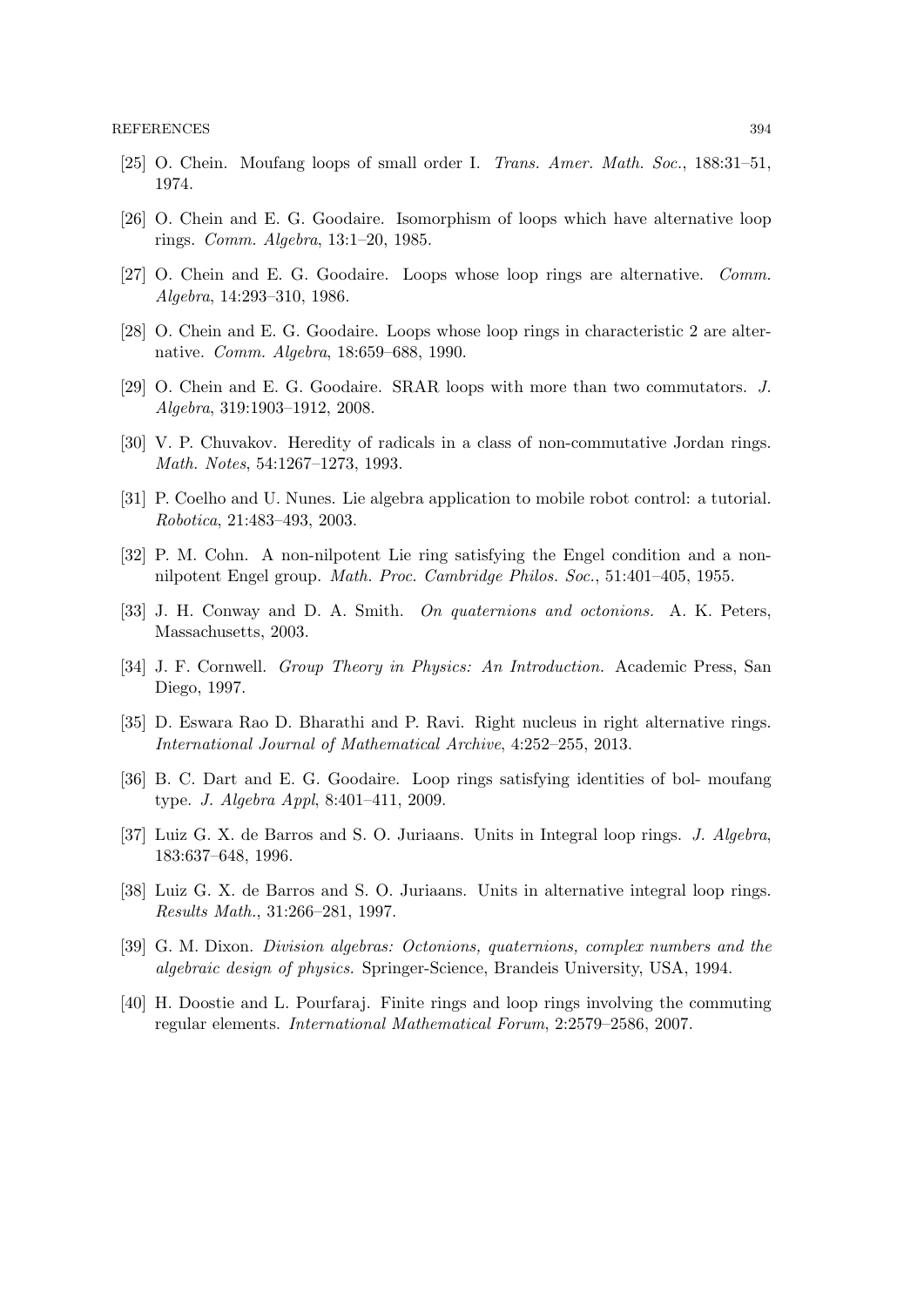[25] O. Chein. Moufang loops of small order I. *Trans. Amer. Math. Soc.*, 188:31–51, 1974.

[26] O. Chein and E. G. Goodaire. Isomorphism of loops which have alternative loop rings. *Comm. Algebra*, 13:1–20, 1985.

[27] O. Chein and E. G. Goodaire. Loops whose loop rings are alternative. *Comm. Algebra*, 14:293–310, 1986.

[28] O. Chein and E. G. Goodaire. Loops whose loop rings in characteristic 2 are alternative. *Comm. Algebra*, 18:659–688, 1990.

[29] O. Chein and E. G. Goodaire. SRAR loops with more than two commutators. *J. Algebra*, 319:1903–1912, 2008.

[30] V. P. Chuvakov. Heredity of radicals in a class of non-commutative Jordan rings. *Math. Notes*, 54:1267–1273, 1993.

[31] P. Coelho and U. Nunes. Lie algebra application to mobile robot control: a tutorial. *Robotica*, 21:483–493, 2003.

[32] P. M. Cohn. A non-nilpotent Lie ring satisfying the Engel condition and a non-nilpotent Engel group. *Math. Proc. Cambridge Philos. Soc.*, 51:401–405, 1955.

[33] J. H. Conway and D. A. Smith. *On quaternions and octonions.* A. K. Peters, Massachusetts, 2003.

[34] J. F. Cornwell. *Group Theory in Physics: An Introduction.* Academic Press, San Diego, 1997.

[35] D. Eswara Rao D. Bharathi and P. Ravi. Right nucleus in right alternative rings. *International Journal of Mathematical Archive*, 4:252–255, 2013.

[36] B. C. Dart and E. G. Goodaire. Loop rings satisfying identities of bol- moufang type. *J. Algebra Appl*, 8:401–411, 2009.

[37] Luiz G. X. de Barros and S. O. Juriaans. Units in Integral loop rings. *J. Algebra*, 183:637–648, 1996.

[38] Luiz G. X. de Barros and S. O. Juriaans. Units in alternative integral loop rings. *Results Math.*, 31:266–281, 1997.

[39] G. M. Dixon. *Division algebras: Octonions, quaternions, complex numbers and the algebraic design of physics.* Springer-Science, Brandeis University, USA, 1994.

[40] H. Doostie and L. Pourfaraj. Finite rings and loop rings involving the commuting regular elements. *International Mathematical Forum*, 2:2579–2586, 2007.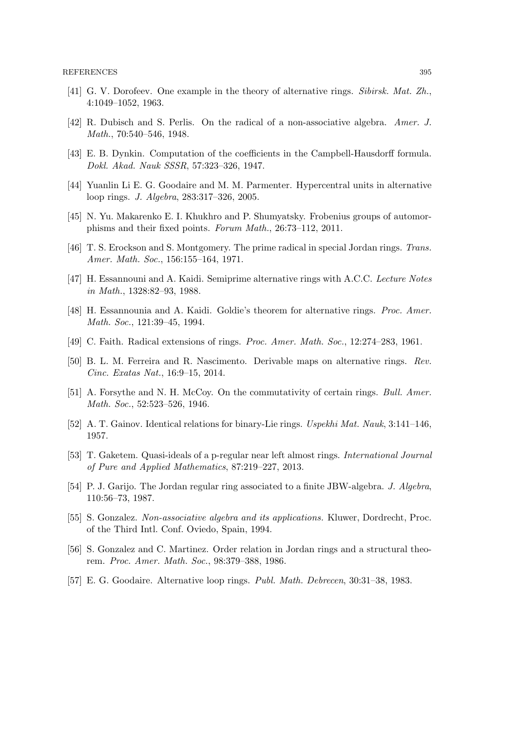[41] G. V. Dorofeev. One example in the theory of alternative rings. *Sibirsk. Mat. Zh.*, 4:1049–1052, 1963.

[42] R. Dubisch and S. Perlis. On the radical of a non-associative algebra. *Amer. J. Math.*, 70:540–546, 1948.

[43] E. B. Dynkin. Computation of the coefficients in the Campbell-Hausdorff formula. *Dokl. Akad. Nauk SSSR*, 57:323–326, 1947.

[44] Yuanlin Li E. G. Goodaire and M. M. Parmenter. Hypercentral units in alternative loop rings. *J. Algebra*, 283:317–326, 2005.

[45] N. Yu. Makarenko E. I. Khukhro and P. Shumyatsky. Frobenius groups of automorphisms and their fixed points. *Forum Math.*, 26:73–112, 2011.

[46] T. S. Erockson and S. Montgomery. The prime radical in special Jordan rings. *Trans. Amer. Math. Soc.*, 156:155–164, 1971.

[47] H. Essannouni and A. Kaidi. Semiprime alternative rings with A.C.C. *Lecture Notes in Math.*, 1328:82–93, 1988.

[48] H. Essannounia and A. Kaidi. Goldie's theorem for alternative rings. *Proc. Amer. Math. Soc.*, 121:39–45, 1994.

[49] C. Faith. Radical extensions of rings. *Proc. Amer. Math. Soc.*, 12:274–283, 1961.

[50] B. L. M. Ferreira and R. Nascimento. Derivable maps on alternative rings. *Rev. Cinc. Exatas Nat.*, 16:9–15, 2014.

[51] A. Forsythe and N. H. McCoy. On the commutativity of certain rings. *Bull. Amer. Math. Soc.*, 52:523–526, 1946.

[52] A. T. Gainov. Identical relations for binary-Lie rings. *Uspekhi Mat. Nauk*, 3:141–146, 1957.

[53] T. Gaketem. Quasi-ideals of a p-regular near left almost rings. *International Journal of Pure and Applied Mathematics*, 87:219–227, 2013.

[54] P. J. Garijo. The Jordan regular ring associated to a finite JBW-algebra. *J. Algebra*, 110:56–73, 1987.

[55] S. Gonzalez. *Non-associative algebra and its applications.* Kluwer, Dordrecht, Proc. of the Third Intl. Conf. Oviedo, Spain, 1994.

[56] S. Gonzalez and C. Martinez. Order relation in Jordan rings and a structural theorem. *Proc. Amer. Math. Soc.*, 98:379–388, 1986.

[57] E. G. Goodaire. Alternative loop rings. *Publ. Math. Debrecen*, 30:31–38, 1983.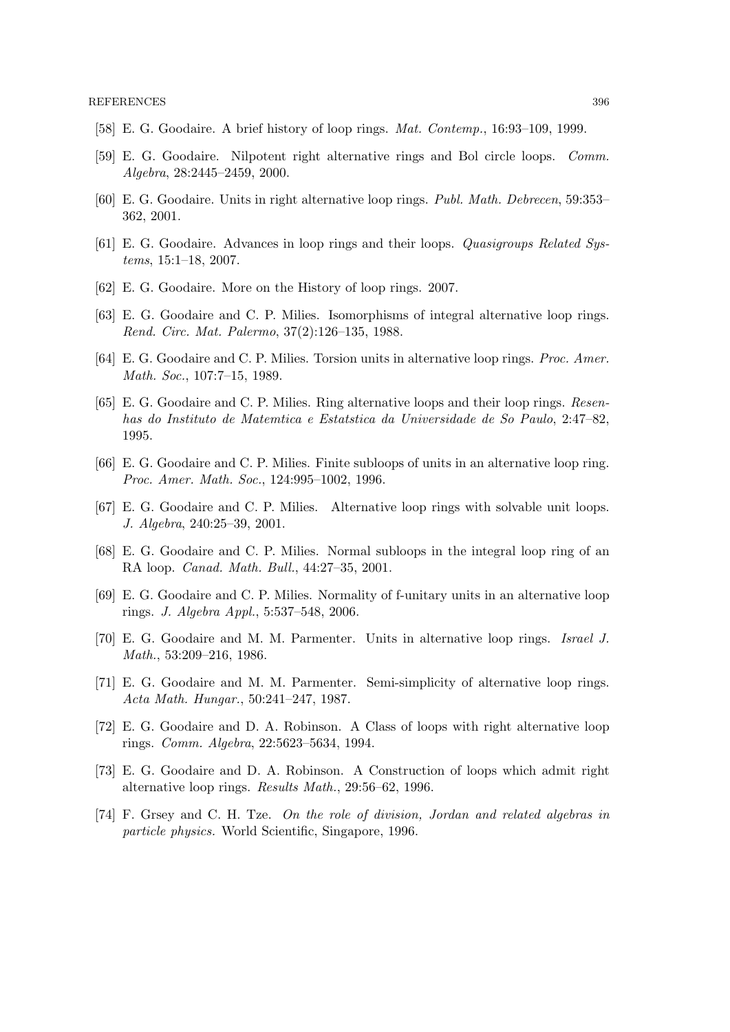[58] E. G. Goodaire. A brief history of loop rings. *Mat. Contemp.*, 16:93–109, 1999.

[59] E. G. Goodaire. Nilpotent right alternative rings and Bol circle loops. *Comm. Algebra*, 28:2445–2459, 2000.

[60] E. G. Goodaire. Units in right alternative loop rings. *Publ. Math. Debrecen*, 59:353–362, 2001.

[61] E. G. Goodaire. Advances in loop rings and their loops. *Quasigroups Related Systems*, 15:1–18, 2007.

[62] E. G. Goodaire. More on the History of loop rings. 2007.

[63] E. G. Goodaire and C. P. Milies. Isomorphisms of integral alternative loop rings. *Rend. Circ. Mat. Palermo*, 37(2):126–135, 1988.

[64] E. G. Goodaire and C. P. Milies. Torsion units in alternative loop rings. *Proc. Amer. Math. Soc.*, 107:7–15, 1989.

[65] E. G. Goodaire and C. P. Milies. Ring alternative loops and their loop rings. *Resenhas do Instituto de Matemtica e Estatstica da Universidade de So Paulo*, 2:47–82, 1995.

[66] E. G. Goodaire and C. P. Milies. Finite subloops of units in an alternative loop ring. *Proc. Amer. Math. Soc.*, 124:995–1002, 1996.

[67] E. G. Goodaire and C. P. Milies. Alternative loop rings with solvable unit loops. *J. Algebra*, 240:25–39, 2001.

[68] E. G. Goodaire and C. P. Milies. Normal subloops in the integral loop ring of an RA loop. *Canad. Math. Bull.*, 44:27–35, 2001.

[69] E. G. Goodaire and C. P. Milies. Normality of f-unitary units in an alternative loop rings. *J. Algebra Appl.*, 5:537–548, 2006.

[70] E. G. Goodaire and M. M. Parmenter. Units in alternative loop rings. *Israel J. Math.*, 53:209–216, 1986.

[71] E. G. Goodaire and M. M. Parmenter. Semi-simplicity of alternative loop rings. *Acta Math. Hungar.*, 50:241–247, 1987.

[72] E. G. Goodaire and D. A. Robinson. A Class of loops with right alternative loop rings. *Comm. Algebra*, 22:5623–5634, 1994.

[73] E. G. Goodaire and D. A. Robinson. A Construction of loops which admit right alternative loop rings. *Results Math.*, 29:56–62, 1996.

[74] F. Grsey and C. H. Tze. *On the role of division, Jordan and related algebras in particle physics.* World Scientific, Singapore, 1996.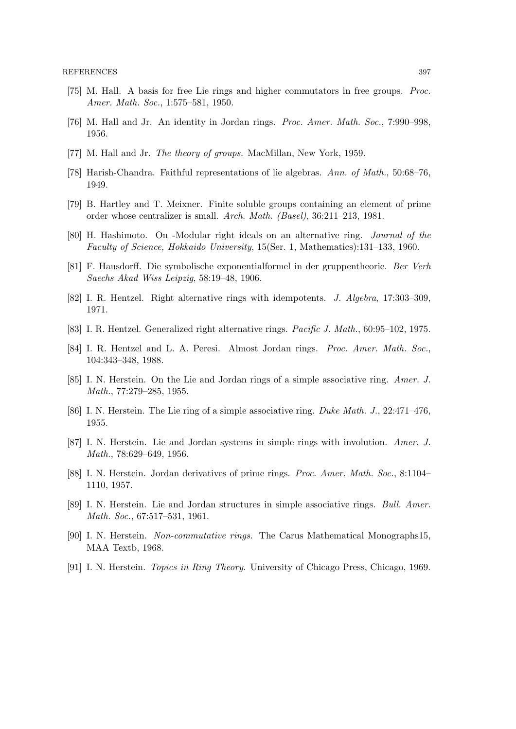[75] M. Hall. A basis for free Lie rings and higher commutators in free groups. *Proc. Amer. Math. Soc.*, 1:575–581, 1950.

[76] M. Hall and Jr. An identity in Jordan rings. *Proc. Amer. Math. Soc.*, 7:990–998, 1956.

[77] M. Hall and Jr. *The theory of groups.* MacMillan, New York, 1959.

[78] Harish-Chandra. Faithful representations of lie algebras. *Ann. of Math.*, 50:68–76, 1949.

[79] B. Hartley and T. Meixner. Finite soluble groups containing an element of prime order whose centralizer is small. *Arch. Math. (Basel)*, 36:211–213, 1981.

[80] H. Hashimoto. On -Modular right ideals on an alternative ring. *Journal of the Faculty of Science, Hokkaido University*, 15(Ser. 1, Mathematics):131–133, 1960.

[81] F. Hausdorff. Die symbolische exponentialformel in der gruppentheorie. *Ber Verh Saechs Akad Wiss Leipzig*, 58:19–48, 1906.

[82] I. R. Hentzel. Right alternative rings with idempotents. *J. Algebra*, 17:303–309, 1971.

[83] I. R. Hentzel. Generalized right alternative rings. *Pacific J. Math.*, 60:95–102, 1975.

[84] I. R. Hentzel and L. A. Peresi. Almost Jordan rings. *Proc. Amer. Math. Soc.*, 104:343–348, 1988.

[85] I. N. Herstein. On the Lie and Jordan rings of a simple associative ring. *Amer. J. Math.*, 77:279–285, 1955.

[86] I. N. Herstein. The Lie ring of a simple associative ring. *Duke Math. J.*, 22:471–476, 1955.

[87] I. N. Herstein. Lie and Jordan systems in simple rings with involution. *Amer. J. Math.*, 78:629–649, 1956.

[88] I. N. Herstein. Jordan derivatives of prime rings. *Proc. Amer. Math. Soc.*, 8:1104–1110, 1957.

[89] I. N. Herstein. Lie and Jordan structures in simple associative rings. *Bull. Amer. Math. Soc.*, 67:517–531, 1961.

[90] I. N. Herstein. *Non-commutative rings.* The Carus Mathematical Monographs15, MAA Textb, 1968.

[91] I. N. Herstein. *Topics in Ring Theory.* University of Chicago Press, Chicago, 1969.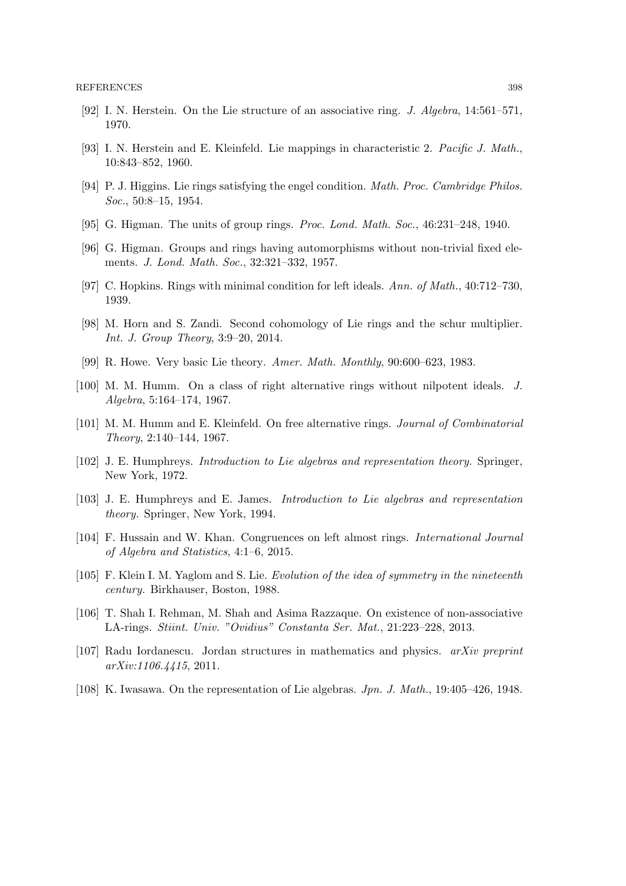- [92] I. N. Herstein. On the Lie structure of an associative ring. *J. Algebra*, 14:561–571, 1970.
- [93] I. N. Herstein and E. Kleinfeld. Lie mappings in characteristic 2. *Pacific J. Math.*, 10:843–852, 1960.
- [94] P. J. Higgins. Lie rings satisfying the engel condition. *Math. Proc. Cambridge Philos. Soc.*, 50:8–15, 1954.
- [95] G. Higman. The units of group rings. *Proc. Lond. Math. Soc.*, 46:231–248, 1940.
- [96] G. Higman. Groups and rings having automorphisms without non-trivial fixed elements. *J. Lond. Math. Soc.*, 32:321–332, 1957.
- [97] C. Hopkins. Rings with minimal condition for left ideals. *Ann. of Math.*, 40:712–730, 1939.
- [98] M. Horn and S. Zandi. Second cohomology of Lie rings and the schur multiplier. *Int. J. Group Theory*, 3:9–20, 2014.
- [99] R. Howe. Very basic Lie theory. *Amer. Math. Monthly*, 90:600–623, 1983.
- [100] M. M. Humm. On a class of right alternative rings without nilpotent ideals. *J. Algebra*, 5:164–174, 1967.
- [101] M. M. Humm and E. Kleinfeld. On free alternative rings. *Journal of Combinatorial Theory*, 2:140–144, 1967.
- [102] J. E. Humphreys. *Introduction to Lie algebras and representation theory.* Springer, New York, 1972.
- [103] J. E. Humphreys and E. James. *Introduction to Lie algebras and representation theory.* Springer, New York, 1994.
- [104] F. Hussain and W. Khan. Congruences on left almost rings. *International Journal of Algebra and Statistics*, 4:1–6, 2015.
- [105] F. Klein I. M. Yaglom and S. Lie. *Evolution of the idea of symmetry in the nineteenth century.* Birkhauser, Boston, 1988.
- [106] T. Shah I. Rehman, M. Shah and Asima Razzaque. On existence of non-associative LA-rings. *Stiint. Univ. "Ovidius" Constanta Ser. Mat.*, 21:223–228, 2013.
- [107] Radu Iordanescu. Jordan structures in mathematics and physics. *arXiv preprint arXiv:1106.4415*, 2011.
- [108] K. Iwasawa. On the representation of Lie algebras. *Jpn. J. Math.*, 19:405–426, 1948.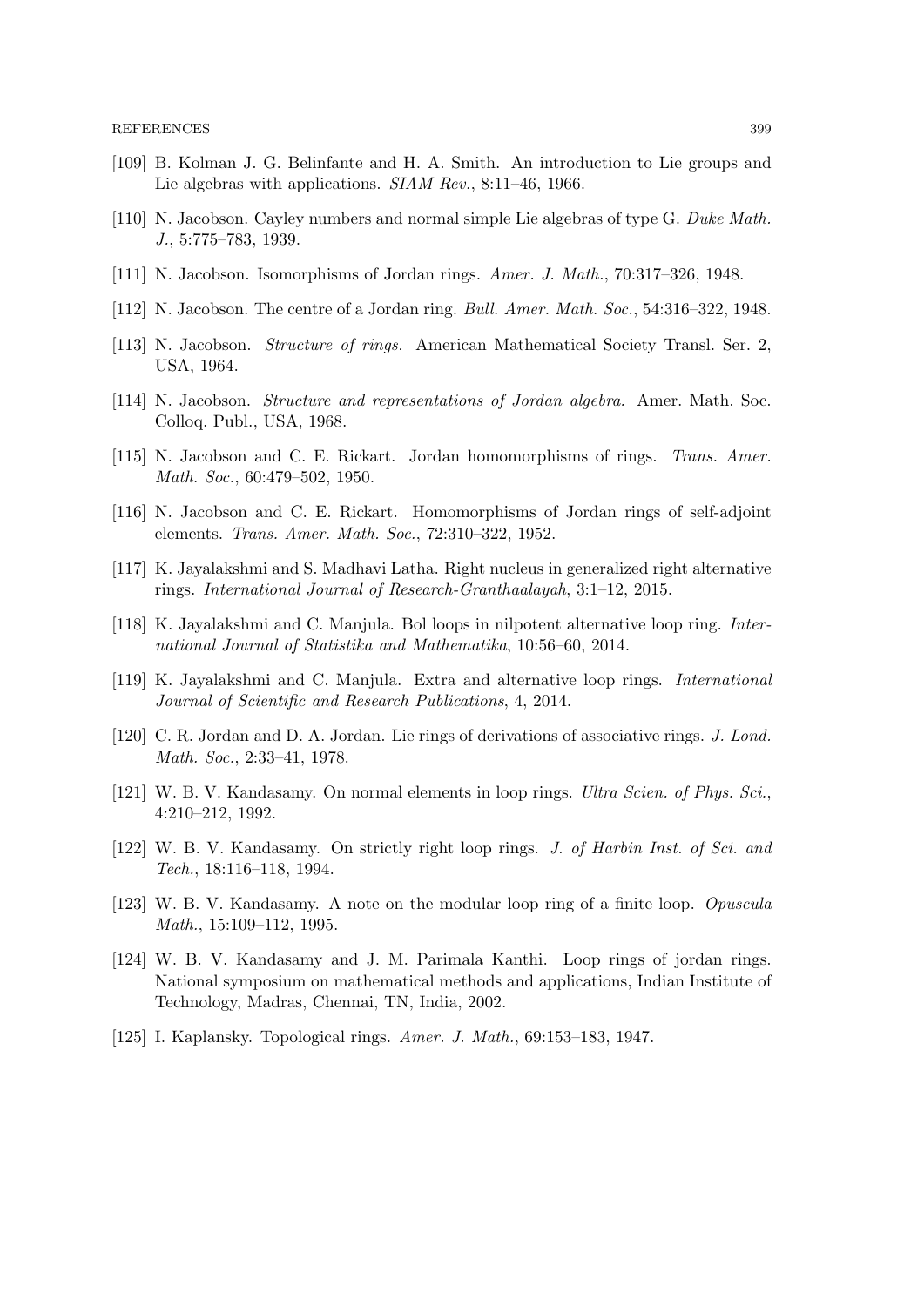[109] B. Kolman J. G. Belinfante and H. A. Smith. An introduction to Lie groups and Lie algebras with applications. *SIAM Rev.*, 8:11–46, 1966.

[110] N. Jacobson. Cayley numbers and normal simple Lie algebras of type G. *Duke Math. J.*, 5:775–783, 1939.

[111] N. Jacobson. Isomorphisms of Jordan rings. *Amer. J. Math.*, 70:317–326, 1948.

[112] N. Jacobson. The centre of a Jordan ring. *Bull. Amer. Math. Soc.*, 54:316–322, 1948.

[113] N. Jacobson. *Structure of rings.* American Mathematical Society Transl. Ser. 2, USA, 1964.

[114] N. Jacobson. *Structure and representations of Jordan algebra.* Amer. Math. Soc. Colloq. Publ., USA, 1968.

[115] N. Jacobson and C. E. Rickart. Jordan homomorphisms of rings. *Trans. Amer. Math. Soc.*, 60:479–502, 1950.

[116] N. Jacobson and C. E. Rickart. Homomorphisms of Jordan rings of self-adjoint elements. *Trans. Amer. Math. Soc.*, 72:310–322, 1952.

[117] K. Jayalakshmi and S. Madhavi Latha. Right nucleus in generalized right alternative rings. *International Journal of Research-Granthaalayah*, 3:1–12, 2015.

[118] K. Jayalakshmi and C. Manjula. Bol loops in nilpotent alternative loop ring. *International Journal of Statistika and Mathematika*, 10:56–60, 2014.

[119] K. Jayalakshmi and C. Manjula. Extra and alternative loop rings. *International Journal of Scientific and Research Publications*, 4, 2014.

[120] C. R. Jordan and D. A. Jordan. Lie rings of derivations of associative rings. *J. Lond. Math. Soc.*, 2:33–41, 1978.

[121] W. B. V. Kandasamy. On normal elements in loop rings. *Ultra Scien. of Phys. Sci.*, 4:210–212, 1992.

[122] W. B. V. Kandasamy. On strictly right loop rings. *J. of Harbin Inst. of Sci. and Tech.*, 18:116–118, 1994.

[123] W. B. V. Kandasamy. A note on the modular loop ring of a finite loop. *Opuscula Math.*, 15:109–112, 1995.

[124] W. B. V. Kandasamy and J. M. Parimala Kanthi. Loop rings of jordan rings. National symposium on mathematical methods and applications, Indian Institute of Technology, Madras, Chennai, TN, India, 2002.

[125] I. Kaplansky. Topological rings. *Amer. J. Math.*, 69:153–183, 1947.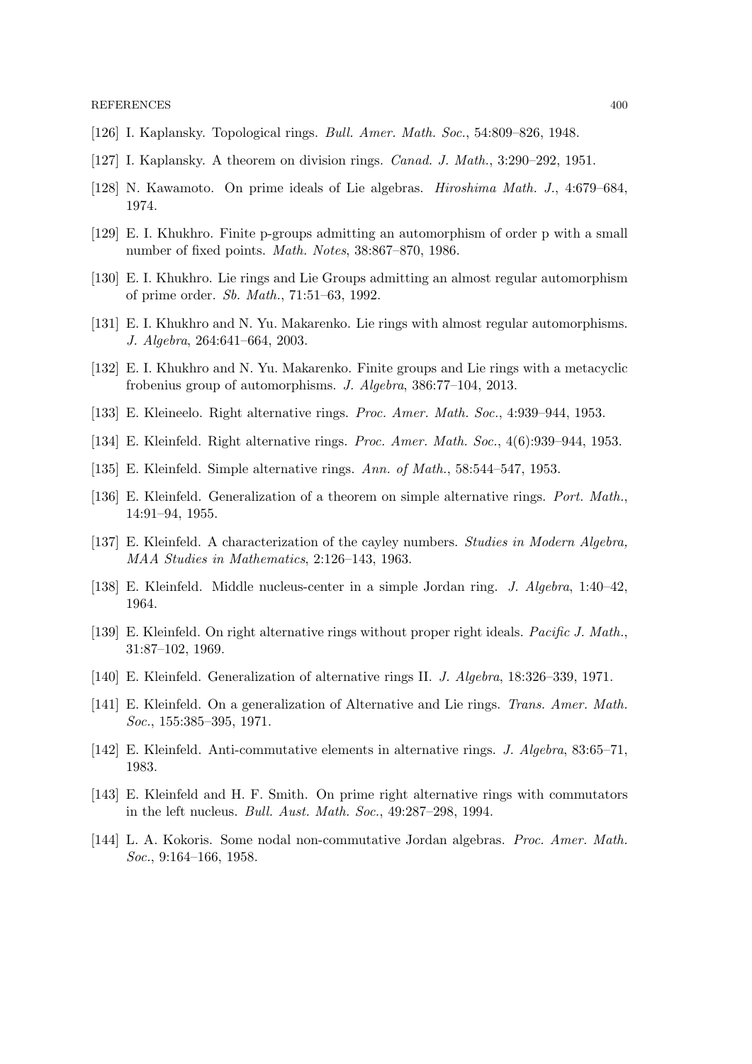[126] I. Kaplansky. Topological rings. *Bull. Amer. Math. Soc.*, 54:809–826, 1948.

[127] I. Kaplansky. A theorem on division rings. *Canad. J. Math.*, 3:290–292, 1951.

[128] N. Kawamoto. On prime ideals of Lie algebras. *Hiroshima Math. J.*, 4:679–684, 1974.

[129] E. I. Khukhro. Finite p-groups admitting an automorphism of order p with a small number of fixed points. *Math. Notes*, 38:867–870, 1986.

[130] E. I. Khukhro. Lie rings and Lie Groups admitting an almost regular automorphism of prime order. *Sb. Math.*, 71:51–63, 1992.

[131] E. I. Khukhro and N. Yu. Makarenko. Lie rings with almost regular automorphisms. *J. Algebra*, 264:641–664, 2003.

[132] E. I. Khukhro and N. Yu. Makarenko. Finite groups and Lie rings with a metacyclic frobenius group of automorphisms. *J. Algebra*, 386:77–104, 2013.

[133] E. Kleineelo. Right alternative rings. *Proc. Amer. Math. Soc.*, 4:939–944, 1953.

[134] E. Kleinfeld. Right alternative rings. *Proc. Amer. Math. Soc.*, 4(6):939–944, 1953.

[135] E. Kleinfeld. Simple alternative rings. *Ann. of Math.*, 58:544–547, 1953.

[136] E. Kleinfeld. Generalization of a theorem on simple alternative rings. *Port. Math.*, 14:91–94, 1955.

[137] E. Kleinfeld. A characterization of the cayley numbers. *Studies in Modern Algebra, MAA Studies in Mathematics*, 2:126–143, 1963.

[138] E. Kleinfeld. Middle nucleus-center in a simple Jordan ring. *J. Algebra*, 1:40–42, 1964.

[139] E. Kleinfeld. On right alternative rings without proper right ideals. *Pacific J. Math.*, 31:87–102, 1969.

[140] E. Kleinfeld. Generalization of alternative rings II. *J. Algebra*, 18:326–339, 1971.

[141] E. Kleinfeld. On a generalization of Alternative and Lie rings. *Trans. Amer. Math. Soc.*, 155:385–395, 1971.

[142] E. Kleinfeld. Anti-commutative elements in alternative rings. *J. Algebra*, 83:65–71, 1983.

[143] E. Kleinfeld and H. F. Smith. On prime right alternative rings with commutators in the left nucleus. *Bull. Aust. Math. Soc.*, 49:287–298, 1994.

[144] L. A. Kokoris. Some nodal non-commutative Jordan algebras. *Proc. Amer. Math. Soc.*, 9:164–166, 1958.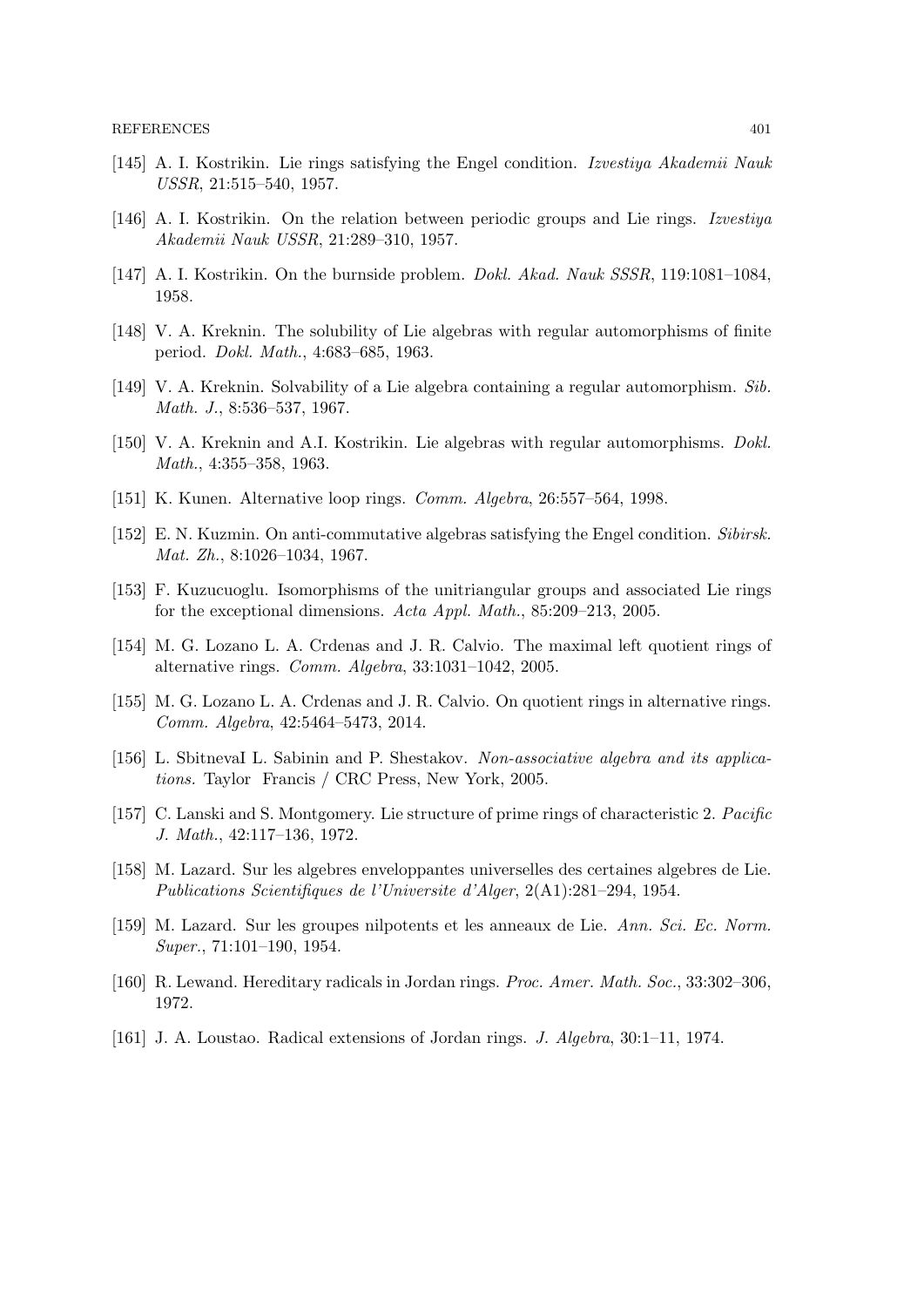[145] A. I. Kostrikin. Lie rings satisfying the Engel condition. *Izvestiya Akademii Nauk USSR*, 21:515–540, 1957.

[146] A. I. Kostrikin. On the relation between periodic groups and Lie rings. *Izvestiya Akademii Nauk USSR*, 21:289–310, 1957.

[147] A. I. Kostrikin. On the burnside problem. *Dokl. Akad. Nauk SSSR*, 119:1081–1084, 1958.

[148] V. A. Kreknin. The solubility of Lie algebras with regular automorphisms of finite period. *Dokl. Math.*, 4:683–685, 1963.

[149] V. A. Kreknin. Solvability of a Lie algebra containing a regular automorphism. *Sib. Math. J.*, 8:536–537, 1967.

[150] V. A. Kreknin and A.I. Kostrikin. Lie algebras with regular automorphisms. *Dokl. Math.*, 4:355–358, 1963.

[151] K. Kunen. Alternative loop rings. *Comm. Algebra*, 26:557–564, 1998.

[152] E. N. Kuzmin. On anti-commutative algebras satisfying the Engel condition. *Sibirsk. Mat. Zh.*, 8:1026–1034, 1967.

[153] F. Kuzucuoglu. Isomorphisms of the unitriangular groups and associated Lie rings for the exceptional dimensions. *Acta Appl. Math.*, 85:209–213, 2005.

[154] M. G. Lozano L. A. Crdenas and J. R. Calvio. The maximal left quotient rings of alternative rings. *Comm. Algebra*, 33:1031–1042, 2005.

[155] M. G. Lozano L. A. Crdenas and J. R. Calvio. On quotient rings in alternative rings. *Comm. Algebra*, 42:5464–5473, 2014.

[156] L. SbitnevaI L. Sabinin and P. Shestakov. *Non-associative algebra and its applications.* Taylor Francis / CRC Press, New York, 2005.

[157] C. Lanski and S. Montgomery. Lie structure of prime rings of characteristic 2. *Pacific J. Math.*, 42:117–136, 1972.

[158] M. Lazard. Sur les algebres enveloppantes universelles des certaines algebres de Lie. *Publications Scientifiques de l'Universite d'Alger*, 2(A1):281–294, 1954.

[159] M. Lazard. Sur les groupes nilpotents et les anneaux de Lie. *Ann. Sci. Ec. Norm. Super.*, 71:101–190, 1954.

[160] R. Lewand. Hereditary radicals in Jordan rings. *Proc. Amer. Math. Soc.*, 33:302–306, 1972.

[161] J. A. Loustao. Radical extensions of Jordan rings. *J. Algebra*, 30:1–11, 1974.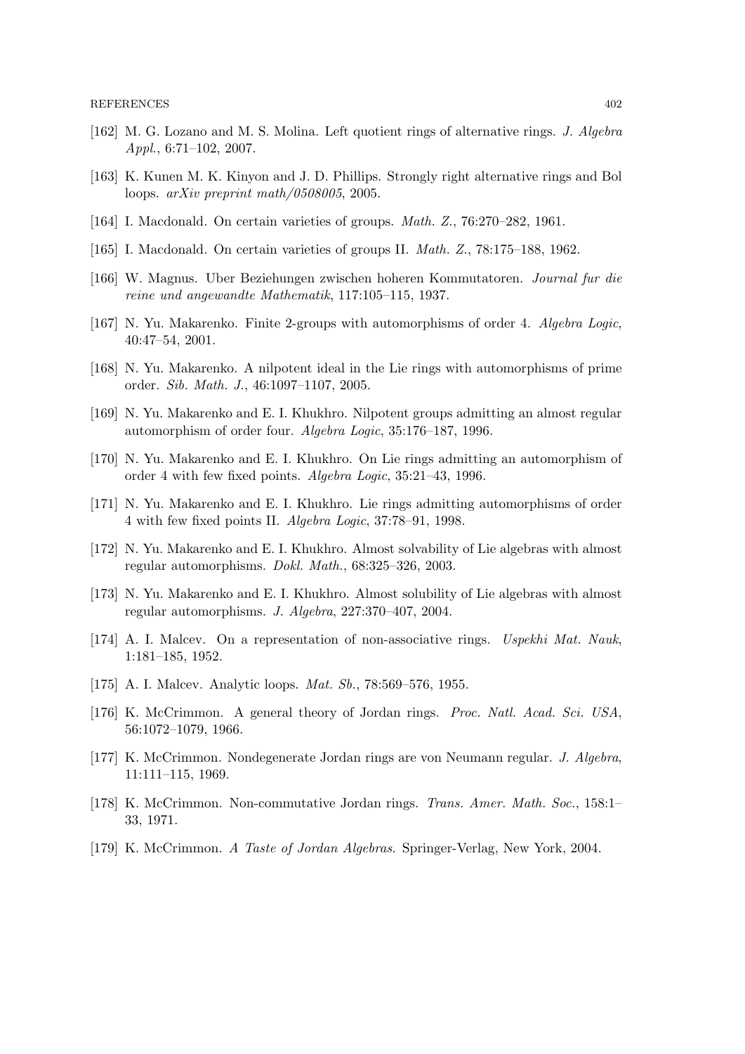[162] M. G. Lozano and M. S. Molina. Left quotient rings of alternative rings. *J. Algebra Appl.*, 6:71–102, 2007.

[163] K. Kunen M. K. Kinyon and J. D. Phillips. Strongly right alternative rings and Bol loops. *arXiv preprint math/0508005*, 2005.

[164] I. Macdonald. On certain varieties of groups. *Math. Z.*, 76:270–282, 1961.

[165] I. Macdonald. On certain varieties of groups II. *Math. Z.*, 78:175–188, 1962.

[166] W. Magnus. Uber Beziehungen zwischen hoheren Kommutatoren. *Journal fur die reine und angewandte Mathematik*, 117:105–115, 1937.

[167] N. Yu. Makarenko. Finite 2-groups with automorphisms of order 4. *Algebra Logic*, 40:47–54, 2001.

[168] N. Yu. Makarenko. A nilpotent ideal in the Lie rings with automorphisms of prime order. *Sib. Math. J.*, 46:1097–1107, 2005.

[169] N. Yu. Makarenko and E. I. Khukhro. Nilpotent groups admitting an almost regular automorphism of order four. *Algebra Logic*, 35:176–187, 1996.

[170] N. Yu. Makarenko and E. I. Khukhro. On Lie rings admitting an automorphism of order 4 with few fixed points. *Algebra Logic*, 35:21–43, 1996.

[171] N. Yu. Makarenko and E. I. Khukhro. Lie rings admitting automorphisms of order 4 with few fixed points II. *Algebra Logic*, 37:78–91, 1998.

[172] N. Yu. Makarenko and E. I. Khukhro. Almost solvability of Lie algebras with almost regular automorphisms. *Dokl. Math.*, 68:325–326, 2003.

[173] N. Yu. Makarenko and E. I. Khukhro. Almost solubility of Lie algebras with almost regular automorphisms. *J. Algebra*, 227:370–407, 2004.

[174] A. I. Malcev. On a representation of non-associative rings. *Uspekhi Mat. Nauk*, 1:181–185, 1952.

[175] A. I. Malcev. Analytic loops. *Mat. Sb.*, 78:569–576, 1955.

[176] K. McCrimmon. A general theory of Jordan rings. *Proc. Natl. Acad. Sci. USA*, 56:1072–1079, 1966.

[177] K. McCrimmon. Nondegenerate Jordan rings are von Neumann regular. *J. Algebra*, 11:111–115, 1969.

[178] K. McCrimmon. Non-commutative Jordan rings. *Trans. Amer. Math. Soc.*, 158:1–33, 1971.

[179] K. McCrimmon. *A Taste of Jordan Algebras.* Springer-Verlag, New York, 2004.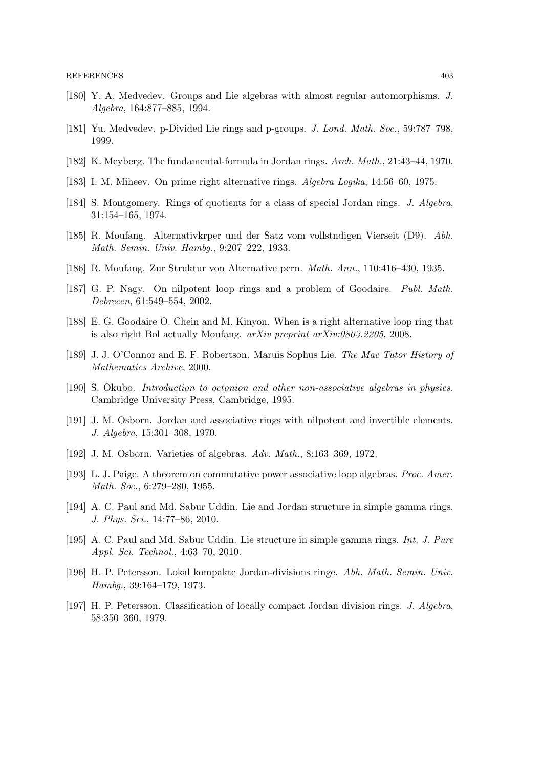[180] Y. A. Medvedev. Groups and Lie algebras with almost regular automorphisms. *J. Algebra*, 164:877–885, 1994.

[181] Yu. Medvedev. p-Divided Lie rings and p-groups. *J. Lond. Math. Soc.*, 59:787–798, 1999.

[182] K. Meyberg. The fundamental-formula in Jordan rings. *Arch. Math.*, 21:43–44, 1970.

[183] I. M. Miheev. On prime right alternative rings. *Algebra Logika*, 14:56–60, 1975.

[184] S. Montgomery. Rings of quotients for a class of special Jordan rings. *J. Algebra*, 31:154–165, 1974.

[185] R. Moufang. Alternativkrper und der Satz vom vollstndigen Vierseit (D9). *Abh. Math. Semin. Univ. Hambg.*, 9:207–222, 1933.

[186] R. Moufang. Zur Struktur von Alternative pern. *Math. Ann.*, 110:416–430, 1935.

[187] G. P. Nagy. On nilpotent loop rings and a problem of Goodaire. *Publ. Math. Debrecen*, 61:549–554, 2002.

[188] E. G. Goodaire O. Chein and M. Kinyon. When is a right alternative loop ring that is also right Bol actually Moufang. *arXiv preprint arXiv:0803.2205*, 2008.

[189] J. J. O'Connor and E. F. Robertson. Maruis Sophus Lie. *The Mac Tutor History of Mathematics Archive*, 2000.

[190] S. Okubo. *Introduction to octonion and other non-associative algebras in physics.* Cambridge University Press, Cambridge, 1995.

[191] J. M. Osborn. Jordan and associative rings with nilpotent and invertible elements. *J. Algebra*, 15:301–308, 1970.

[192] J. M. Osborn. Varieties of algebras. *Adv. Math.*, 8:163–369, 1972.

[193] L. J. Paige. A theorem on commutative power associative loop algebras. *Proc. Amer. Math. Soc.*, 6:279–280, 1955.

[194] A. C. Paul and Md. Sabur Uddin. Lie and Jordan structure in simple gamma rings. *J. Phys. Sci.*, 14:77–86, 2010.

[195] A. C. Paul and Md. Sabur Uddin. Lie structure in simple gamma rings. *Int. J. Pure Appl. Sci. Technol.*, 4:63–70, 2010.

[196] H. P. Petersson. Lokal kompakte Jordan-divisions ringe. *Abh. Math. Semin. Univ. Hambg.*, 39:164–179, 1973.

[197] H. P. Petersson. Classification of locally compact Jordan division rings. *J. Algebra*, 58:350–360, 1979.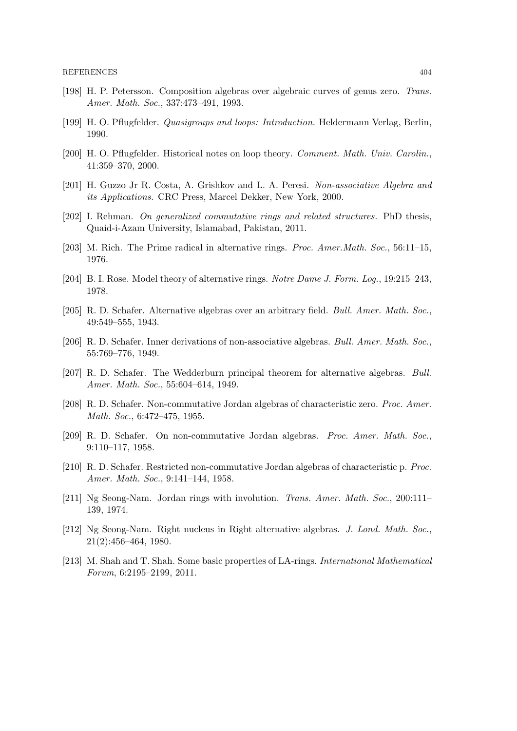[198] H. P. Petersson. Composition algebras over algebraic curves of genus zero. *Trans. Amer. Math. Soc.*, 337:473–491, 1993.

[199] H. O. Pflugfelder. *Quasigroups and loops: Introduction.* Heldermann Verlag, Berlin, 1990.

[200] H. O. Pflugfelder. Historical notes on loop theory. *Comment. Math. Univ. Carolin.*, 41:359–370, 2000.

[201] H. Guzzo Jr R. Costa, A. Grishkov and L. A. Peresi. *Non-associative Algebra and its Applications.* CRC Press, Marcel Dekker, New York, 2000.

[202] I. Rehman. *On generalized commutative rings and related structures.* PhD thesis, Quaid-i-Azam University, Islamabad, Pakistan, 2011.

[203] M. Rich. The Prime radical in alternative rings. *Proc. Amer.Math. Soc.*, 56:11–15, 1976.

[204] B. I. Rose. Model theory of alternative rings. *Notre Dame J. Form. Log.*, 19:215–243, 1978.

[205] R. D. Schafer. Alternative algebras over an arbitrary field. *Bull. Amer. Math. Soc.*, 49:549–555, 1943.

[206] R. D. Schafer. Inner derivations of non-associative algebras. *Bull. Amer. Math. Soc.*, 55:769–776, 1949.

[207] R. D. Schafer. The Wedderburn principal theorem for alternative algebras. *Bull. Amer. Math. Soc.*, 55:604–614, 1949.

[208] R. D. Schafer. Non-commutative Jordan algebras of characteristic zero. *Proc. Amer. Math. Soc.*, 6:472–475, 1955.

[209] R. D. Schafer. On non-commutative Jordan algebras. *Proc. Amer. Math. Soc.*, 9:110–117, 1958.

[210] R. D. Schafer. Restricted non-commutative Jordan algebras of characteristic p. *Proc. Amer. Math. Soc.*, 9:141–144, 1958.

[211] Ng Seong-Nam. Jordan rings with involution. *Trans. Amer. Math. Soc.*, 200:111–139, 1974.

[212] Ng Seong-Nam. Right nucleus in Right alternative algebras. *J. Lond. Math. Soc.*, 21(2):456–464, 1980.

[213] M. Shah and T. Shah. Some basic properties of LA-rings. *International Mathematical Forum*, 6:2195–2199, 2011.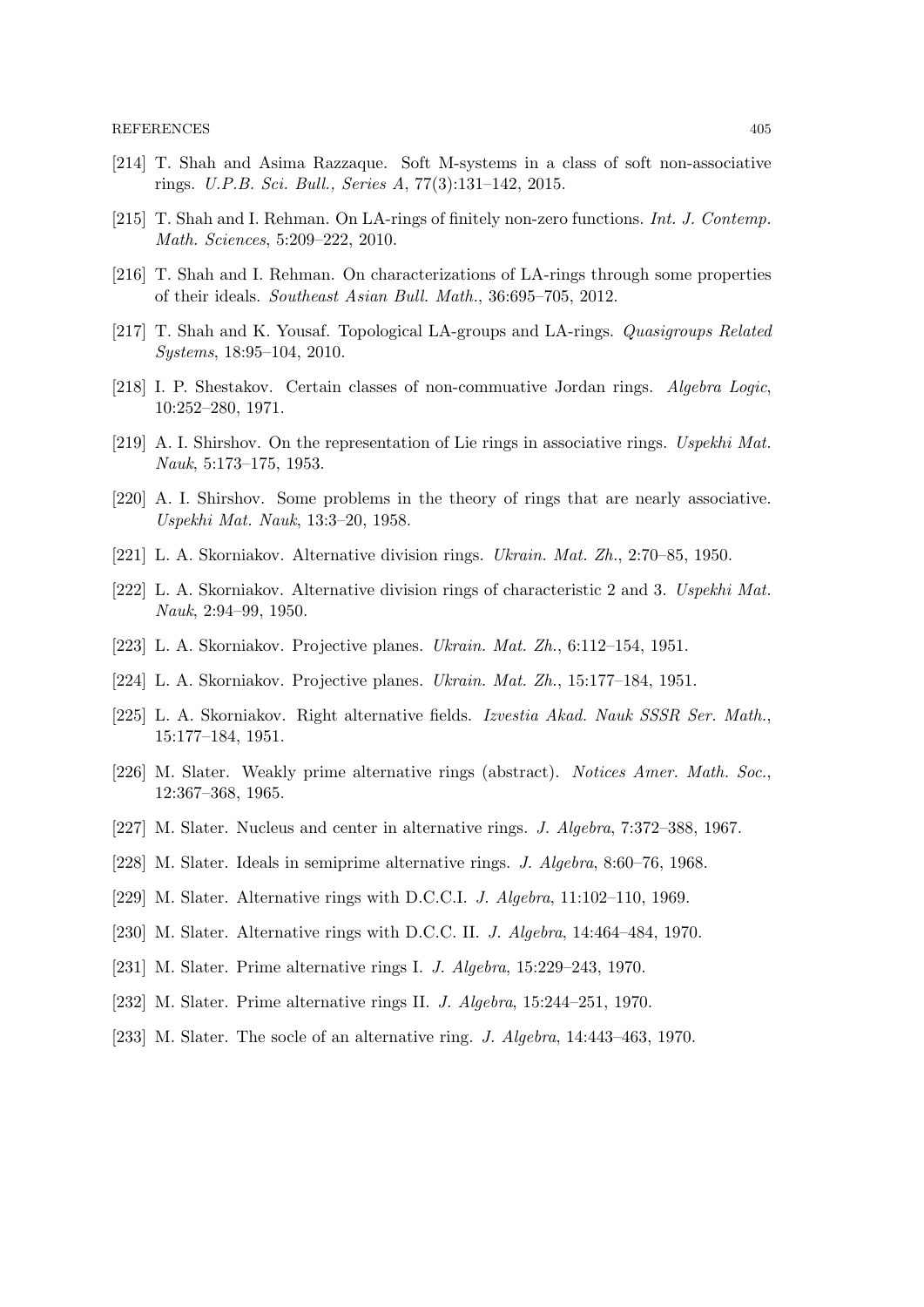[214] T. Shah and Asima Razzaque. Soft M-systems in a class of soft non-associative rings. *U.P.B. Sci. Bull., Series A*, 77(3):131–142, 2015.

[215] T. Shah and I. Rehman. On LA-rings of finitely non-zero functions. *Int. J. Contemp. Math. Sciences*, 5:209–222, 2010.

[216] T. Shah and I. Rehman. On characterizations of LA-rings through some properties of their ideals. *Southeast Asian Bull. Math.*, 36:695–705, 2012.

[217] T. Shah and K. Yousaf. Topological LA-groups and LA-rings. *Quasigroups Related Systems*, 18:95–104, 2010.

[218] I. P. Shestakov. Certain classes of non-commuative Jordan rings. *Algebra Logic*, 10:252–280, 1971.

[219] A. I. Shirshov. On the representation of Lie rings in associative rings. *Uspekhi Mat. Nauk*, 5:173–175, 1953.

[220] A. I. Shirshov. Some problems in the theory of rings that are nearly associative. *Uspekhi Mat. Nauk*, 13:3–20, 1958.

[221] L. A. Skorniakov. Alternative division rings. *Ukrain. Mat. Zh.*, 2:70–85, 1950.

[222] L. A. Skorniakov. Alternative division rings of characteristic 2 and 3. *Uspekhi Mat. Nauk*, 2:94–99, 1950.

[223] L. A. Skorniakov. Projective planes. *Ukrain. Mat. Zh.*, 6:112–154, 1951.

[224] L. A. Skorniakov. Projective planes. *Ukrain. Mat. Zh.*, 15:177–184, 1951.

[225] L. A. Skorniakov. Right alternative fields. *Izvestia Akad. Nauk SSSR Ser. Math.*, 15:177–184, 1951.

[226] M. Slater. Weakly prime alternative rings (abstract). *Notices Amer. Math. Soc.*, 12:367–368, 1965.

[227] M. Slater. Nucleus and center in alternative rings. *J. Algebra*, 7:372–388, 1967.

[228] M. Slater. Ideals in semiprime alternative rings. *J. Algebra*, 8:60–76, 1968.

[229] M. Slater. Alternative rings with D.C.C.I. *J. Algebra*, 11:102–110, 1969.

[230] M. Slater. Alternative rings with D.C.C. II. *J. Algebra*, 14:464–484, 1970.

[231] M. Slater. Prime alternative rings I. *J. Algebra*, 15:229–243, 1970.

[232] M. Slater. Prime alternative rings II. *J. Algebra*, 15:244–251, 1970.

[233] M. Slater. The socle of an alternative ring. *J. Algebra*, 14:443–463, 1970.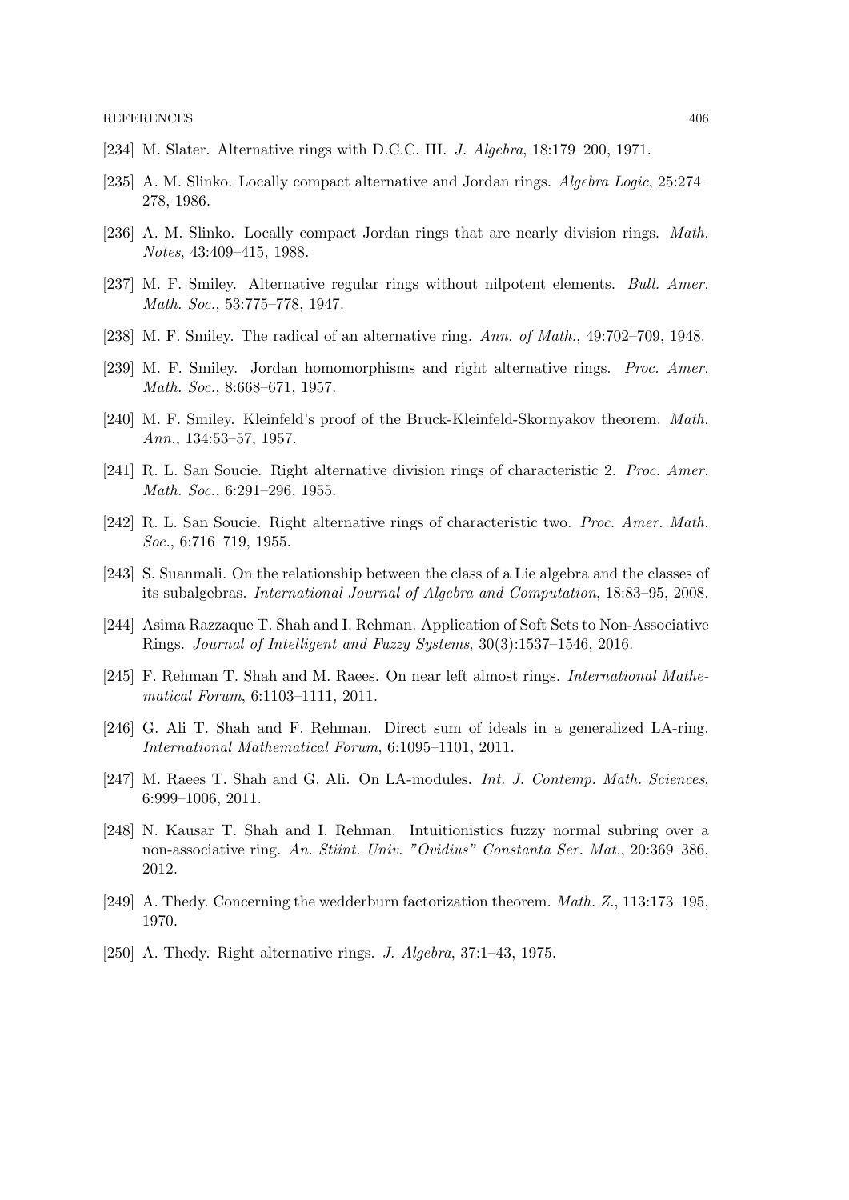[234] M. Slater. Alternative rings with D.C.C. III. *J. Algebra*, 18:179–200, 1971.

[235] A. M. Slinko. Locally compact alternative and Jordan rings. *Algebra Logic*, 25:274–278, 1986.

[236] A. M. Slinko. Locally compact Jordan rings that are nearly division rings. *Math. Notes*, 43:409–415, 1988.

[237] M. F. Smiley. Alternative regular rings without nilpotent elements. *Bull. Amer. Math. Soc.*, 53:775–778, 1947.

[238] M. F. Smiley. The radical of an alternative ring. *Ann. of Math.*, 49:702–709, 1948.

[239] M. F. Smiley. Jordan homomorphisms and right alternative rings. *Proc. Amer. Math. Soc.*, 8:668–671, 1957.

[240] M. F. Smiley. Kleinfeld's proof of the Bruck-Kleinfeld-Skornyakov theorem. *Math. Ann.*, 134:53–57, 1957.

[241] R. L. San Soucie. Right alternative division rings of characteristic 2. *Proc. Amer. Math. Soc.*, 6:291–296, 1955.

[242] R. L. San Soucie. Right alternative rings of characteristic two. *Proc. Amer. Math. Soc.*, 6:716–719, 1955.

[243] S. Suanmali. On the relationship between the class of a Lie algebra and the classes of its subalgebras. *International Journal of Algebra and Computation*, 18:83–95, 2008.

[244] Asima Razzaque T. Shah and I. Rehman. Application of Soft Sets to Non-Associative Rings. *Journal of Intelligent and Fuzzy Systems*, 30(3):1537–1546, 2016.

[245] F. Rehman T. Shah and M. Raees. On near left almost rings. *International Mathematical Forum*, 6:1103–1111, 2011.

[246] G. Ali T. Shah and F. Rehman. Direct sum of ideals in a generalized LA-ring. *International Mathematical Forum*, 6:1095–1101, 2011.

[247] M. Raees T. Shah and G. Ali. On LA-modules. *Int. J. Contemp. Math. Sciences*, 6:999–1006, 2011.

[248] N. Kausar T. Shah and I. Rehman. Intuitionistics fuzzy normal subring over a non-associative ring. *An. Stiint. Univ. "Ovidius" Constanta Ser. Mat.*, 20:369–386, 2012.

[249] A. Thedy. Concerning the wedderburn factorization theorem. *Math. Z.*, 113:173–195, 1970.

[250] A. Thedy. Right alternative rings. *J. Algebra*, 37:1–43, 1975.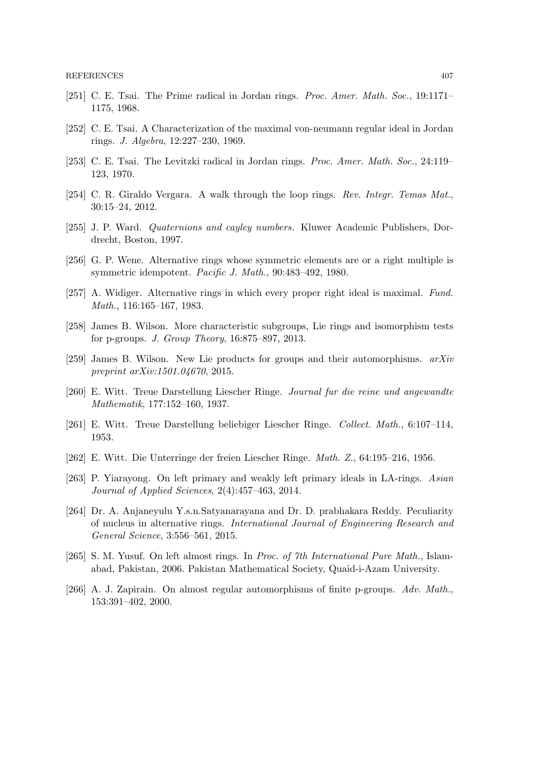[251] C. E. Tsai. The Prime radical in Jordan rings. *Proc. Amer. Math. Soc.*, 19:1171–1175, 1968.

[252] C. E. Tsai. A Characterization of the maximal von-neumann regular ideal in Jordan rings. *J. Algebra*, 12:227–230, 1969.

[253] C. E. Tsai. The Levitzki radical in Jordan rings. *Proc. Amer. Math. Soc.*, 24:119–123, 1970.

[254] C. R. Giraldo Vergara. A walk through the loop rings. *Rev. Integr. Temas Mat.*, 30:15–24, 2012.

[255] J. P. Ward. *Quaternions and cayley numbers.* Kluwer Academic Publishers, Dordrecht, Boston, 1997.

[256] G. P. Wene. Alternative rings whose symmetric elements are or a right multiple is symmetric idempotent. *Pacific J. Math.*, 90:483–492, 1980.

[257] A. Widiger. Alternative rings in which every proper right ideal is maximal. *Fund. Math.*, 116:165–167, 1983.

[258] James B. Wilson. More characteristic subgroups, Lie rings and isomorphism tests for p-groups. *J. Group Theory*, 16:875–897, 2013.

[259] James B. Wilson. New Lie products for groups and their automorphisms. *arXiv preprint arXiv:1501.04670*, 2015.

[260] E. Witt. Treue Darstellung Liescher Ringe. *Journal fur die reine und angewandte Mathematik*, 177:152–160, 1937.

[261] E. Witt. Treue Darstellung beliebiger Liescher Ringe. *Collect. Math.*, 6:107–114, 1953.

[262] E. Witt. Die Unterringe der freien Liescher Ringe. *Math. Z.*, 64:195–216, 1956.

[263] P. Yiarayong. On left primary and weakly left primary ideals in LA-rings. *Asian Journal of Applied Sciences*, 2(4):457–463, 2014.

[264] Dr. A. Anjaneyulu Y.s.n.Satyanarayana and Dr. D. prabhakara Reddy. Peculiarity of nucleus in alternative rings. *International Journal of Engineering Research and General Science*, 3:556–561, 2015.

[265] S. M. Yusuf. On left almost rings. In *Proc. of 7th International Pure Math.*, Islamabad, Pakistan, 2006. Pakistan Mathematical Society, Quaid-i-Azam University.

[266] A. J. Zapirain. On almost regular automorphisms of finite p-groups. *Adv. Math.*, 153:391–402, 2000.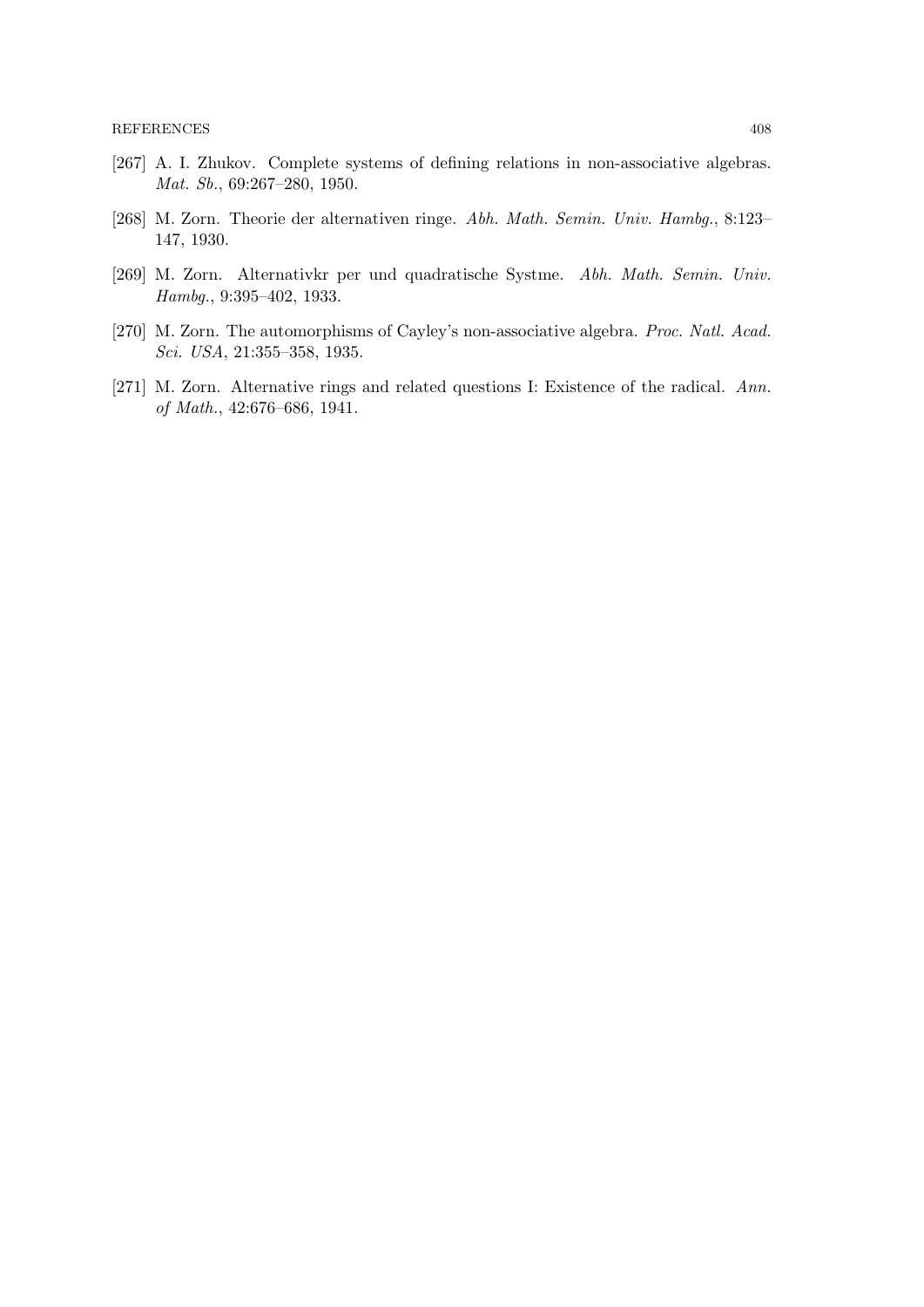- [267] A. I. Zhukov. Complete systems of defining relations in non-associative algebras. *Mat. Sb.*, 69:267–280, 1950.
- [268] M. Zorn. Theorie der alternativen ringe. *Abh. Math. Semin. Univ. Hambg.*, 8:123–147, 1930.
- [269] M. Zorn. Alternativkr per und quadratische Systme. *Abh. Math. Semin. Univ. Hambg.*, 9:395–402, 1933.
- [270] M. Zorn. The automorphisms of Cayley's non-associative algebra. *Proc. Natl. Acad. Sci. USA*, 21:355–358, 1935.
- [271] M. Zorn. Alternative rings and related questions I: Existence of the radical. *Ann. of Math.*, 42:676–686, 1941.